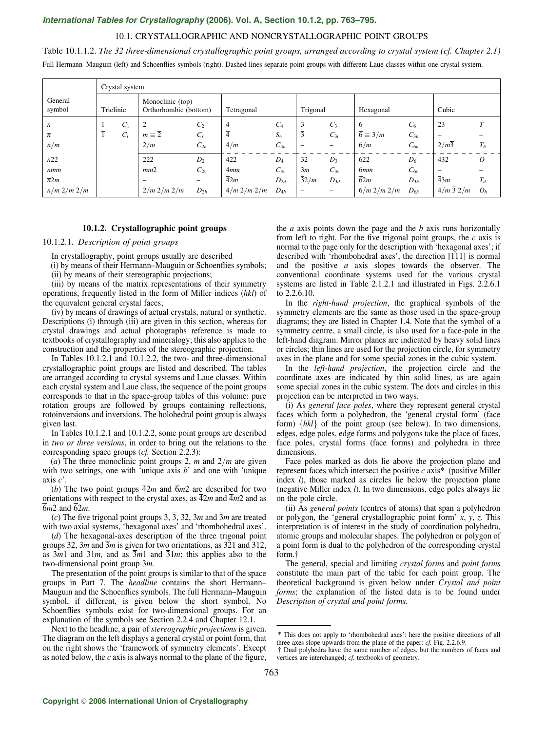## 10.1. CRYSTALLOGRAPHIC AND NONCRYSTALLOGRAPHIC POINT GROUPS

Table 10.1.1.2. *The 32 three-dimensional crystallographic point groups, arranged according to crystal system (cf. Chapter 2.1)*

Full Hermann–Mauguin (left) and Schoenflies symbols (right). Dashed lines separate point groups with different Laue classes within one crystal system.

| General symbol | Crystal system | | | | | | | | | | | |
|---|---|---|---|---|---|---|---|---|---|---|---|---|
| | Triclinic | | Monoclinic (top) Orthorhombic (bottom) | | Tetragonal | | Trigonal | | Hexagonal | | Cubic | |
| $n$ | 1 | $C_1$ | 2 | $C_2$ | 4 | $C_4$ | 3 | $C_3$ | 6 | $C_6$ | 23 | $T$ |
| $\bar{n}$ | $\bar{1}$ | $C_i$ | $m \equiv \bar{2}$ | $C_s$ | $\bar{4}$ | $S_4$ | $\bar{3}$ | $C_{3i}$ | $\bar{6} \equiv 3/m$ | $C_{3h}$ | – | – |
| $n/m$ | | | $2/m$ | $C_{2h}$ | $4/m$ | $C_{4h}$ | – | – | $6/m$ | $C_{6h}$ | $2/m\bar{3}$ | $T_h$ |
| $n22$ | | | 222 | $D_2$ | 422 | $D_4$ | 32 | $D_3$ | 622 | $D_6$ | 432 | $O$ |
| $nmm$ | | | $mm2$ | $C_{2v}$ | $4mm$ | $C_{4v}$ | $3m$ | $C_{3v}$ | $6mm$ | $C_{6v}$ | – | – |
| $\bar{n}2m$ | | | – | – | $\bar{4}2m$ | $D_{2d}$ | $\bar{3}2/m$ | $D_{3d}$ | $\bar{6}2m$ | $D_{3h}$ | $\bar{4}3m$ | $T_d$ |
| $n/m\,2/m\,2/m$ | | | $2/m\,2/m\,2/m$ | $D_{2h}$ | $4/m\,2/m\,2/m$ | $D_{4h}$ | – | – | $6/m\,2/m\,2/m$ | $D_{6h}$ | $4/m\,\bar{3}\,2/m$ | $O_h$ |

### 10.1.2. Crystallographic point groups

#### 10.1.2.1. *Description of point groups*

In crystallography, point groups usually are described

(i) by means of their Hermann–Mauguin or Schoenflies symbols;

(ii) by means of their stereographic projections;

(iii) by means of the matrix representations of their symmetry operations, frequently listed in the form of Miller indices (*hkl*) of the equivalent general crystal faces;

(iv) by means of drawings of actual crystals, natural or synthetic. Descriptions (i) through (iii) are given in this section, whereas for crystal drawings and actual photographs reference is made to textbooks of crystallography and mineralogy; this also applies to the construction and the properties of the stereographic projection.

In Tables 10.1.2.1 and 10.1.2.2, the two- and three-dimensional crystallographic point groups are listed and described. The tables are arranged according to crystal systems and Laue classes. Within each crystal system and Laue class, the sequence of the point groups corresponds to that in the space-group tables of this volume: pure rotation groups are followed by groups containing reflections, rotoinversions and inversions. The holohedral point group is always given last.

In Tables 10.1.2.1 and 10.1.2.2, some point groups are described in *two or three versions*, in order to bring out the relations to the corresponding space groups (*cf.* Section 2.2.3):

(*a*) The three monoclinic point groups 2, *m* and $2/m$ are given with two settings, one with 'unique axis *b*' and one with 'unique axis *c*'.

(*b*) The two point groups $\bar{4}2m$ and $\bar{6}m2$ are described for two orientations with respect to the crystal axes, as $\bar{4}2m$ and $\bar{4}m2$ and as $\bar{6}m2$ and $\bar{6}2m$.

(*c*) The five trigonal point groups 3, $\bar{3}$, 32, 3*m* and $\bar{3}m$ are treated with two axial systems, 'hexagonal axes' and 'rhombohedral axes'.

(*d*) The hexagonal-axes description of the three trigonal point groups 32, 3*m* and $\bar{3}m$ is given for two orientations, as 321 and 312, as 3*m*1 and 31*m*, and as $\bar{3}m1$ and $\bar{3}1m$; this applies also to the two-dimensional point group 3*m*.

The presentation of the point groups is similar to that of the space groups in Part 7. The *headline* contains the short Hermann–Mauguin and the Schoenflies symbols. The full Hermann–Mauguin symbol, if different, is given below the short symbol. No Schoenflies symbols exist for two-dimensional groups. For an explanation of the symbols see Section 2.2.4 and Chapter 12.1.

Next to the headline, a pair of *stereographic projections* is given. The diagram on the left displays a general crystal or point form, that on the right shows the 'framework of symmetry elements'. Except as noted below, the *c* axis is always normal to the plane of the figure, the *a* axis points down the page and the *b* axis runs horizontally from left to right. For the five trigonal point groups, the *c* axis is normal to the page only for the description with 'hexagonal axes'; if described with 'rhombohedral axes', the direction [111] is normal and the positive *a* axis slopes towards the observer. The conventional coordinate systems used for the various crystal systems are listed in Table 2.1.2.1 and illustrated in Figs. 2.2.6.1 to 2.2.6.10.

In the *right-hand projection*, the graphical symbols of the symmetry elements are the same as those used in the space-group diagrams; they are listed in Chapter 1.4. Note that the symbol of a symmetry centre, a small circle, is also used for a face-pole in the left-hand diagram. Mirror planes are indicated by heavy solid lines or circles; thin lines are used for the projection circle, for symmetry axes in the plane and for some special zones in the cubic system.

In the *left-hand projection*, the projection circle and the coordinate axes are indicated by thin solid lines, as are again some special zones in the cubic system. The dots and circles in this projection can be interpreted in two ways.

(i) As *general face poles*, where they represent general crystal faces which form a polyhedron, the 'general crystal form' (face form) $\{hkl\}$ of the point group (see below). In two dimensions, edges, edge poles, edge forms and polygons take the place of faces, face poles, crystal forms (face forms) and polyhedra in three dimensions.

Face poles marked as dots lie above the projection plane and represent faces which intersect the positive *c* axis* (positive Miller index *l*), those marked as circles lie below the projection plane (negative Miller index *l*). In two dimensions, edge poles always lie on the pole circle.

(ii) As *general points* (centres of atoms) that span a polyhedron or polygon, the 'general crystallographic point form' *x*, *y*, *z*. This interpretation is of interest in the study of coordination polyhedra, atomic groups and molecular shapes. The polyhedron or polygon of a point form is dual to the polyhedron of the corresponding crystal form.†

The general, special and limiting *crystal forms* and *point forms* constitute the main part of the table for each point group. The theoretical background is given below under *Crystal and point forms*; the explanation of the listed data is to be found under *Description of crystal and point forms.*

\* This does not apply to 'rhombohedral axes': here the positive directions of all three axes slope upwards from the plane of the paper: *cf.* Fig. 2.2.6.9.

† Dual polyhedra have the same number of edges, but the numbers of faces and vertices are interchanged; *cf.* textbooks of geometry.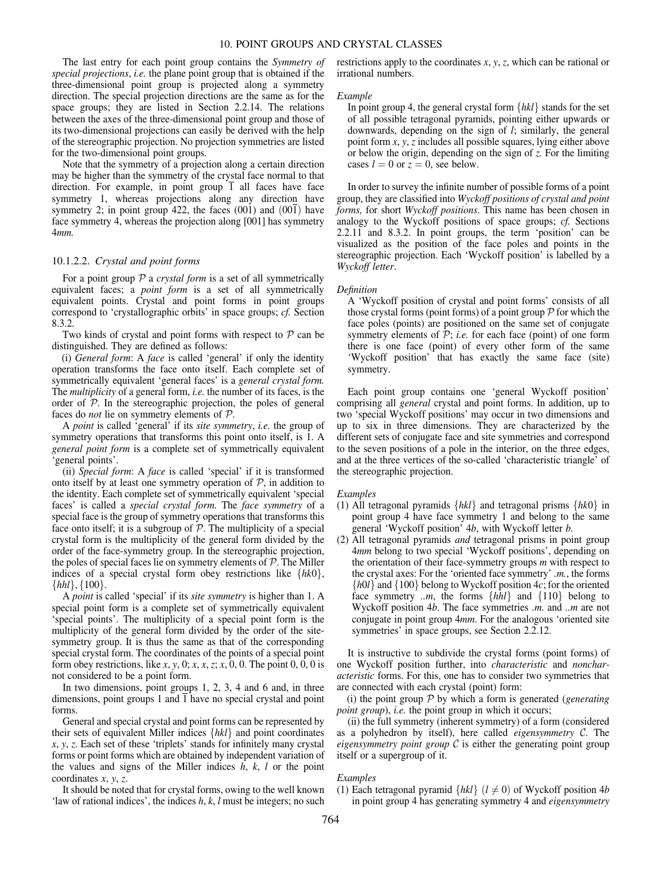The last entry for each point group contains the *Symmetry of special projections*, *i.e.* the plane point group that is obtained if the three-dimensional point group is projected along a symmetry direction. The special projection directions are the same as for the space groups; they are listed in Section 2.2.14. The relations between the axes of the three-dimensional point group and those of its two-dimensional projections can easily be derived with the help of the stereographic projection. No projection symmetries are listed for the two-dimensional point groups.

Note that the symmetry of a projection along a certain direction may be higher than the symmetry of the crystal face normal to that direction. For example, in point group $\overline{1}$ all faces have face symmetry 1, whereas projections along any direction have symmetry 2; in point group 422, the faces (001) and ($00\overline{1}$) have face symmetry 4, whereas the projection along [001] has symmetry 4*mm*.

### 10.1.2.2. *Crystal and point forms*

For a point group $\mathcal{P}$ a *crystal form* is a set of all symmetrically equivalent faces; a *point form* is a set of all symmetrically equivalent points. Crystal and point forms in point groups correspond to 'crystallographic orbits' in space groups; *cf.* Section 8.3.2.

Two kinds of crystal and point forms with respect to $\mathcal{P}$ can be distinguished. They are defined as follows:

(i) *General form*: A *face* is called 'general' if only the identity operation transforms the face onto itself. Each complete set of symmetrically equivalent 'general faces' is a *general crystal form.* The *multiplicity* of a general form, *i.e.* the number of its faces, is the order of $\mathcal{P}$. In the stereographic projection, the poles of general faces do *not* lie on symmetry elements of $\mathcal{P}$.

A *point* is called 'general' if its *site symmetry*, *i.e.* the group of symmetry operations that transforms this point onto itself, is 1. A *general point form* is a complete set of symmetrically equivalent 'general points'.

(ii) *Special form*: A *face* is called 'special' if it is transformed onto itself by at least one symmetry operation of $\mathcal{P}$, in addition to the identity. Each complete set of symmetrically equivalent 'special faces' is called a *special crystal form.* The *face symmetry* of a special face is the group of symmetry operations that transforms this face onto itself; it is a subgroup of $\mathcal{P}$. The multiplicity of a special crystal form is the multiplicity of the general form divided by the order of the face-symmetry group. In the stereographic projection, the poles of special faces lie on symmetry elements of $\mathcal{P}$. The Miller indices of a special crystal form obey restrictions like $\{hk0\}$, $\{hhl\}$, $\{100\}$.

A *point* is called 'special' if its *site symmetry* is higher than 1. A special point form is a complete set of symmetrically equivalent 'special points'. The multiplicity of a special point form is the multiplicity of the general form divided by the order of the site-symmetry group. It is thus the same as that of the corresponding special crystal form. The coordinates of the points of a special point form obey restrictions, like *x*, *y*, 0; *x*, *x*, *z*; *x*, 0, 0. The point 0, 0, 0 is not considered to be a point form.

In two dimensions, point groups 1, 2, 3, 4 and 6 and, in three dimensions, point groups 1 and $\overline{1}$ have no special crystal and point forms.

General and special crystal and point forms can be represented by their sets of equivalent Miller indices $\{hkl\}$ and point coordinates *x*, *y*, *z*. Each set of these 'triplets' stands for infinitely many crystal forms or point forms which are obtained by independent variation of the values and signs of the Miller indices *h*, *k*, *l* or the point coordinates *x*, *y*, *z*.

It should be noted that for crystal forms, owing to the well known 'law of rational indices', the indices *h*, *k*, *l* must be integers; no such restrictions apply to the coordinates *x*, *y*, *z*, which can be rational or irrational numbers.

*Example*

In point group 4, the general crystal form $\{hkl\}$ stands for the set of all possible tetragonal pyramids, pointing either upwards or downwards, depending on the sign of *l*; similarly, the general point form *x*, *y*, *z* includes all possible squares, lying either above or below the origin, depending on the sign of *z*. For the limiting cases $l = 0$ or $z = 0$, see below.

In order to survey the infinite number of possible forms of a point group, they are classified into *Wyckoff positions of crystal and point forms,* for short *Wyckoff positions*. This name has been chosen in analogy to the Wyckoff positions of space groups; *cf.* Sections 2.2.11 and 8.3.2. In point groups, the term 'position' can be visualized as the position of the face poles and points in the stereographic projection. Each 'Wyckoff position' is labelled by a *Wyckoff letter*.

*Definition*

A 'Wyckoff position of crystal and point forms' consists of all those crystal forms (point forms) of a point group $\mathcal{P}$ for which the face poles (points) are positioned on the same set of conjugate symmetry elements of $\mathcal{P}$; *i.e.* for each face (point) of one form there is one face (point) of every other form of the same 'Wyckoff position' that has exactly the same face (site) symmetry.

Each point group contains one 'general Wyckoff position' comprising all *general* crystal and point forms. In addition, up to two 'special Wyckoff positions' may occur in two dimensions and up to six in three dimensions. They are characterized by the different sets of conjugate face and site symmetries and correspond to the seven positions of a pole in the interior, on the three edges, and at the three vertices of the so-called 'characteristic triangle' of the stereographic projection.

*Examples*

1. All tetragonal pyramids $\{hkl\}$ and tetragonal prisms $\{hk0\}$ in point group 4 have face symmetry 1 and belong to the same general 'Wyckoff position' 4*b*, with Wyckoff letter *b.*
2. All tetragonal pyramids *and* tetragonal prisms in point group 4*mm* belong to two special 'Wyckoff positions', depending on the orientation of their face-symmetry groups *m* with respect to the crystal axes: For the 'oriented face symmetry' *.m.*, the forms $\{h0l\}$ and $\{100\}$ belong to Wyckoff position 4*c*; for the oriented face symmetry *..m*, the forms $\{hhl\}$ and $\{110\}$ belong to Wyckoff position 4*b*. The face symmetries *.m.* and *..m* are not conjugate in point group 4*mm*. For the analogous 'oriented site symmetries' in space groups, see Section 2.2.12.

It is instructive to subdivide the crystal forms (point forms) of one Wyckoff position further, into *characteristic* and *noncharacteristic* forms. For this, one has to consider two symmetries that are connected with each crystal (point) form:

(i) the point group $\mathcal{P}$ by which a form is generated (*generating point group*), *i.e.* the point group in which it occurs;

(ii) the full symmetry (inherent symmetry) of a form (considered as a polyhedron by itself), here called *eigensymmetry* $\mathcal{C}$. The *eigensymmetry point group* $\mathcal{C}$ is either the generating point group itself or a supergroup of it.

*Examples*

1. Each tetragonal pyramid $\{hkl\}$ ($l \neq 0$) of Wyckoff position 4*b* in point group 4 has generating symmetry 4 and *eigensymmetry*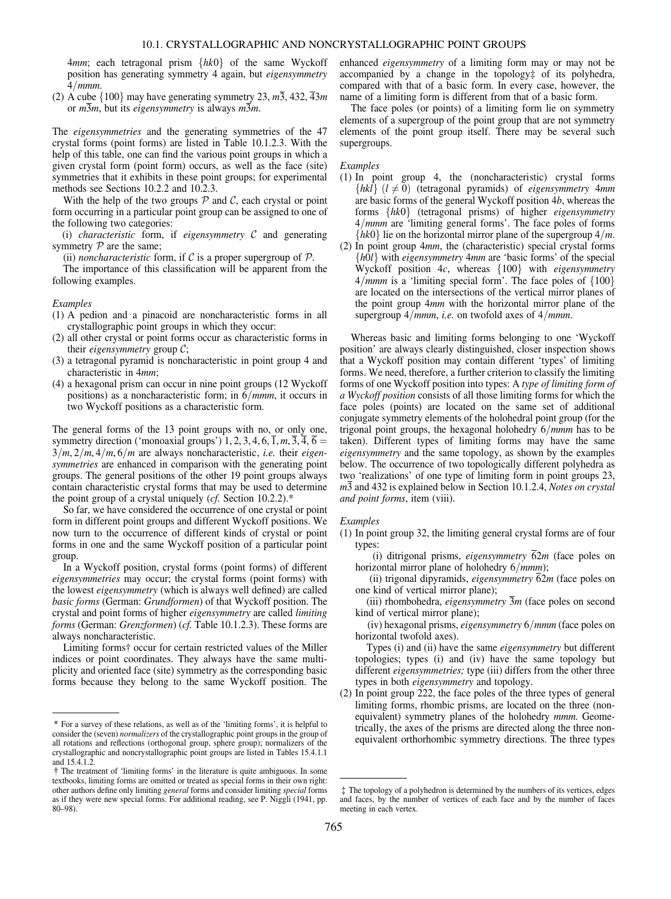$4mm$; each tetragonal prism $\{hk0\}$ of the same Wyckoff position has generating symmetry 4 again, but *eigensymmetry* $4/mmm$.

(2) A cube $\{100\}$ may have generating symmetry 23, $m\overline{3}$, 432, $\overline{4}3m$ or $m\overline{3}m$, but its *eigensymmetry* is always $m\overline{3}m$.

The *eigensymmetries* and the generating symmetries of the 47 crystal forms (point forms) are listed in Table 10.1.2.3. With the help of this table, one can find the various point groups in which a given crystal form (point form) occurs, as well as the face (site) symmetries that it exhibits in these point groups; for experimental methods see Sections 10.2.2 and 10.2.3.

With the help of the two groups $\mathcal{P}$ and $\mathcal{C}$, each crystal or point form occurring in a particular point group can be assigned to one of the following two categories:

(i) *characteristic* form, if *eigensymmetry* $\mathcal{C}$ and generating symmetry $\mathcal{P}$ are the same;

(ii) *noncharacteristic* form, if $\mathcal{C}$ is a proper supergroup of $\mathcal{P}$.

The importance of this classification will be apparent from the following examples.

*Examples*

(1) A pedion and a pinacoid are noncharacteristic forms in all crystallographic point groups in which they occur:

(2) all other crystal or point forms occur as characteristic forms in their *eigensymmetry* group $\mathcal{C}$;

(3) a tetragonal pyramid is noncharacteristic in point group 4 and characteristic in $4mm$;

(4) a hexagonal prism can occur in nine point groups (12 Wyckoff positions) as a noncharacteristic form; in $6/mmm$, it occurs in two Wyckoff positions as a characteristic form.

The general forms of the 13 point groups with no, or only one, symmetry direction ('monoaxial groups') $1, 2, 3, 4, 6, \overline{1}, m, \overline{3}, \overline{4}, \overline{6} = 3/m, 2/m, 4/m, 6/m$ are always noncharacteristic, *i.e.* their *eigensymmetries* are enhanced in comparison with the generating point groups. The general positions of the other 19 point groups always contain characteristic crystal forms that may be used to determine the point group of a crystal uniquely (*cf.* Section 10.2.2).*

So far, we have considered the occurrence of one crystal or point form in different point groups and different Wyckoff positions. We now turn to the occurrence of different kinds of crystal or point forms in one and the same Wyckoff position of a particular point group.

In a Wyckoff position, crystal forms (point forms) of different *eigensymmetries* may occur; the crystal forms (point forms) with the lowest *eigensymmetry* (which is always well defined) are called *basic forms* (German: *Grundformen*) of that Wyckoff position. The crystal and point forms of higher *eigensymmetry* are called *limiting forms* (German: *Grenzformen*) (*cf.* Table 10.1.2.3). These forms are always noncharacteristic.

Limiting forms† occur for certain restricted values of the Miller indices or point coordinates. They always have the same multiplicity and oriented face (site) symmetry as the corresponding basic forms because they belong to the same Wyckoff position. The enhanced *eigensymmetry* of a limiting form may or may not be accompanied by a change in the topology‡ of its polyhedra, compared with that of a basic form. In every case, however, the name of a limiting form is different from that of a basic form.

The face poles (or points) of a limiting form lie on symmetry elements of a supergroup of the point group that are not symmetry elements of the point group itself. There may be several such supergroups.

*Examples*

(1) In point group 4, the (noncharacteristic) crystal forms $\{hkl\}$ $(l \neq 0)$ (tetragonal pyramids) of *eigensymmetry* $4mm$ are basic forms of the general Wyckoff position $4b$, whereas the forms $\{hk0\}$ (tetragonal prisms) of higher *eigensymmetry* $4/mmm$ are 'limiting general forms'. The face poles of forms $\{hk0\}$ lie on the horizontal mirror plane of the supergroup $4/m$.

(2) In point group $4mm$, the (characteristic) special crystal forms $\{h0l\}$ with *eigensymmetry* $4mm$ are 'basic forms' of the special Wyckoff position $4c$, whereas $\{100\}$ with *eigensymmetry* $4/mmm$ is a 'limiting special form'. The face poles of $\{100\}$ are located on the intersections of the vertical mirror planes of the point group $4mm$ with the horizontal mirror plane of the supergroup $4/mmm$, *i.e.* on twofold axes of $4/mmm$.

Whereas basic and limiting forms belonging to one 'Wyckoff position' are always clearly distinguished, closer inspection shows that a Wyckoff position may contain different 'types' of limiting forms. We need, therefore, a further criterion to classify the limiting forms of one Wyckoff position into types: A *type of limiting form of a Wyckoff position* consists of all those limiting forms for which the face poles (points) are located on the same set of additional conjugate symmetry elements of the holohedral point group (for the trigonal point groups, the hexagonal holohedry $6/mmm$ has to be taken). Different types of limiting forms may have the same *eigensymmetry* and the same topology, as shown by the examples below. The occurrence of two topologically different polyhedra as two 'realizations' of one type of limiting form in point groups 23, $m\overline{3}$ and 432 is explained below in Section 10.1.2.4, *Notes on crystal and point forms*, item (viii).

*Examples*

(1) In point group 32, the limiting general crystal forms are of four types:

(i) ditrigonal prisms, *eigensymmetry* $\overline{6}2m$ (face poles on horizontal mirror plane of holohedry $6/mmm$);

(ii) trigonal dipyramids, *eigensymmetry* $\overline{6}2m$ (face poles on one kind of vertical mirror plane);

(iii) rhombohedra, *eigensymmetry* $\overline{3}m$ (face poles on second kind of vertical mirror plane);

(iv) hexagonal prisms, *eigensymmetry* $6/mmm$ (face poles on horizontal twofold axes).

Types (i) and (ii) have the same *eigensymmetry* but different topologies; types (i) and (iv) have the same topology but different *eigensymmetries;* type (iii) differs from the other three types in both *eigensymmetry* and topology.

(2) In point group 222, the face poles of the three types of general limiting forms, rhombic prisms, are located on the three (non-equivalent) symmetry planes of the holohedry $mmm$. Geometrically, the axes of the prisms are directed along the three non-equivalent orthorhombic symmetry directions. The three types

---

* For a survey of these relations, as well as of the 'limiting forms', it is helpful to consider the (seven) *normalizers* of the crystallographic point groups in the group of all rotations and reflections (orthogonal group, sphere group); normalizers of the crystallographic and noncrystallographic point groups are listed in Tables 15.4.1.1 and 15.4.1.2.

† The treatment of 'limiting forms' in the literature is quite ambiguous. In some textbooks, limiting forms are omitted or treated as special forms in their own right: other authors define only limiting *general* forms and consider limiting *special* forms as if they were new special forms. For additional reading, see P. Niggli (1941, pp. 80–98).

‡ The topology of a polyhedron is determined by the numbers of its vertices, edges and faces, by the number of vertices of each face and by the number of faces meeting in each vertex.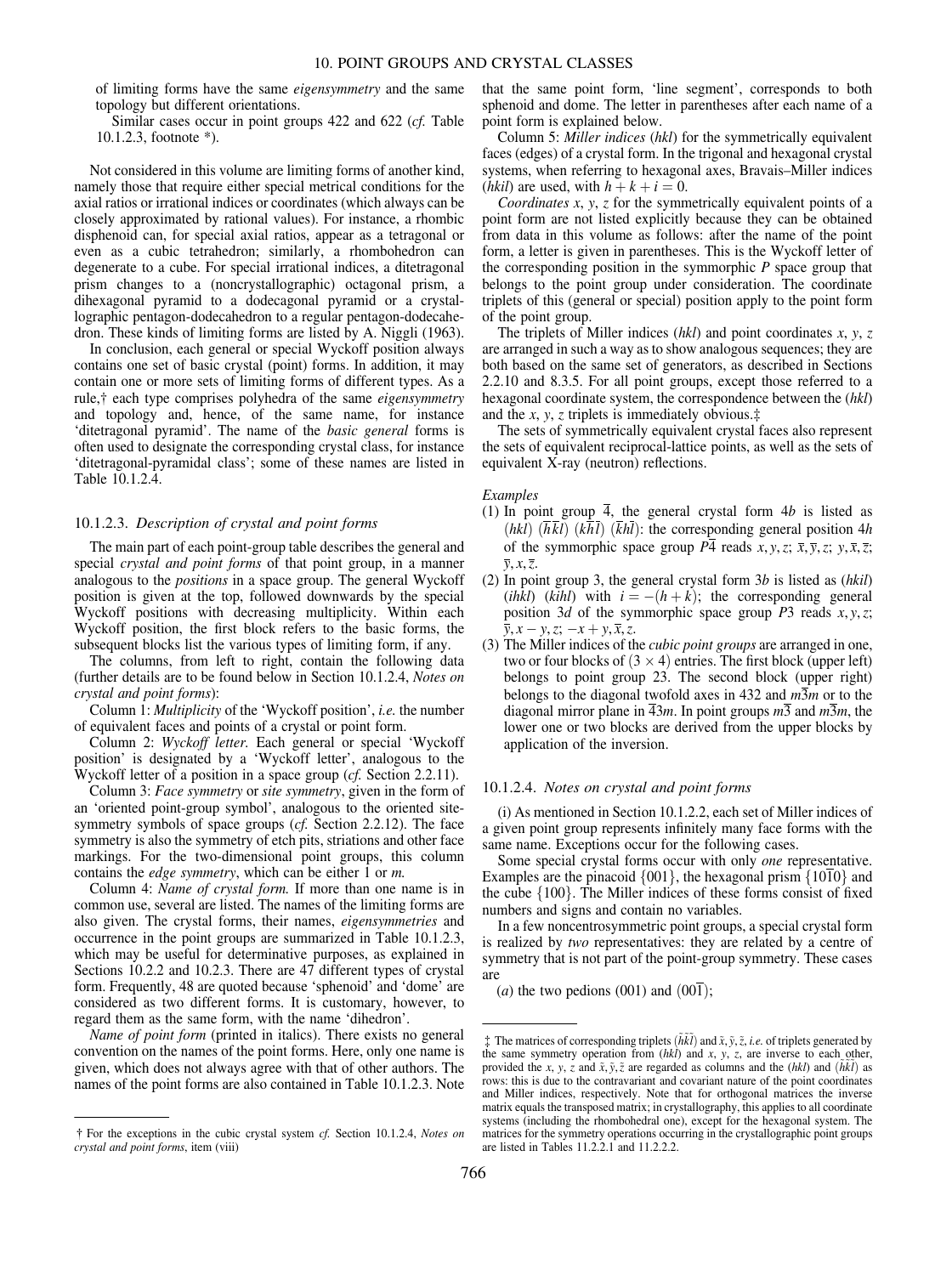of limiting forms have the same *eigensymmetry* and the same topology but different orientations.

Similar cases occur in point groups 422 and 622 (*cf.* Table 10.1.2.3, footnote *).

Not considered in this volume are limiting forms of another kind, namely those that require either special metrical conditions for the axial ratios or irrational indices or coordinates (which always can be closely approximated by rational values). For instance, a rhombic disphenoid can, for special axial ratios, appear as a tetragonal or even as a cubic tetrahedron; similarly, a rhombohedron can degenerate to a cube. For special irrational indices, a ditetragonal prism changes to a (noncrystallographic) octagonal prism, a dihexagonal pyramid to a dodecagonal pyramid or a crystallographic pentagon-dodecahedron to a regular pentagon-dodecahedron. These kinds of limiting forms are listed by A. Niggli (1963).

In conclusion, each general or special Wyckoff position always contains one set of basic crystal (point) forms. In addition, it may contain one or more sets of limiting forms of different types. As a rule,† each type comprises polyhedra of the same *eigensymmetry* and topology and, hence, of the same name, for instance 'ditetragonal pyramid'. The name of the *basic general* forms is often used to designate the corresponding crystal class, for instance 'ditetragonal-pyramidal class'; some of these names are listed in Table 10.1.2.4.

### 10.1.2.3. *Description of crystal and point forms*

The main part of each point-group table describes the general and special *crystal and point forms* of that point group, in a manner analogous to the *positions* in a space group. The general Wyckoff position is given at the top, followed downwards by the special Wyckoff positions with decreasing multiplicity. Within each Wyckoff position, the first block refers to the basic forms, the subsequent blocks list the various types of limiting form, if any.

The columns, from left to right, contain the following data (further details are to be found below in Section 10.1.2.4, *Notes on crystal and point forms*):

Column 1: *Multiplicity* of the 'Wyckoff position', *i.e.* the number of equivalent faces and points of a crystal or point form.

Column 2: *Wyckoff letter.* Each general or special 'Wyckoff position' is designated by a 'Wyckoff letter', analogous to the Wyckoff letter of a position in a space group (*cf.* Section 2.2.11).

Column 3: *Face symmetry* or *site symmetry*, given in the form of an 'oriented point-group symbol', analogous to the oriented site-symmetry symbols of space groups (*cf.* Section 2.2.12). The face symmetry is also the symmetry of etch pits, striations and other face markings. For the two-dimensional point groups, this column contains the *edge symmetry*, which can be either 1 or *m.*

Column 4: *Name of crystal form.* If more than one name is in common use, several are listed. The names of the limiting forms are also given. The crystal forms, their names, *eigensymmetries* and occurrence in the point groups are summarized in Table 10.1.2.3, which may be useful for determinative purposes, as explained in Sections 10.2.2 and 10.2.3. There are 47 different types of crystal form. Frequently, 48 are quoted because 'sphenoid' and 'dome' are considered as two different forms. It is customary, however, to regard them as the same form, with the name 'dihedron'.

*Name of point form* (printed in italics). There exists no general convention on the names of the point forms. Here, only one name is given, which does not always agree with that of other authors. The names of the point forms are also contained in Table 10.1.2.3. Note that the same point form, 'line segment', corresponds to both sphenoid and dome. The letter in parentheses after each name of a point form is explained below.

Column 5: *Miller indices* (*hkl*) for the symmetrically equivalent faces (edges) of a crystal form. In the trigonal and hexagonal crystal systems, when referring to hexagonal axes, Bravais–Miller indices (*hkil*) are used, with $h + k + i = 0$.

*Coordinates x, y, z* for the symmetrically equivalent points of a point form are not listed explicitly because they can be obtained from data in this volume as follows: after the name of the point form, a letter is given in parentheses. This is the Wyckoff letter of the corresponding position in the symmorphic *P* space group that belongs to the point group under consideration. The coordinate triplets of this (general or special) position apply to the point form of the point group.

The triplets of Miller indices (*hkl*) and point coordinates *x, y, z* are arranged in such a way as to show analogous sequences; they are both based on the same set of generators, as described in Sections 2.2.10 and 8.3.5. For all point groups, except those referred to a hexagonal coordinate system, the correspondence between the (*hkl*) and the *x, y, z* triplets is immediately obvious.‡

The sets of symmetrically equivalent crystal faces also represent the sets of equivalent reciprocal-lattice points, as well as the sets of equivalent X-ray (neutron) reflections.

*Examples*

(1) In point group $\overline{4}$, the general crystal form 4*b* is listed as $(hkl)$ $(\bar{h}\bar{k}l)$ $(k\bar{h}\bar{l})$ $(\bar{k}h\bar{l})$: the corresponding general position 4*h* of the symmorphic space group $P\overline{4}$ reads $x, y, z$; $\bar{x}, \bar{y}, z$; $y, \bar{x}, \bar{z}$; $\bar{y}, x, \bar{z}$.
(2) In point group 3, the general crystal form 3*b* is listed as $(hkil)$ $(ihkl)$ $(kihl)$ with $i = -(h + k)$; the corresponding general position 3*d* of the symmorphic space group *P*3 reads $x, y, z$; $\bar{y}, x - y, z$; $-x + y, \bar{x}, z$.
(3) The Miller indices of the *cubic point groups* are arranged in one, two or four blocks of $(3 \times 4)$ entries. The first block (upper left) belongs to point group 23. The second block (upper right) belongs to the diagonal twofold axes in 432 and $m\overline{3}m$ or to the diagonal mirror plane in $\overline{4}3m$. In point groups $m\overline{3}$ and $m\overline{3}m$, the lower one or two blocks are derived from the upper blocks by application of the inversion.

### 10.1.2.4. *Notes on crystal and point forms*

(i) As mentioned in Section 10.1.2.2, each set of Miller indices of a given point group represents infinitely many face forms with the same name. Exceptions occur for the following cases.

Some special crystal forms occur with only *one* representative. Examples are the pinacoid $\{001\}$, the hexagonal prism $\{10\bar{1}0\}$ and the cube $\{100\}$. The Miller indices of these forms consist of fixed numbers and signs and contain no variables.

In a few noncentrosymmetric point groups, a special crystal form is realized by *two* representatives: they are related by a centre of symmetry that is not part of the point-group symmetry. These cases are

(*a*) the two pedions (001) and $(00\bar{1})$;

---

† For the exceptions in the cubic crystal system *cf.* Section 10.1.2.4, *Notes on crystal and point forms*, item (viii)

‡ The matrices of corresponding triplets $(\tilde{h}\tilde{k}\tilde{l})$ and $\tilde{x}, \tilde{y}, \tilde{z}$, *i.e.* of triplets generated by the same symmetry operation from $(hkl)$ and $x, y, z$, are inverse to each other, provided the $x, y, z$ and $\tilde{x}, \tilde{y}, \tilde{z}$ are regarded as columns and the $(hkl)$ and $(\tilde{h}\tilde{k}\tilde{l})$ as rows: this is due to the contravariant and covariant nature of the point coordinates and Miller indices, respectively. Note that for orthogonal matrices the inverse matrix equals the transposed matrix; in crystallography, this applies to all coordinate systems (including the rhombohedral one), except for the hexagonal system. The matrices for the symmetry operations occurring in the crystallographic point groups are listed in Tables 11.2.2.1 and 11.2.2.2.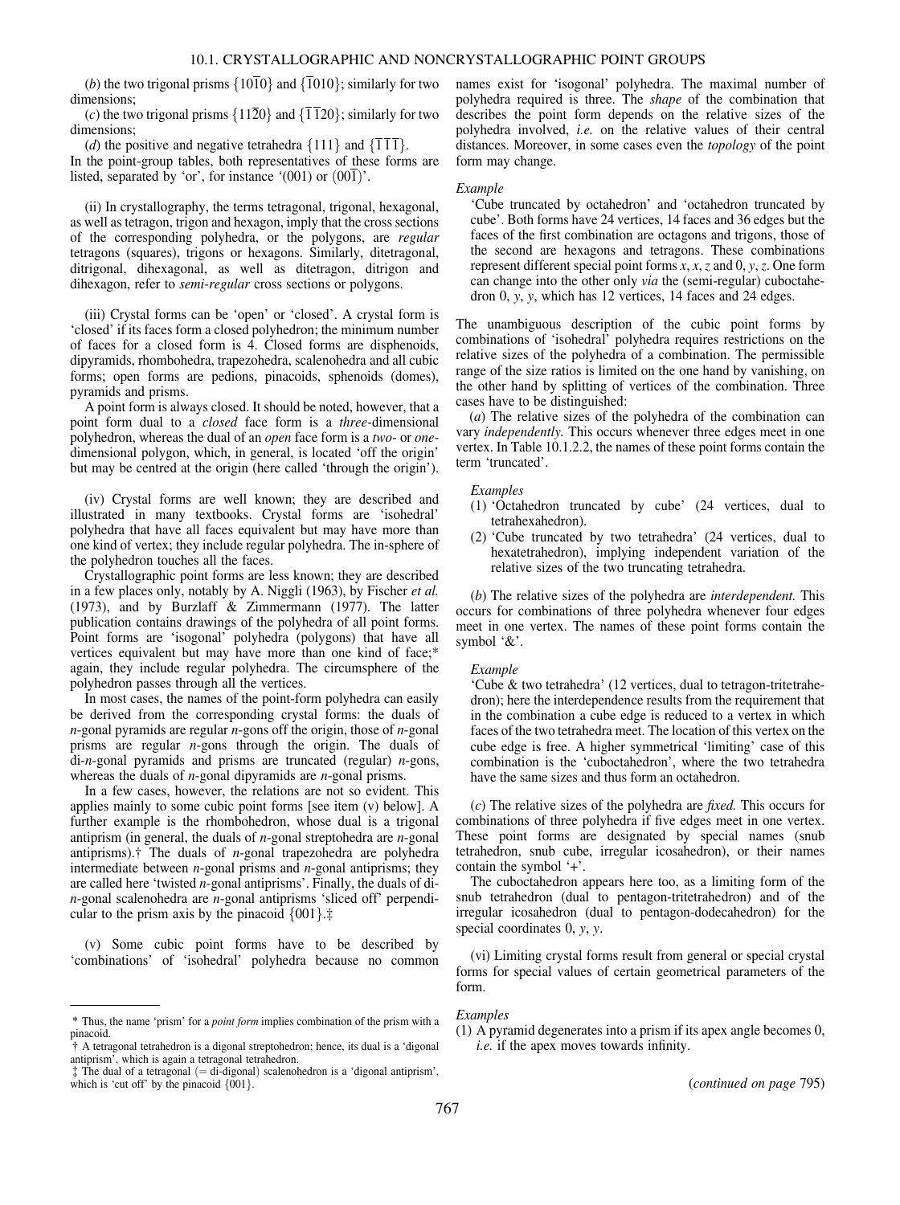(*b*) the two trigonal prisms $\{10\bar{1}0\}$ and $\{\bar{1}010\}$; similarly for two dimensions;

(*c*) the two trigonal prisms $\{11\bar{2}0\}$ and $\{\bar{1}\bar{1}20\}$; similarly for two dimensions;

(*d*) the positive and negative tetrahedra $\{111\}$ and $\{\bar{1}\bar{1}\bar{1}\}$.

In the point-group tables, both representatives of these forms are listed, separated by 'or', for instance '(001) or $(00\bar{1})$'.

(ii) In crystallography, the terms tetragonal, trigonal, hexagonal, as well as tetragon, trigon and hexagon, imply that the cross sections of the corresponding polyhedra, or the polygons, are *regular* tetragons (squares), trigons or hexagons. Similarly, ditetragonal, ditrigonal, dihexagonal, as well as ditetragon, ditrigon and dihexagon, refer to *semi-regular* cross sections or polygons.

(iii) Crystal forms can be 'open' or 'closed'. A crystal form is 'closed' if its faces form a closed polyhedron; the minimum number of faces for a closed form is 4. Closed forms are disphenoids, dipyramids, rhombohedra, trapezohedra, scalenohedra and all cubic forms; open forms are pedions, pinacoids, sphenoids (domes), pyramids and prisms.

A point form is always closed. It should be noted, however, that a point form dual to a *closed* face form is a *three*-dimensional polyhedron, whereas the dual of an *open* face form is a *two*- or *one*-dimensional polygon, which, in general, is located 'off the origin' but may be centred at the origin (here called 'through the origin').

(iv) Crystal forms are well known; they are described and illustrated in many textbooks. Crystal forms are 'isohedral' polyhedra that have all faces equivalent but may have more than one kind of vertex; they include regular polyhedra. The in-sphere of the polyhedron touches all the faces.

Crystallographic point forms are less known; they are described in a few places only, notably by A. Niggli (1963), by Fischer *et al.* (1973), and by Burzlaff & Zimmermann (1977). The latter publication contains drawings of the polyhedra of all point forms. Point forms are 'isogonal' polyhedra (polygons) that have all vertices equivalent but may have more than one kind of face;* again, they include regular polyhedra. The circumsphere of the polyhedron passes through all the vertices.

In most cases, the names of the point-form polyhedra can easily be derived from the corresponding crystal forms: the duals of $n$-gonal pyramids are regular $n$-gons off the origin, those of $n$-gonal prisms are regular $n$-gons through the origin. The duals of di-$n$-gonal pyramids and prisms are truncated (regular) $n$-gons, whereas the duals of $n$-gonal dipyramids are $n$-gonal prisms.

In a few cases, however, the relations are not so evident. This applies mainly to some cubic point forms [see item (v) below]. A further example is the rhombohedron, whose dual is a trigonal antiprism (in general, the duals of $n$-gonal streptohedra are $n$-gonal antiprisms).† The duals of $n$-gonal trapezohedra are polyhedra intermediate between $n$-gonal prisms and $n$-gonal antiprisms; they are called here 'twisted $n$-gonal antiprisms'. Finally, the duals of di-$n$-gonal scalenohedra are $n$-gonal antiprisms 'sliced off' perpendicular to the prism axis by the pinacoid $\{001\}$.‡

(v) Some cubic point forms have to be described by 'combinations' of 'isohedral' polyhedra because no common names exist for 'isogonal' polyhedra. The maximal number of polyhedra required is three. The *shape* of the combination that describes the point form depends on the relative sizes of the polyhedra involved, *i.e.* on the relative values of their central distances. Moreover, in some cases even the *topology* of the point form may change.

*Example*

'Cube truncated by octahedron' and 'octahedron truncated by cube'. Both forms have 24 vertices, 14 faces and 36 edges but the faces of the first combination are octagons and trigons, those of the second are hexagons and tetragons. These combinations represent different special point forms $x, x, z$ and $0, y, z$. One form can change into the other only *via* the (semi-regular) cuboctahedron $0, y, y$, which has 12 vertices, 14 faces and 24 edges.

The unambiguous description of the cubic point forms by combinations of 'isohedral' polyhedra requires restrictions on the relative sizes of the polyhedra of a combination. The permissible range of the size ratios is limited on the one hand by vanishing, on the other hand by splitting of vertices of the combination. Three cases have to be distinguished:

(*a*) The relative sizes of the polyhedra of the combination can vary *independently*. This occurs whenever three edges meet in one vertex. In Table 10.1.2.2, the names of these point forms contain the term 'truncated'.

*Examples*

1. 'Octahedron truncated by cube' (24 vertices, dual to tetrahexahedron).
2. 'Cube truncated by two tetrahedra' (24 vertices, dual to hexatetrahedron), implying independent variation of the relative sizes of the two truncating tetrahedra.

(*b*) The relative sizes of the polyhedra are *interdependent*. This occurs for combinations of three polyhedra whenever four edges meet in one vertex. The names of these point forms contain the symbol '&'.

*Example*

'Cube & two tetrahedra' (12 vertices, dual to tetragon-tritetrahedron); here the interdependence results from the requirement that in the combination a cube edge is reduced to a vertex in which faces of the two tetrahedra meet. The location of this vertex on the cube edge is free. A higher symmetrical 'limiting' case of this combination is the 'cuboctahedron', where the two tetrahedra have the same sizes and thus form an octahedron.

(*c*) The relative sizes of the polyhedra are *fixed*. This occurs for combinations of three polyhedra if five edges meet in one vertex. These point forms are designated by special names (snub tetrahedron, snub cube, irregular icosahedron), or their names contain the symbol '+'.

The cuboctahedron appears here too, as a limiting form of the snub tetrahedron (dual to pentagon-tritetrahedron) and of the irregular icosahedron (dual to pentagon-dodecahedron) for the special coordinates $0, y, y$.

(vi) Limiting crystal forms result from general or special crystal forms for special values of certain geometrical parameters of the form.

*Examples*

1. A pyramid degenerates into a prism if its apex angle becomes 0, *i.e.* if the apex moves towards infinity.

(*continued on page* 795)

* Thus, the name 'prism' for a *point form* implies combination of the prism with a pinacoid.

† A tetragonal tetrahedron is a digonal streptohedron; hence, its dual is a 'digonal antiprism', which is again a tetragonal tetrahedron.

‡ The dual of a tetragonal (= di-digonal) scalenohedron is a 'digonal antiprism', which is 'cut off' by the pinacoid $\{001\}$.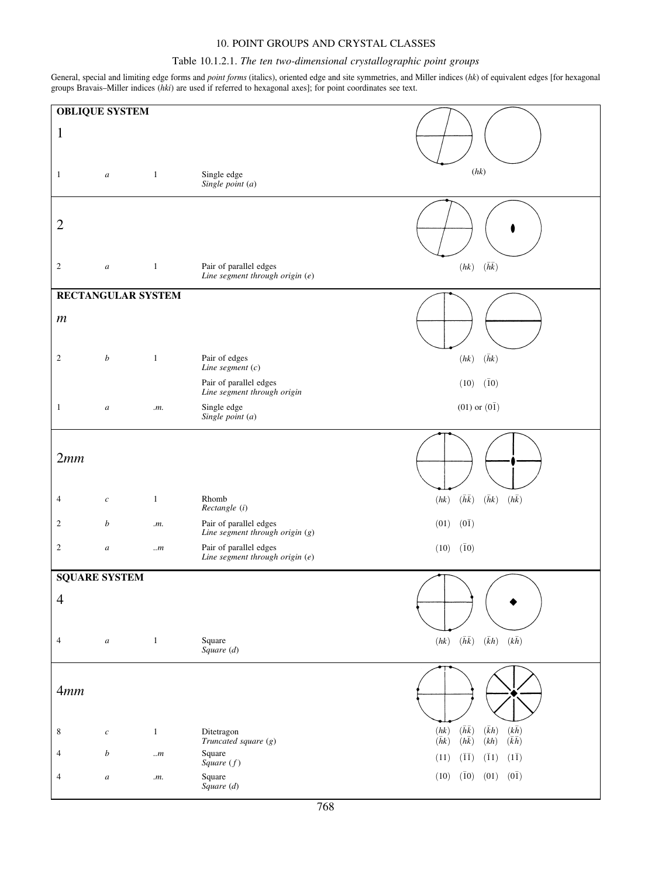## Table 10.1.2.1. *The ten two-dimensional crystallographic point groups*

General, special and limiting edge forms and *point forms* (italics), oriented edge and site symmetries, and Miller indices (*hk*) of equivalent edges [for hexagonal groups Bravais–Miller indices (*hki*) are used if referred to hexagonal axes]; for point coordinates see text.

### OBLIQUE SYSTEM

**1**

| Multiplicity | Wyckoff letter | Site symmetry | Form | Miller indices |
|---|---|---|---|---|
| 1 | *a* | 1 | Single edge<br>*Single point* (*a*) | (*hk*) |

**2**

| Multiplicity | Wyckoff letter | Site symmetry | Form | Miller indices |
|---|---|---|---|---|
| 2 | *a* | 1 | Pair of parallel edges<br>*Line segment through origin* (*e*) | (*hk*) $(\bar{h}\bar{k})$ |

### RECTANGULAR SYSTEM

***m***

| Multiplicity | Wyckoff letter | Site symmetry | Form | Miller indices |
|---|---|---|---|---|
| 2 | *b* | 1 | Pair of edges<br>*Line segment* (*c*) | (*hk*) $(\bar{h}k)$ |
| | | | Pair of parallel edges<br>*Line segment through origin* | (10) $(\bar{1}0)$ |
| 1 | *a* | *.m.* | Single edge<br>*Single point* (*a*) | (01) or $(0\bar{1})$ |

***2mm***

| Multiplicity | Wyckoff letter | Site symmetry | Form | Miller indices |
|---|---|---|---|---|
| 4 | *c* | 1 | Rhomb<br>*Rectangle* (*i*) | (*hk*) $(\bar{h}\bar{k})$ $(\bar{h}k)$ $(h\bar{k})$ |
| 2 | *b* | *.m.* | Pair of parallel edges<br>*Line segment through origin* (*g*) | (01) $(0\bar{1})$ |
| 2 | *a* | *..m* | Pair of parallel edges<br>*Line segment through origin* (*e*) | (10) $(\bar{1}0)$ |

### SQUARE SYSTEM

**4**

| Multiplicity | Wyckoff letter | Site symmetry | Form | Miller indices |
|---|---|---|---|---|
| 4 | *a* | 1 | Square<br>*Square* (*d*) | (*hk*) $(\bar{h}\bar{k})$ $(\bar{k}h)$ $(k\bar{h})$ |

***4mm***

| Multiplicity | Wyckoff letter | Site symmetry | Form | Miller indices |
|---|---|---|---|---|
| 8 | *c* | 1 | Ditetragon<br>*Truncated square* (*g*) | (*hk*) $(\bar{h}\bar{k})$ $(\bar{k}h)$ $(k\bar{h})$<br>$(\bar{h}k)$ $(h\bar{k})$ $(kh)$ $(\bar{k}\bar{h})$ |
| 4 | *b* | *..m* | Square<br>*Square* (*f*) | (11) $(\bar{1}\bar{1})$ $(\bar{1}1)$ $(1\bar{1})$ |
| 4 | *a* | *.m.* | Square<br>*Square* (*d*) | (10) $(\bar{1}0)$ (01) $(0\bar{1})$ |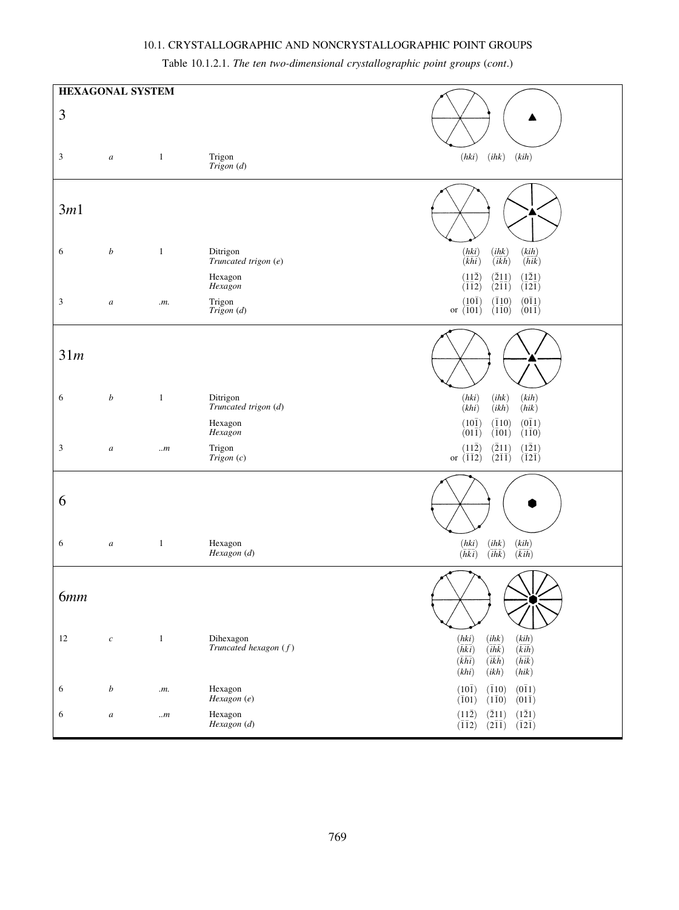Table 10.1.2.1. *The ten two-dimensional crystallographic point groups* (*cont.*)

**HEXAGONAL SYSTEM**

## 3

| | | | | |
|---|---|---|---|---|
| 3 | *a* | 1 | Trigon<br>*Trigon* (*d*) | $(hki)$ $(ihk)$ $(kih)$ |

## 3*m*1

| | | | | |
|---|---|---|---|---|
| 6 | *b* | 1 | Ditrigon<br>*Truncated trigon* (*e*) | $(hki)$ $(ihk)$ $(kih)$<br>$(\bar{k}\bar{h}\bar{i})$ $(\bar{i}\bar{k}\bar{h})$ $(\bar{h}\bar{i}\bar{k})$ |
| | | | Hexagon<br>*Hexagon* | $(11\bar{2})$ $(\bar{2}11)$ $(1\bar{2}1)$<br>$(\bar{1}\bar{1}2)$ $(2\bar{1}\bar{1})$ $(\bar{1}2\bar{1})$ |
| 3 | *a* | *.m.* | Trigon<br>*Trigon* (*d*) | $(10\bar{1})$ $(\bar{1}10)$ $(0\bar{1}1)$<br>or $(\bar{1}01)$ $(1\bar{1}0)$ $(01\bar{1})$ |

## 31*m*

| | | | | |
|---|---|---|---|---|
| 6 | *b* | 1 | Ditrigon<br>*Truncated trigon* (*d*) | $(hki)$ $(ihk)$ $(kih)$<br>$(khi)$ $(ikh)$ $(hik)$ |
| | | | Hexagon<br>*Hexagon* | $(10\bar{1})$ $(\bar{1}10)$ $(0\bar{1}1)$<br>$(01\bar{1})$ $(\bar{1}01)$ $(1\bar{1}0)$ |
| 3 | *a* | *..m* | Trigon<br>*Trigon* (*c*) | $(11\bar{2})$ $(\bar{2}11)$ $(1\bar{2}1)$<br>or $(\bar{1}\bar{1}2)$ $(2\bar{1}\bar{1})$ $(\bar{1}2\bar{1})$ |

## 6

| | | | | |
|---|---|---|---|---|
| 6 | *a* | 1 | Hexagon<br>*Hexagon* (*d*) | $(hki)$ $(ihk)$ $(kih)$<br>$(\bar{h}\bar{k}\bar{i})$ $(\bar{i}\bar{h}\bar{k})$ $(\bar{k}\bar{i}\bar{h})$ |

## 6*mm*

| | | | | |
|---|---|---|---|---|
| 12 | *c* | 1 | Dihexagon<br>*Truncated hexagon* (*f*) | $(hki)$ $(ihk)$ $(kih)$<br>$(\bar{h}\bar{k}\bar{i})$ $(\bar{i}\bar{h}\bar{k})$ $(\bar{k}\bar{i}\bar{h})$<br>$(\bar{k}\bar{h}\bar{i})$ $(\bar{i}\bar{k}\bar{h})$ $(\bar{h}\bar{i}\bar{k})$<br>$(khi)$ $(ikh)$ $(hik)$ |
| 6 | *b* | *.m.* | Hexagon<br>*Hexagon* (*e*) | $(10\bar{1})$ $(\bar{1}10)$ $(0\bar{1}1)$<br>$(\bar{1}01)$ $(1\bar{1}0)$ $(01\bar{1})$ |
| 6 | *a* | *..m* | Hexagon<br>*Hexagon* (*d*) | $(11\bar{2})$ $(\bar{2}11)$ $(1\bar{2}1)$<br>$(\bar{1}\bar{1}2)$ $(2\bar{1}\bar{1})$ $(\bar{1}2\bar{1})$ |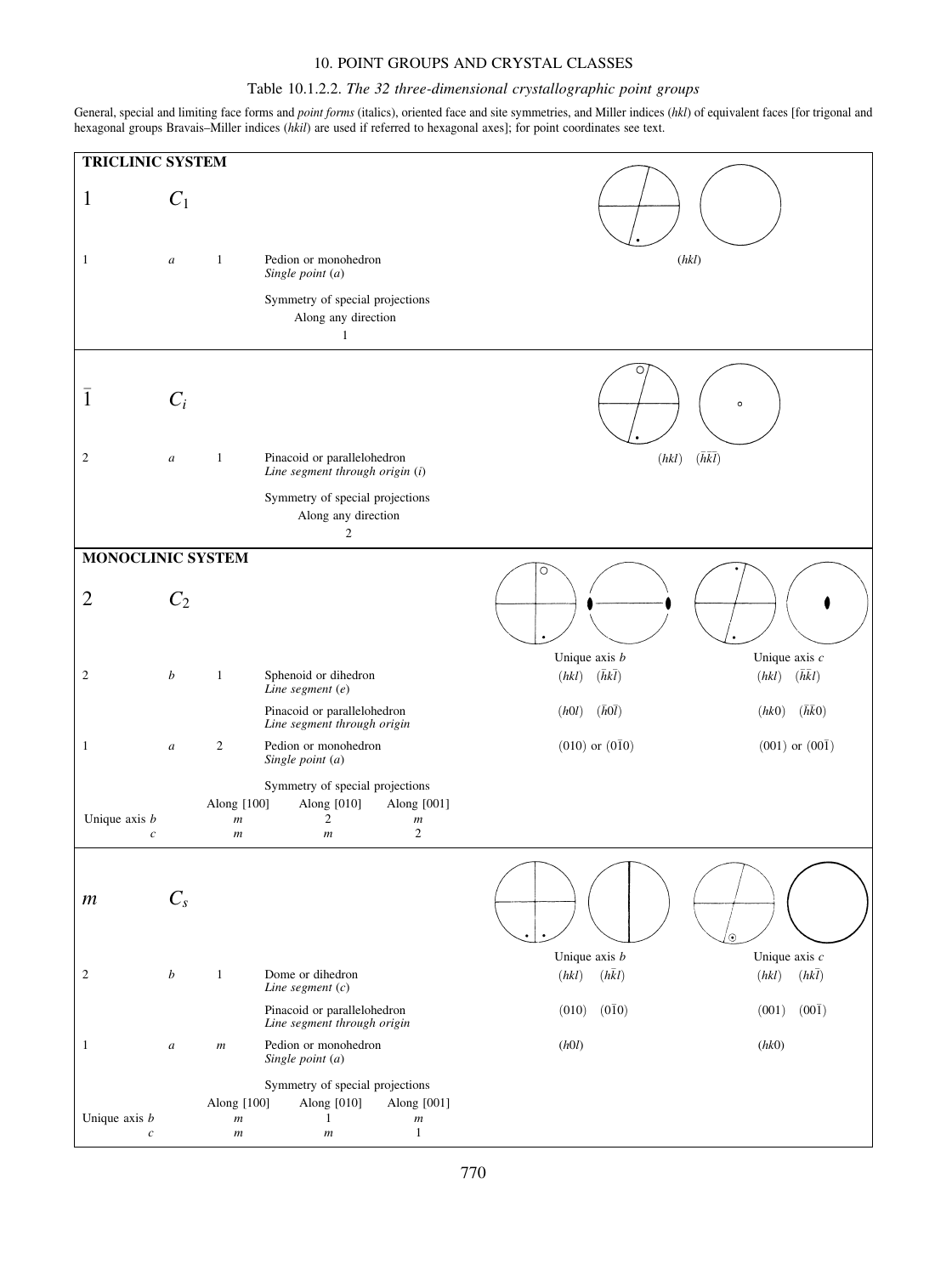# 10. POINT GROUPS AND CRYSTAL CLASSES

## Table 10.1.2.2. *The 32 three-dimensional crystallographic point groups*

General, special and limiting face forms and *point forms* (italics), oriented face and site symmetries, and Miller indices (*hkl*) of equivalent faces [for trigonal and hexagonal groups Bravais–Miller indices (*hkil*) are used if referred to hexagonal axes]; for point coordinates see text.

### TRICLINIC SYSTEM

**1** $C_1$

| | | | | |
|---|---|---|---|---|
| 1 | *a* | 1 | Pedion or monohedron<br>*Single point* (*a*) | (*hkl*) |

Symmetry of special projections

Along any direction

1

**$\bar{1}$** $C_i$

| | | | | |
|---|---|---|---|---|
| 2 | *a* | 1 | Pinacoid or parallelohedron<br>*Line segment through origin* (*i*) | (*hkl*) $(\bar{h}\bar{k}\bar{l})$ |

Symmetry of special projections

Along any direction

2

### MONOCLINIC SYSTEM

**2** $C_2$

| | | | | Unique axis *b* | Unique axis *c* |
|---|---|---|---|---|---|
| 2 | *b* | 1 | Sphenoid or dihedron<br>*Line segment* (*e*) | (*hkl*) $(\bar{h}k\bar{l})$ | (*hkl*) $(\bar{h}\bar{k}l)$ |
| | | | Pinacoid or parallelohedron<br>*Line segment through origin* | (*h*0*l*) $(\bar{h}0\bar{l})$ | (*hk*0) $(\bar{h}\bar{k}0)$ |
| 1 | *a* | 2 | Pedion or monohedron<br>*Single point* (*a*) | (010) or $(0\bar{1}0)$ | (001) or $(00\bar{1})$ |

Symmetry of special projections

| | Along [100] | Along [010] | Along [001] |
|---|---|---|---|
| Unique axis *b* | *m* | 2 | *m* |
| *c* | *m* | *m* | 2 |

**$m$** $C_s$

| | | | | Unique axis *b* | Unique axis *c* |
|---|---|---|---|---|---|
| 2 | *b* | 1 | Dome or dihedron<br>*Line segment* (*c*) | (*hkl*) $(h\bar{k}l)$ | (*hkl*) $(hk\bar{l})$ |
| | | | Pinacoid or parallelohedron<br>*Line segment through origin* | (010) $(0\bar{1}0)$ | (001) $(00\bar{1})$ |
| 1 | *a* | *m* | Pedion or monohedron<br>*Single point* (*a*) | (*h*0*l*) | (*hk*0) |

Symmetry of special projections

| | Along [100] | Along [010] | Along [001] |
|---|---|---|---|
| Unique axis *b* | *m* | 1 | *m* |
| *c* | *m* | *m* | 1 |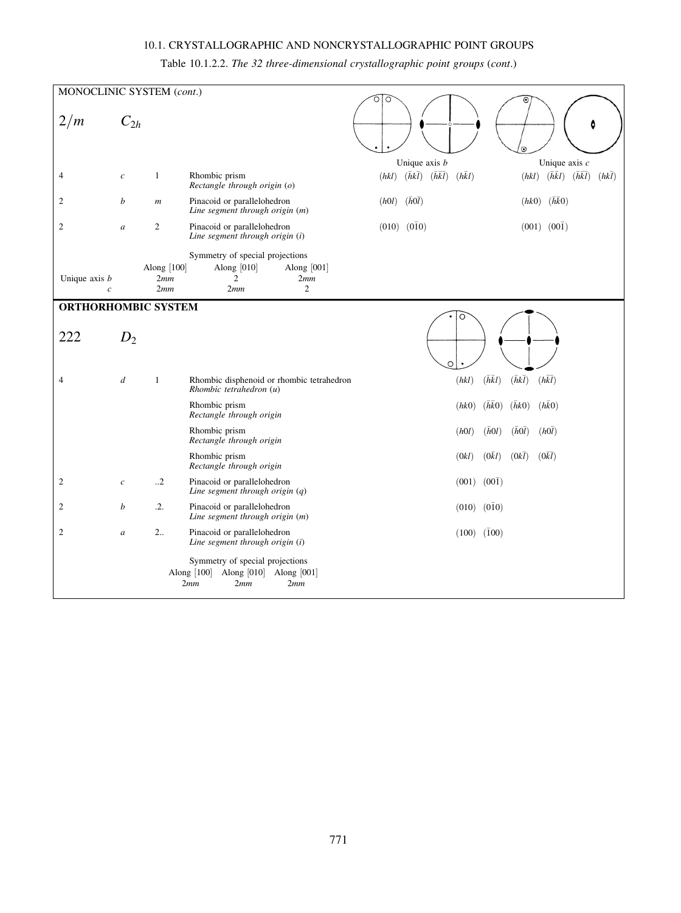Table 10.1.2.2. *The 32 three-dimensional crystallographic point groups* (*cont.*)

## MONOCLINIC SYSTEM (*cont.*)

### $2/m$ $\quad C_{2h}$

| | | | | Unique axis $b$ | Unique axis $c$ |
|---|---|---|---|---|---|
| 4 | $c$ | 1 | Rhombic prism<br>*Rectangle through origin* (*o*) | $(hkl)$ $(\bar{h}k\bar{l})$ $(\bar{h}\bar{k}\bar{l})$ $(h\bar{k}l)$ | $(hkl)$ $(\bar{h}\bar{k}l)$ $(\bar{h}\bar{k}\bar{l})$ $(hk\bar{l})$ |
| 2 | $b$ | $m$ | Pinacoid or parallelohedron<br>*Line segment through origin* (*m*) | $(h0l)$ $(\bar{h}0\bar{l})$ | $(hk0)$ $(\bar{h}\bar{k}0)$ |
| 2 | $a$ | 2 | Pinacoid or parallelohedron<br>*Line segment through origin* (*i*) | $(010)$ $(0\bar{1}0)$ | $(001)$ $(00\bar{1})$ |

Symmetry of special projections

| | Along [100] | Along [010] | Along [001] |
|---|---|---|---|
| Unique axis $b$ | $2mm$ | $2$ | $2mm$ |
| $c$ | $2mm$ | $2mm$ | $2$ |

## ORTHORHOMBIC SYSTEM

### $222$ $\quad D_2$

| | | | | |
|---|---|---|---|---|
| 4 | $d$ | 1 | Rhombic disphenoid or rhombic tetrahedron<br>*Rhombic tetrahedron* (*u*) | $(hkl)$ $(\bar{h}\bar{k}l)$ $(\bar{h}k\bar{l})$ $(h\bar{k}\bar{l})$ |
| | | | Rhombic prism<br>*Rectangle through origin* | $(hk0)$ $(\bar{h}\bar{k}0)$ $(\bar{h}k0)$ $(h\bar{k}0)$ |
| | | | Rhombic prism<br>*Rectangle through origin* | $(h0l)$ $(\bar{h}0l)$ $(\bar{h}0\bar{l})$ $(h0\bar{l})$ |
| | | | Rhombic prism<br>*Rectangle through origin* | $(0kl)$ $(0\bar{k}l)$ $(0k\bar{l})$ $(0\bar{k}\bar{l})$ |
| 2 | $c$ | ..2 | Pinacoid or parallelohedron<br>*Line segment through origin* (*q*) | $(001)$ $(00\bar{1})$ |
| 2 | $b$ | .2. | Pinacoid or parallelohedron<br>*Line segment through origin* (*m*) | $(010)$ $(0\bar{1}0)$ |
| 2 | $a$ | 2.. | Pinacoid or parallelohedron<br>*Line segment through origin* (*i*) | $(100)$ $(\bar{1}00)$ |

Symmetry of special projections

| Along [100] | Along [010] | Along [001] |
|---|---|---|
| $2mm$ | $2mm$ | $2mm$ |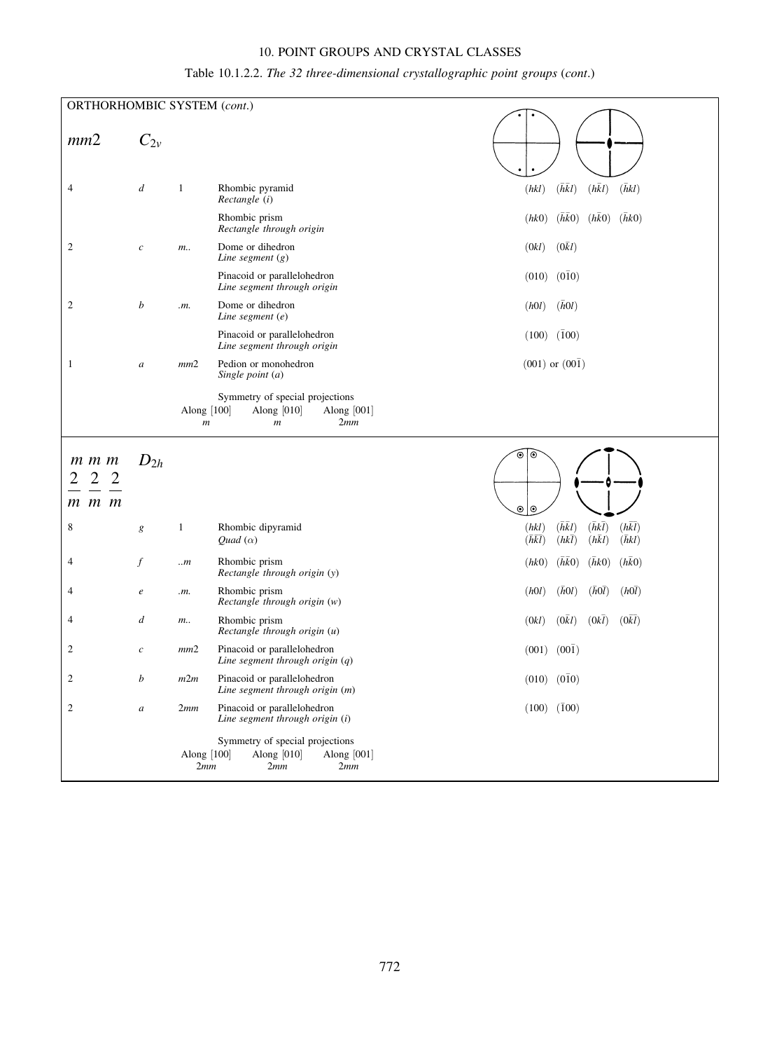Table 10.1.2.2. *The 32 three-dimensional crystallographic point groups* (*cont*.)

ORTHORHOMBIC SYSTEM (*cont*.)

## $mm2$ $C_{2v}$

| Multiplicity | Wyckoff letter | Site symmetry | Name of form / *Name of point form* | Miller indices |
|---|---|---|---|---|
| 4 | $d$ | 1 | Rhombic pyramid<br>*Rectangle* (*i*) | $(hkl)$ $(\bar{h}\bar{k}l)$ $(h\bar{k}l)$ $(\bar{h}kl)$ |
| | | | Rhombic prism<br>*Rectangle through origin* | $(hk0)$ $(\bar{h}\bar{k}0)$ $(h\bar{k}0)$ $(\bar{h}k0)$ |
| 2 | $c$ | $m..$ | Dome or dihedron<br>*Line segment* (*g*) | $(0kl)$ $(0\bar{k}l)$ |
| | | | Pinacoid or parallelohedron<br>*Line segment through origin* | $(010)$ $(0\bar{1}0)$ |
| 2 | $b$ | $.m.$ | Dome or dihedron<br>*Line segment* (*e*) | $(h0l)$ $(\bar{h}0l)$ |
| | | | Pinacoid or parallelohedron<br>*Line segment through origin* | $(100)$ $(\bar{1}00)$ |
| 1 | $a$ | $mm2$ | Pedion or monohedron<br>*Single point* (*a*) | $(001)$ or $(00\bar{1})$ |

Symmetry of special projections

| Along [100] | Along [010] | Along [001] |
|---|---|---|
| $m$ | $m$ | $2mm$ |

## $mmm$ $\frac{2}{m}\frac{2}{m}\frac{2}{m}$ $D_{2h}$

| Multiplicity | Wyckoff letter | Site symmetry | Name of form / *Name of point form* | Miller indices |
|---|---|---|---|---|
| 8 | $g$ | 1 | Rhombic dipyramid<br>*Quad* ($\alpha$) | $(hkl)$ $(\bar{h}\bar{k}l)$ $(\bar{h}k\bar{l})$ $(h\bar{k}\bar{l})$<br>$(\bar{h}\bar{k}\bar{l})$ $(hk\bar{l})$ $(h\bar{k}l)$ $(\bar{h}kl)$ |
| 4 | $f$ | $..m$ | Rhombic prism<br>*Rectangle through origin* (*y*) | $(hk0)$ $(\bar{h}\bar{k}0)$ $(\bar{h}k0)$ $(h\bar{k}0)$ |
| 4 | $e$ | $.m.$ | Rhombic prism<br>*Rectangle through origin* (*w*) | $(h0l)$ $(\bar{h}0l)$ $(\bar{h}0\bar{l})$ $(h0\bar{l})$ |
| 4 | $d$ | $m..$ | Rhombic prism<br>*Rectangle through origin* (*u*) | $(0kl)$ $(0\bar{k}l)$ $(0k\bar{l})$ $(0\bar{k}\bar{l})$ |
| 2 | $c$ | $mm2$ | Pinacoid or parallelohedron<br>*Line segment through origin* (*q*) | $(001)$ $(00\bar{1})$ |
| 2 | $b$ | $m2m$ | Pinacoid or parallelohedron<br>*Line segment through origin* (*m*) | $(010)$ $(0\bar{1}0)$ |
| 2 | $a$ | $2mm$ | Pinacoid or parallelohedron<br>*Line segment through origin* (*i*) | $(100)$ $(\bar{1}00)$ |

Symmetry of special projections

| Along [100] | Along [010] | Along [001] |
|---|---|---|
| $2mm$ | $2mm$ | $2mm$ |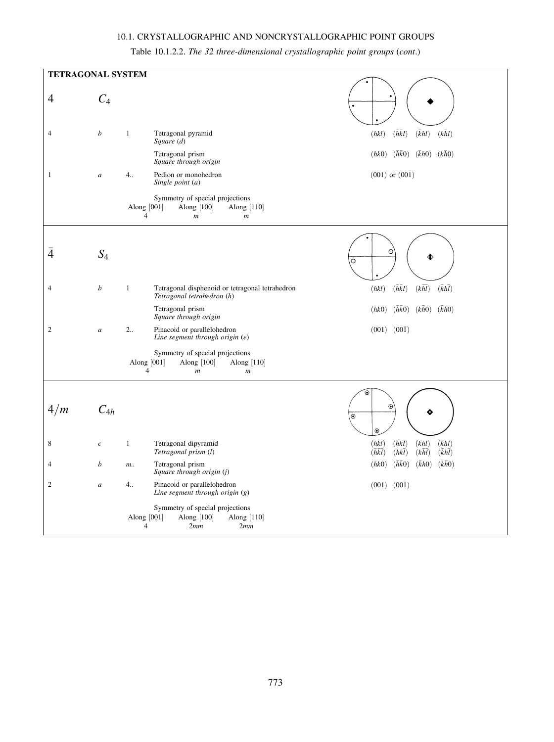Table 10.1.2.2. *The 32 three-dimensional crystallographic point groups* (*cont.*)

## TETRAGONAL SYSTEM

### 4 &nbsp;&nbsp;&nbsp; $C_4$

| Multiplicity | Wyckoff letter | Site symmetry | Name of crystal form / *Name of point form* | Miller indices |
|---|---|---|---|---|
| 4 | *b* | 1 | Tetragonal pyramid<br>*Square* (*d*) | $(hkl)$ $(\bar{h}\bar{k}l)$ $(\bar{k}hl)$ $(k\bar{h}l)$ |
| | | | Tetragonal prism<br>*Square through origin* | $(hk0)$ $(\bar{h}\bar{k}0)$ $(\bar{k}h0)$ $(k\bar{h}0)$ |
| 1 | *a* | 4.. | Pedion or monohedron<br>*Single point* (*a*) | $(001)$ or $(00\bar{1})$ |

Symmetry of special projections

| Along [001] | Along [100] | Along [110] |
|---|---|---|
| 4 | *m* | *m* |

### $\bar{4}$ &nbsp;&nbsp;&nbsp; $S_4$

| Multiplicity | Wyckoff letter | Site symmetry | Name of crystal form / *Name of point form* | Miller indices |
|---|---|---|---|---|
| 4 | *b* | 1 | Tetragonal disphenoid or tetragonal tetrahedron<br>*Tetragonal tetrahedron* (*h*) | $(hkl)$ $(\bar{h}\bar{k}l)$ $(k\bar{h}\bar{l})$ $(\bar{k}h\bar{l})$ |
| | | | Tetragonal prism<br>*Square through origin* | $(hk0)$ $(\bar{h}\bar{k}0)$ $(k\bar{h}0)$ $(\bar{k}h0)$ |
| 2 | *a* | 2.. | Pinacoid or parallelohedron<br>*Line segment through origin* (*e*) | $(001)$ $(00\bar{1})$ |

Symmetry of special projections

| Along [001] | Along [100] | Along [110] |
|---|---|---|
| 4 | *m* | *m* |

### $4/m$ &nbsp;&nbsp;&nbsp; $C_{4h}$

| Multiplicity | Wyckoff letter | Site symmetry | Name of crystal form / *Name of point form* | Miller indices |
|---|---|---|---|---|
| 8 | *c* | 1 | Tetragonal dipyramid<br>*Tetragonal prism* (*l*) | $(hkl)$ $(\bar{h}\bar{k}l)$ $(\bar{k}hl)$ $(k\bar{h}l)$<br>$(\bar{h}\bar{k}\bar{l})$ $(hk\bar{l})$ $(k\bar{h}\bar{l})$ $(\bar{k}h\bar{l})$ |
| 4 | *b* | *m*.. | Tetragonal prism<br>*Square through origin* (*j*) | $(hk0)$ $(\bar{h}\bar{k}0)$ $(\bar{k}h0)$ $(k\bar{h}0)$ |
| 2 | *a* | 4.. | Pinacoid or parallelohedron<br>*Line segment through origin* (*g*) | $(001)$ $(00\bar{1})$ |

Symmetry of special projections

| Along [001] | Along [100] | Along [110] |
|---|---|---|
| 4 | 2*mm* | 2*mm* |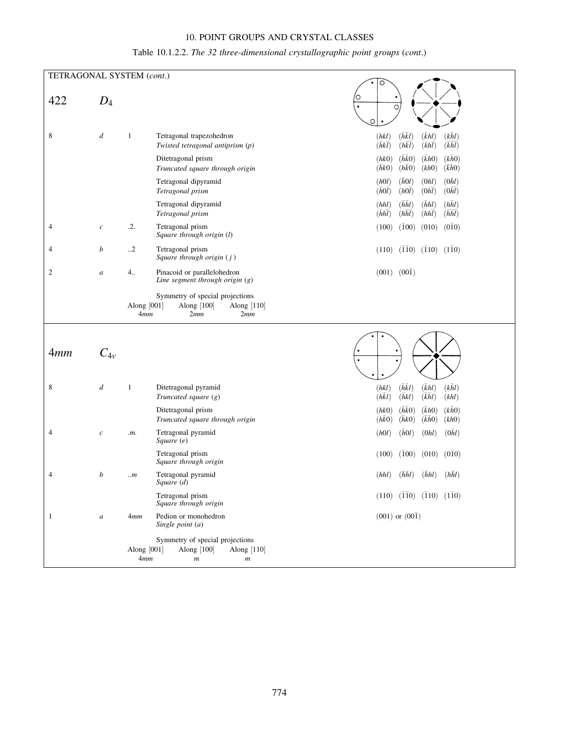Table 10.1.2.2. *The 32 three-dimensional crystallographic point groups* (*cont*.)

TETRAGONAL SYSTEM (*cont*.)

## 422 $D_4$

| Multiplicity | Wyckoff letter | Site symmetry | Name of crystal form / *Name of point form* | Miller indices |
|---|---|---|---|---|
| 8 | *d* | 1 | Tetragonal trapezohedron<br>*Twisted tetragonal antiprism (p)* | $(hkl)$ $(\bar{h}\bar{k}l)$ $(\bar{k}hl)$ $(k\bar{h}l)$<br>$(\bar{h}k\bar{l})$ $(h\bar{k}\bar{l})$ $(kh\bar{l})$ $(\bar{k}\bar{h}\bar{l})$ |
| | | | Ditetragonal prism<br>*Truncated square through origin* | $(hk0)$ $(\bar{h}\bar{k}0)$ $(\bar{k}h0)$ $(k\bar{h}0)$<br>$(\bar{h}k0)$ $(h\bar{k}0)$ $(kh0)$ $(\bar{k}\bar{h}0)$ |
| | | | Tetragonal dipyramid<br>*Tetragonal prism* | $(h0l)$ $(\bar{h}0l)$ $(0hl)$ $(0\bar{h}l)$<br>$(\bar{h}0\bar{l})$ $(h0\bar{l})$ $(0h\bar{l})$ $(0\bar{h}\bar{l})$ |
| | | | Tetragonal dipyramid<br>*Tetragonal prism* | $(hhl)$ $(\bar{h}\bar{h}l)$ $(\bar{h}hl)$ $(h\bar{h}l)$<br>$(\bar{h}h\bar{l})$ $(h\bar{h}\bar{l})$ $(hh\bar{l})$ $(\bar{h}\bar{h}\bar{l})$ |
| 4 | *c* | .2. | Tetragonal prism<br>*Square through origin (l)* | $(100)$ $(\bar{1}00)$ $(010)$ $(0\bar{1}0)$ |
| 4 | *b* | ..2 | Tetragonal prism<br>*Square through origin (j)* | $(110)$ $(\bar{1}\bar{1}0)$ $(\bar{1}10)$ $(1\bar{1}0)$ |
| 2 | *a* | 4.. | Pinacoid or parallelohedron<br>*Line segment through origin (g)* | $(001)$ $(00\bar{1})$ |

Symmetry of special projections

| Along [001] | Along [100] | Along [110] |
|---|---|---|
| 4*mm* | 2*mm* | 2*mm* |

## 4*mm* $C_{4v}$

| Multiplicity | Wyckoff letter | Site symmetry | Name of crystal form / *Name of point form* | Miller indices |
|---|---|---|---|---|
| 8 | *d* | 1 | Ditetragonal pyramid<br>*Truncated square (g)* | $(hkl)$ $(\bar{h}\bar{k}l)$ $(\bar{k}hl)$ $(k\bar{h}l)$<br>$(h\bar{k}l)$ $(\bar{h}kl)$ $(\bar{k}\bar{h}l)$ $(khl)$ |
| | | | Ditetragonal prism<br>*Truncated square through origin* | $(hk0)$ $(\bar{h}\bar{k}0)$ $(\bar{k}h0)$ $(k\bar{h}0)$<br>$(h\bar{k}0)$ $(\bar{h}k0)$ $(\bar{k}\bar{h}0)$ $(kh0)$ |
| 4 | *c* | .*m*. | Tetragonal pyramid<br>*Square (e)* | $(h0l)$ $(\bar{h}0l)$ $(0hl)$ $(0\bar{h}l)$ |
| | | | Tetragonal prism<br>*Square through origin* | $(100)$ $(\bar{1}00)$ $(010)$ $(0\bar{1}0)$ |
| 4 | *b* | ..*m* | Tetragonal pyramid<br>*Square (d)* | $(hhl)$ $(\bar{h}\bar{h}l)$ $(\bar{h}hl)$ $(h\bar{h}l)$ |
| | | | Tetragonal prism<br>*Square through origin* | $(110)$ $(\bar{1}\bar{1}0)$ $(\bar{1}10)$ $(1\bar{1}0)$ |
| 1 | *a* | 4*mm* | Pedion or monohedron<br>*Single point (a)* | $(001)$ or $(00\bar{1})$ |

Symmetry of special projections

| Along [001] | Along [100] | Along [110] |
|---|---|---|
| 4*mm* | *m* | *m* |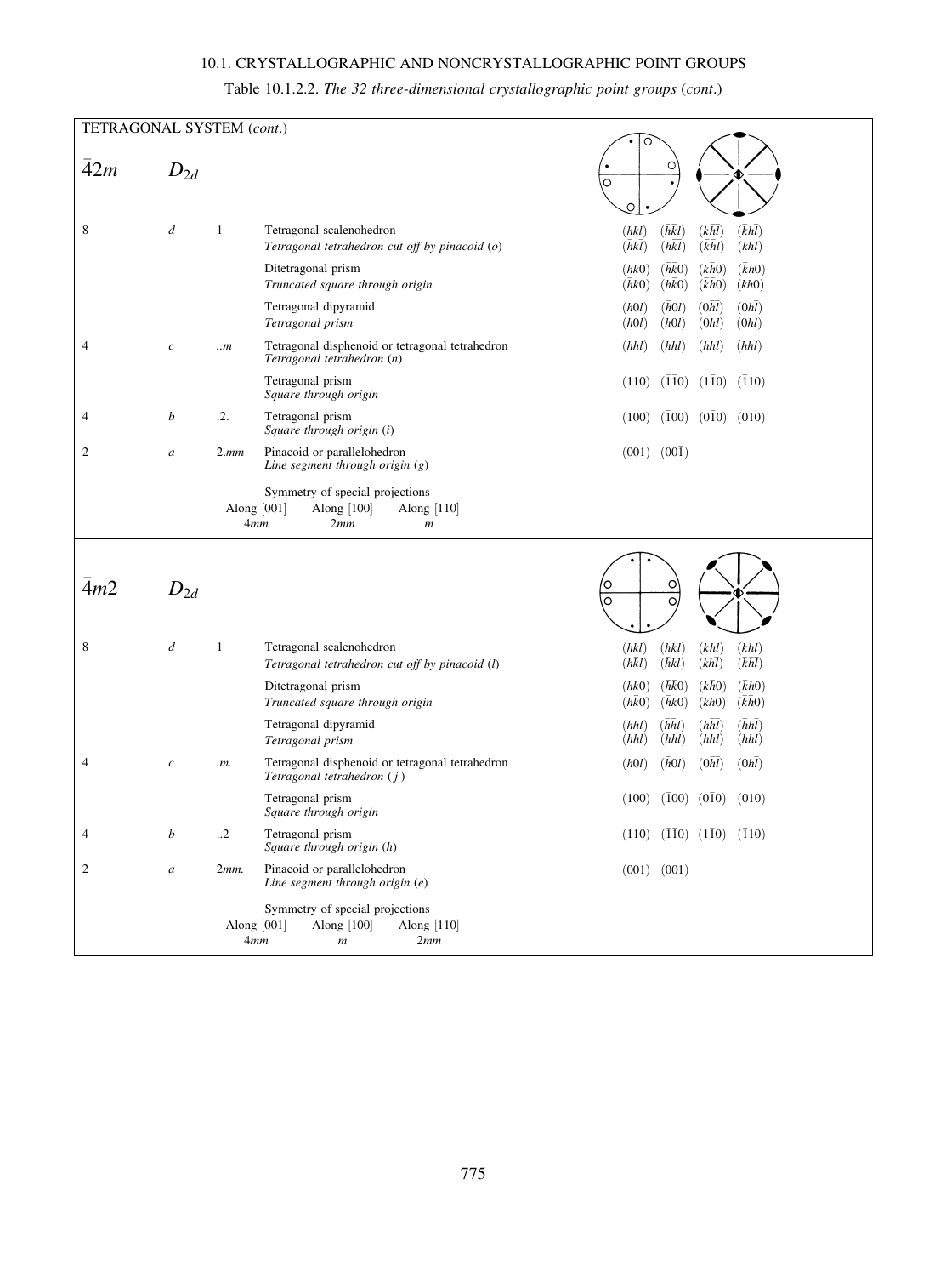Table 10.1.2.2. *The 32 three-dimensional crystallographic point groups* (*cont*.)

TETRAGONAL SYSTEM (*cont*.)

## $\bar{4}2m$ $D_{2d}$

| Multiplicity | Wyckoff letter | Site symmetry | Name of crystal form / *Name of point form* | Miller indices |
|---|---|---|---|---|
| 8 | *d* | 1 | Tetragonal scalenohedron<br>*Tetragonal tetrahedron cut off by pinacoid* (*o*) | $(hkl)$ $(\bar{h}\bar{k}l)$ $(k\bar{h}\bar{l})$ $(\bar{k}h\bar{l})$<br>$(\bar{h}k\bar{l})$ $(h\bar{k}\bar{l})$ $(\bar{k}\bar{h}l)$ $(khl)$ |
| | | | Ditetragonal prism<br>*Truncated square through origin* | $(hk0)$ $(\bar{h}\bar{k}0)$ $(k\bar{h}0)$ $(\bar{k}h0)$<br>$(\bar{h}k0)$ $(h\bar{k}0)$ $(\bar{k}\bar{h}0)$ $(kh0)$ |
| | | | Tetragonal dipyramid<br>*Tetragonal prism* | $(h0l)$ $(\bar{h}0l)$ $(0\bar{h}\bar{l})$ $(0h\bar{l})$<br>$(\bar{h}0\bar{l})$ $(h0\bar{l})$ $(0\bar{h}l)$ $(0hl)$ |
| 4 | *c* | ..*m* | Tetragonal disphenoid or tetragonal tetrahedron<br>*Tetragonal tetrahedron* (*n*) | $(hhl)$ $(\bar{h}\bar{h}l)$ $(h\bar{h}\bar{l})$ $(\bar{h}h\bar{l})$ |
| | | | Tetragonal prism<br>*Square through origin* | $(110)$ $(\bar{1}\bar{1}0)$ $(1\bar{1}0)$ $(\bar{1}10)$ |
| 4 | *b* | .2. | Tetragonal prism<br>*Square through origin* (*i*) | $(100)$ $(\bar{1}00)$ $(0\bar{1}0)$ $(010)$ |
| 2 | *a* | 2.*mm* | Pinacoid or parallelohedron<br>*Line segment through origin* (*g*) | $(001)$ $(00\bar{1})$ |

Symmetry of special projections

| Along [001] | Along [100] | Along [110] |
|---|---|---|
| 4*mm* | 2*mm* | *m* |

## $\bar{4}m2$ $D_{2d}$

| Multiplicity | Wyckoff letter | Site symmetry | Name of crystal form / *Name of point form* | Miller indices |
|---|---|---|---|---|
| 8 | *d* | 1 | Tetragonal scalenohedron<br>*Tetragonal tetrahedron cut off by pinacoid* (*l*) | $(hkl)$ $(\bar{h}\bar{k}l)$ $(k\bar{h}\bar{l})$ $(\bar{k}h\bar{l})$<br>$(h\bar{k}l)$ $(\bar{h}kl)$ $(kh\bar{l})$ $(\bar{k}\bar{h}\bar{l})$ |
| | | | Ditetragonal prism<br>*Truncated square through origin* | $(hk0)$ $(\bar{h}\bar{k}0)$ $(k\bar{h}0)$ $(\bar{k}h0)$<br>$(h\bar{k}0)$ $(\bar{h}k0)$ $(kh0)$ $(\bar{k}\bar{h}0)$ |
| | | | Tetragonal dipyramid<br>*Tetragonal prism* | $(hhl)$ $(\bar{h}\bar{h}l)$ $(h\bar{h}\bar{l})$ $(\bar{h}h\bar{l})$<br>$(h\bar{h}l)$ $(\bar{h}hl)$ $(hh\bar{l})$ $(\bar{h}\bar{h}\bar{l})$ |
| 4 | *c* | .*m*. | Tetragonal disphenoid or tetragonal tetrahedron<br>*Tetragonal tetrahedron* (*j*) | $(h0l)$ $(\bar{h}0l)$ $(0\bar{h}\bar{l})$ $(0h\bar{l})$ |
| | | | Tetragonal prism<br>*Square through origin* | $(100)$ $(\bar{1}00)$ $(0\bar{1}0)$ $(010)$ |
| 4 | *b* | ..2 | Tetragonal prism<br>*Square through origin* (*h*) | $(110)$ $(\bar{1}\bar{1}0)$ $(1\bar{1}0)$ $(\bar{1}10)$ |
| 2 | *a* | 2*mm*. | Pinacoid or parallelohedron<br>*Line segment through origin* (*e*) | $(001)$ $(00\bar{1})$ |

Symmetry of special projections

| Along [001] | Along [100] | Along [110] |
|---|---|---|
| 4*mm* | *m* | 2*mm* |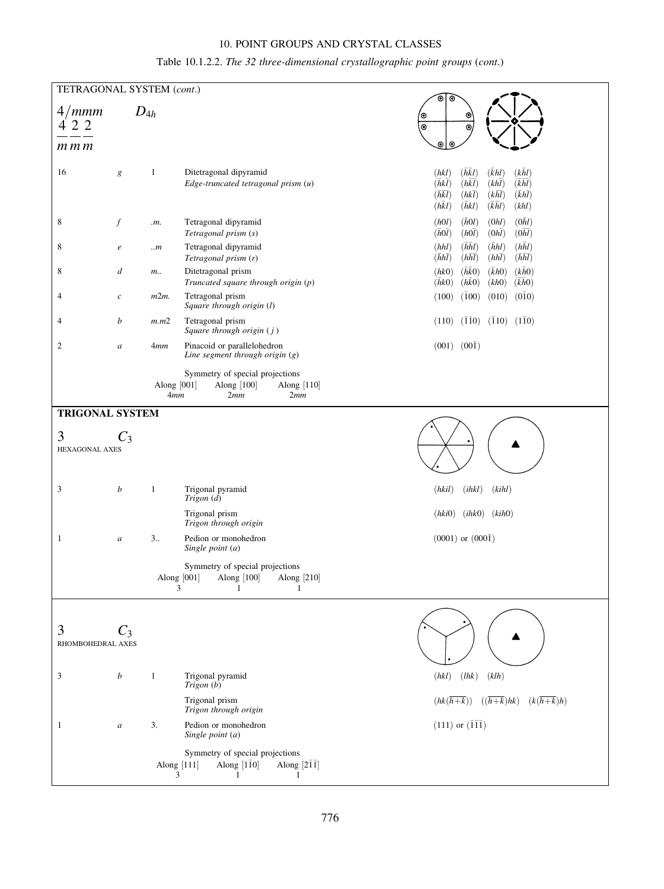Table 10.1.2.2. *The 32 three-dimensional crystallographic point groups* (*cont*.)

**TETRAGONAL SYSTEM** (*cont*.)

$4/mmm$ $\quad D_{4h}$

$\frac{4}{m}\frac{2}{m}\frac{2}{m}$

| Multiplicity | Wyckoff letter | Site symmetry | Name of crystal form / *Name of point form* | Miller indices |
|---|---|---|---|---|
| 16 | $g$ | 1 | Ditetragonal dipyramid<br>*Edge-truncated tetragonal prism* ($u$) | $(hkl)$ $(\bar{h}\bar{k}l)$ $(\bar{k}hl)$ $(k\bar{h}l)$<br>$(\bar{h}k\bar{l})$ $(h\bar{k}\bar{l})$ $(kh\bar{l})$ $(\bar{k}\bar{h}\bar{l})$<br>$(\bar{h}\bar{k}\bar{l})$ $(hk\bar{l})$ $(k\bar{h}\bar{l})$ $(\bar{k}h\bar{l})$<br>$(h\bar{k}l)$ $(\bar{h}kl)$ $(\bar{k}\bar{h}l)$ $(khl)$ |
| 8 | $f$ | $.m.$ | Tetragonal dipyramid<br>*Tetragonal prism* ($s$) | $(h0l)$ $(\bar{h}0l)$ $(0hl)$ $(0\bar{h}l)$<br>$(\bar{h}0\bar{l})$ $(h0\bar{l})$ $(0h\bar{l})$ $(0\bar{h}\bar{l})$ |
| 8 | $e$ | $..m$ | Tetragonal dipyramid<br>*Tetragonal prism* ($r$) | $(hhl)$ $(\bar{h}\bar{h}l)$ $(\bar{h}hl)$ $(h\bar{h}l)$<br>$(\bar{h}h\bar{l})$ $(h\bar{h}\bar{l})$ $(hh\bar{l})$ $(\bar{h}\bar{h}\bar{l})$ |
| 8 | $d$ | $m..$ | Ditetragonal prism<br>*Truncated square through origin* ($p$) | $(hk0)$ $(\bar{h}\bar{k}0)$ $(\bar{k}h0)$ $(k\bar{h}0)$<br>$(\bar{h}k0)$ $(h\bar{k}0)$ $(kh0)$ $(\bar{k}\bar{h}0)$ |
| 4 | $c$ | $m2m.$ | Tetragonal prism<br>*Square through origin* ($l$) | $(100)$ $(\bar{1}00)$ $(010)$ $(0\bar{1}0)$ |
| 4 | $b$ | $m.m2$ | Tetragonal prism<br>*Square through origin* ($j$) | $(110)$ $(\bar{1}\bar{1}0)$ $(\bar{1}10)$ $(1\bar{1}0)$ |
| 2 | $a$ | $4mm$ | Pinacoid or parallelohedron<br>*Line segment through origin* ($g$) | $(001)$ $(00\bar{1})$ |

Symmetry of special projections

| Along [001] | Along [100] | Along [110] |
|---|---|---|
| $4mm$ | $2mm$ | $2mm$ |

**TRIGONAL SYSTEM**

$3$ $\quad C_3$

HEXAGONAL AXES

| Multiplicity | Wyckoff letter | Site symmetry | Name of crystal form / *Name of point form* | Miller indices |
|---|---|---|---|---|
| 3 | $b$ | 1 | Trigonal pyramid<br>*Trigon* ($d$) | $(hkil)$ $(ihkl)$ $(kihl)$ |
| | | | Trigonal prism<br>*Trigon through origin* | $(hki0)$ $(ihk0)$ $(kih0)$ |
| 1 | $a$ | $3..$ | Pedion or monohedron<br>*Single point* ($a$) | $(0001)$ or $(000\bar{1})$ |

Symmetry of special projections

| Along [001] | Along [100] | Along [210] |
|---|---|---|
| 3 | 1 | 1 |

$3$ $\quad C_3$

RHOMBOHEDRAL AXES

| Multiplicity | Wyckoff letter | Site symmetry | Name of crystal form / *Name of point form* | Miller indices |
|---|---|---|---|---|
| 3 | $b$ | 1 | Trigonal pyramid<br>*Trigon* ($b$) | $(hkl)$ $(lhk)$ $(klh)$ |
| | | | Trigonal prism<br>*Trigon through origin* | $(hk(\overline{h+k}))$ $((\overline{h+k})hk)$ $(k(\overline{h+k})h)$ |
| 1 | $a$ | $3.$ | Pedion or monohedron<br>*Single point* ($a$) | $(111)$ or $(\bar{1}\bar{1}\bar{1})$ |

Symmetry of special projections

| Along [111] | Along [$1\bar{1}0$] | Along [$2\bar{1}\bar{1}$] |
|---|---|---|
| 3 | 1 | 1 |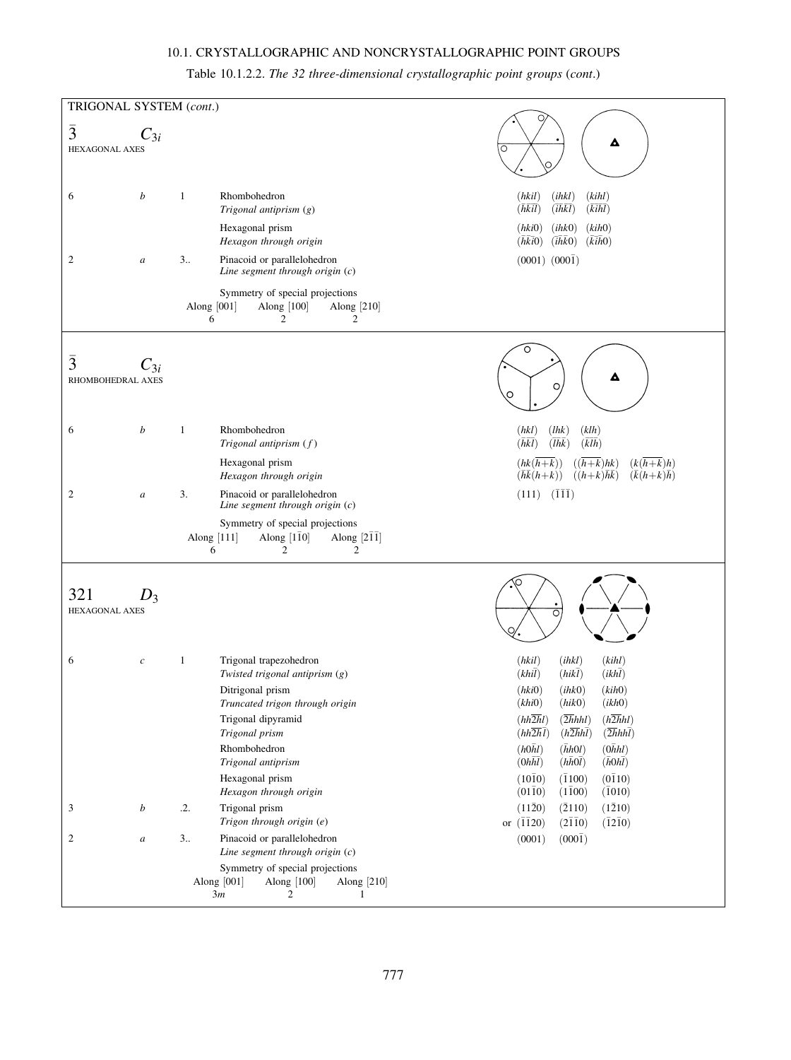Table 10.1.2.2. *The 32 three-dimensional crystallographic point groups* (*cont.*)

TRIGONAL SYSTEM (*cont.*)

## $\bar{3}$ $C_{3i}$ HEXAGONAL AXES

| | | | | |
|---|---|---|---|---|
| 6 | *b* | 1 | Rhombohedron<br>*Trigonal antiprism* (*g*) | $(hkil)$ $(ihkl)$ $(kihl)$<br>$(\bar{h}\bar{k}\bar{i}\bar{l})$ $(\bar{i}\bar{h}\bar{k}\bar{l})$ $(\bar{k}\bar{i}\bar{h}\bar{l})$ |
| | | | Hexagonal prism<br>*Hexagon through origin* | $(hki0)$ $(ihk0)$ $(kih0)$<br>$(\bar{h}\bar{k}\bar{i}0)$ $(\bar{i}\bar{h}\bar{k}0)$ $(\bar{k}\bar{i}\bar{h}0)$ |
| 2 | *a* | 3.. | Pinacoid or parallelohedron<br>*Line segment through origin* (*c*) | $(0001)$ $(000\bar{1})$ |

Symmetry of special projections

| Along [001] | Along [100] | Along [210] |
|---|---|---|
| 6 | 2 | 2 |

## $\bar{3}$ $C_{3i}$ RHOMBOHEDRAL AXES

| | | | | |
|---|---|---|---|---|
| 6 | *b* | 1 | Rhombohedron<br>*Trigonal antiprism* (*f*) | $(hkl)$ $(lhk)$ $(klh)$<br>$(\bar{h}\bar{k}\bar{l})$ $(\bar{l}\bar{h}\bar{k})$ $(\bar{k}\bar{l}\bar{h})$ |
| | | | Hexagonal prism<br>*Hexagon through origin* | $(hk(\overline{h+k}))$ $((\overline{h+k})hk)$ $(k(\overline{h+k})h)$<br>$(\bar{h}\bar{k}(h+k))$ $((h+k)\bar{h}\bar{k})$ $(\bar{k}(h+k)\bar{h})$ |
| 2 | *a* | 3. | Pinacoid or parallelohedron<br>*Line segment through origin* (*c*) | $(111)$ $(\bar{1}\bar{1}\bar{1})$ |

Symmetry of special projections

| Along [111] | Along [1$\bar{1}$0] | Along [2$\bar{1}\bar{1}$] |
|---|---|---|
| 6 | 2 | 2 |

## 321 $D_3$ HEXAGONAL AXES

| | | | | |
|---|---|---|---|---|
| 6 | *c* | 1 | Trigonal trapezohedron<br>*Twisted trigonal antiprism* (*g*) | $(hkil)$ $(ihkl)$ $(kihl)$<br>$(khi\bar{l})$ $(hik\bar{l})$ $(ikh\bar{l})$ |
| | | | Ditrigonal prism<br>*Truncated trigon through origin* | $(hki0)$ $(ihk0)$ $(kih0)$<br>$(khi0)$ $(hik0)$ $(ikh0)$ |
| | | | Trigonal dipyramid<br>*Trigonal prism* | $(hh\overline{2h}l)$ $(\overline{2h}hhl)$ $(h\overline{2h}hl)$<br>$(hh\overline{2h}\bar{l})$ $(h\overline{2h}h\bar{l})$ $(\overline{2h}hh\bar{l})$ |
| | | | Rhombohedron<br>*Trigonal antiprism* | $(h0\bar{h}l)$ $(\bar{h}h0l)$ $(0\bar{h}hl)$<br>$(0hh\bar{l})$ $(h\bar{h}0\bar{l})$ $(\bar{h}0h\bar{l})$ |
| | | | Hexagonal prism<br>*Hexagon through origin* | $(10\bar{1}0)$ $(\bar{1}100)$ $(0\bar{1}10)$<br>$(01\bar{1}0)$ $(1\bar{1}00)$ $(\bar{1}010)$ |
| 3 | *b* | .2. | Trigonal prism<br>*Trigon through origin* (*e*) | $(11\bar{2}0)$ $(\bar{2}110)$ $(1\bar{2}10)$<br>or $(\bar{1}\bar{1}20)$ $(2\bar{1}\bar{1}0)$ $(\bar{1}2\bar{1}0)$ |
| 2 | *a* | 3.. | Pinacoid or parallelohedron<br>*Line segment through origin* (*c*) | $(0001)$ $(000\bar{1})$ |

Symmetry of special projections

| Along [001] | Along [100] | Along [210] |
|---|---|---|
| 3*m* | 2 | 1 |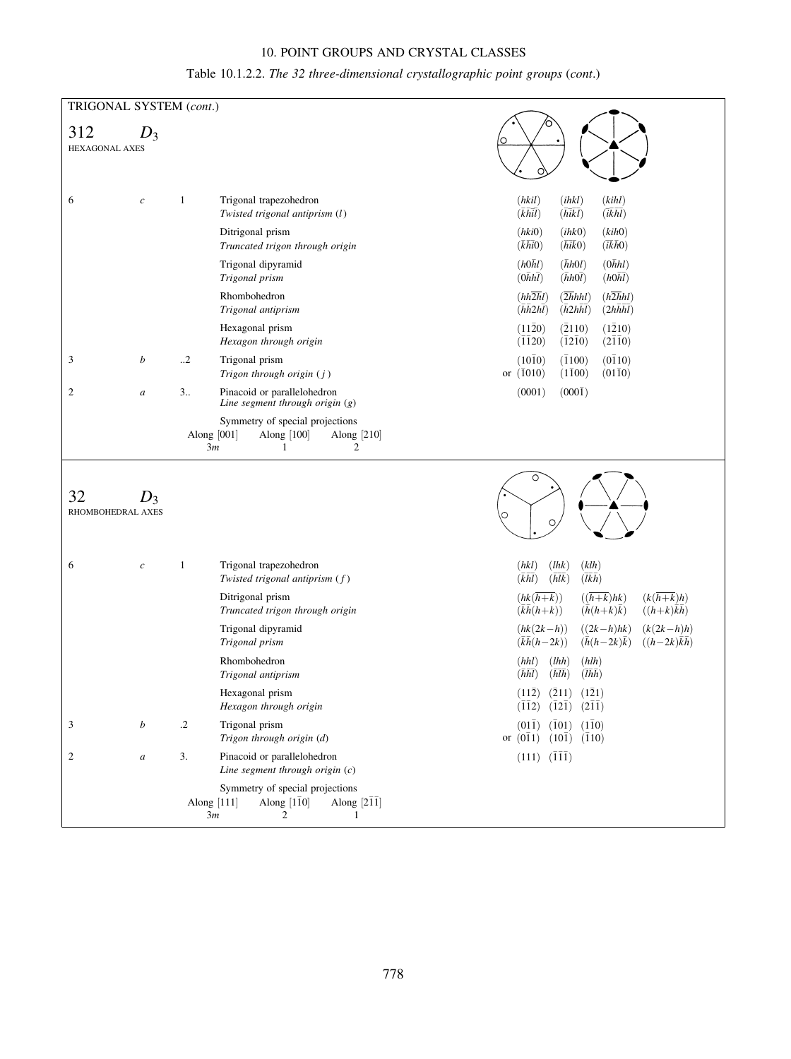Table 10.1.2.2. *The 32 three-dimensional crystallographic point groups* (*cont*.)

**TRIGONAL SYSTEM** (*cont*.)

## 312 $D_3$

HEXAGONAL AXES

| Multiplicity | Wyckoff letter | Site symmetry | Face form / *Point form* | Miller indices | | |
|---|---|---|---|---|---|---|
| 6 | *c* | 1 | Trigonal trapezohedron<br>*Twisted trigonal antiprism* (*l*) | $(hkil)$<br>$(\bar{k}\bar{h}\bar{i}\bar{l})$ | $(ihkl)$<br>$(\bar{h}\bar{i}\bar{k}\bar{l})$ | $(kihl)$<br>$(\bar{i}\bar{k}\bar{h}\bar{l})$ |
| | | | Ditrigonal prism<br>*Truncated trigon through origin* | $(hki0)$<br>$(\bar{k}\bar{h}\bar{i}0)$ | $(ihk0)$<br>$(\bar{h}\bar{i}\bar{k}0)$ | $(kih0)$<br>$(\bar{i}\bar{k}\bar{h}0)$ |
| | | | Trigonal dipyramid<br>*Trigonal prism* | $(h0\bar{h}l)$<br>$(0\bar{h}h\bar{l})$ | $(\bar{h}h0l)$<br>$(\bar{h}h0\bar{l})$ | $(0\bar{h}hl)$<br>$(h0\bar{h}\bar{l})$ |
| | | | Rhombohedron<br>*Trigonal antiprism* | $(hh\overline{2h}l)$<br>$(\bar{h}\bar{h}2h\bar{l})$ | $(\overline{2h}hhl)$<br>$(\bar{h}2h\bar{h}\bar{l})$ | $(h\overline{2h}hl)$<br>$(2h\bar{h}\bar{h}\bar{l})$ |
| | | | Hexagonal prism<br>*Hexagon through origin* | $(11\bar{2}0)$<br>$(\bar{1}\bar{1}20)$ | $(\bar{2}110)$<br>$(\bar{1}2\bar{1}0)$ | $(1\bar{2}10)$<br>$(2\bar{1}\bar{1}0)$ |
| 3 | *b* | ..2 | Trigonal prism<br>*Trigon through origin* (*j*) | $(10\bar{1}0)$<br>or $(\bar{1}010)$ | $(\bar{1}100)$<br>$(1\bar{1}00)$ | $(0\bar{1}10)$<br>$(01\bar{1}0)$ |
| 2 | *a* | 3.. | Pinacoid or parallelohedron<br>*Line segment through origin* (*g*) | $(0001)$ | $(000\bar{1})$ | |

Symmetry of special projections

| Along [001] | Along [100] | Along [210] |
|---|---|---|
| $3m$ | 1 | 2 |

## 32 $D_3$

RHOMBOHEDRAL AXES

| Multiplicity | Wyckoff letter | Site symmetry | Face form / *Point form* | Miller indices | | |
|---|---|---|---|---|---|---|
| 6 | *c* | 1 | Trigonal trapezohedron<br>*Twisted trigonal antiprism* (*f*) | $(hkl)$<br>$(\bar{k}\bar{h}\bar{l})$ | $(lhk)$<br>$(\bar{h}\bar{l}\bar{k})$ | $(klh)$<br>$(\bar{l}\bar{k}\bar{h})$ |
| | | | Ditrigonal prism<br>*Truncated trigon through origin* | $(hk(\overline{h+k}))$<br>$(\bar{k}\bar{h}(h+k))$ | $((\overline{h+k})hk)$<br>$(\bar{h}(h+k)\bar{k})$ | $(k(\overline{h+k})h)$<br>$((h+k)\bar{k}\bar{h})$ |
| | | | Trigonal dipyramid<br>*Trigonal prism* | $(hk(2k-h))$<br>$(\bar{k}\bar{h}(h-2k))$ | $((2k-h)hk)$<br>$(\bar{h}(h-2k)\bar{k})$ | $(k(2k-h)h)$<br>$((h-2k)\bar{k}\bar{h})$ |
| | | | Rhombohedron<br>*Trigonal antiprism* | $(hhl)$<br>$(\bar{h}\bar{h}\bar{l})$ | $(lhh)$<br>$(\bar{h}\bar{l}\bar{h})$ | $(hlh)$<br>$(\bar{l}\bar{h}\bar{h})$ |
| | | | Hexagonal prism<br>*Hexagon through origin* | $(11\bar{2})$<br>$(\bar{1}\bar{1}2)$ | $(\bar{2}11)$<br>$(\bar{1}2\bar{1})$ | $(1\bar{2}1)$<br>$(2\bar{1}\bar{1})$ |
| 3 | *b* | .2 | Trigonal prism<br>*Trigon through origin* (*d*) | $(01\bar{1})$<br>or $(0\bar{1}1)$ | $(\bar{1}01)$<br>$(10\bar{1})$ | $(1\bar{1}0)$<br>$(\bar{1}10)$ |
| 2 | *a* | 3. | Pinacoid or parallelohedron<br>*Line segment through origin* (*c*) | $(111)$ | $(\bar{1}\bar{1}\bar{1})$ | |

Symmetry of special projections

| Along [111] | Along $[1\bar{1}0]$ | Along $[2\bar{1}\bar{1}]$ |
|---|---|---|
| $3m$ | 2 | 1 |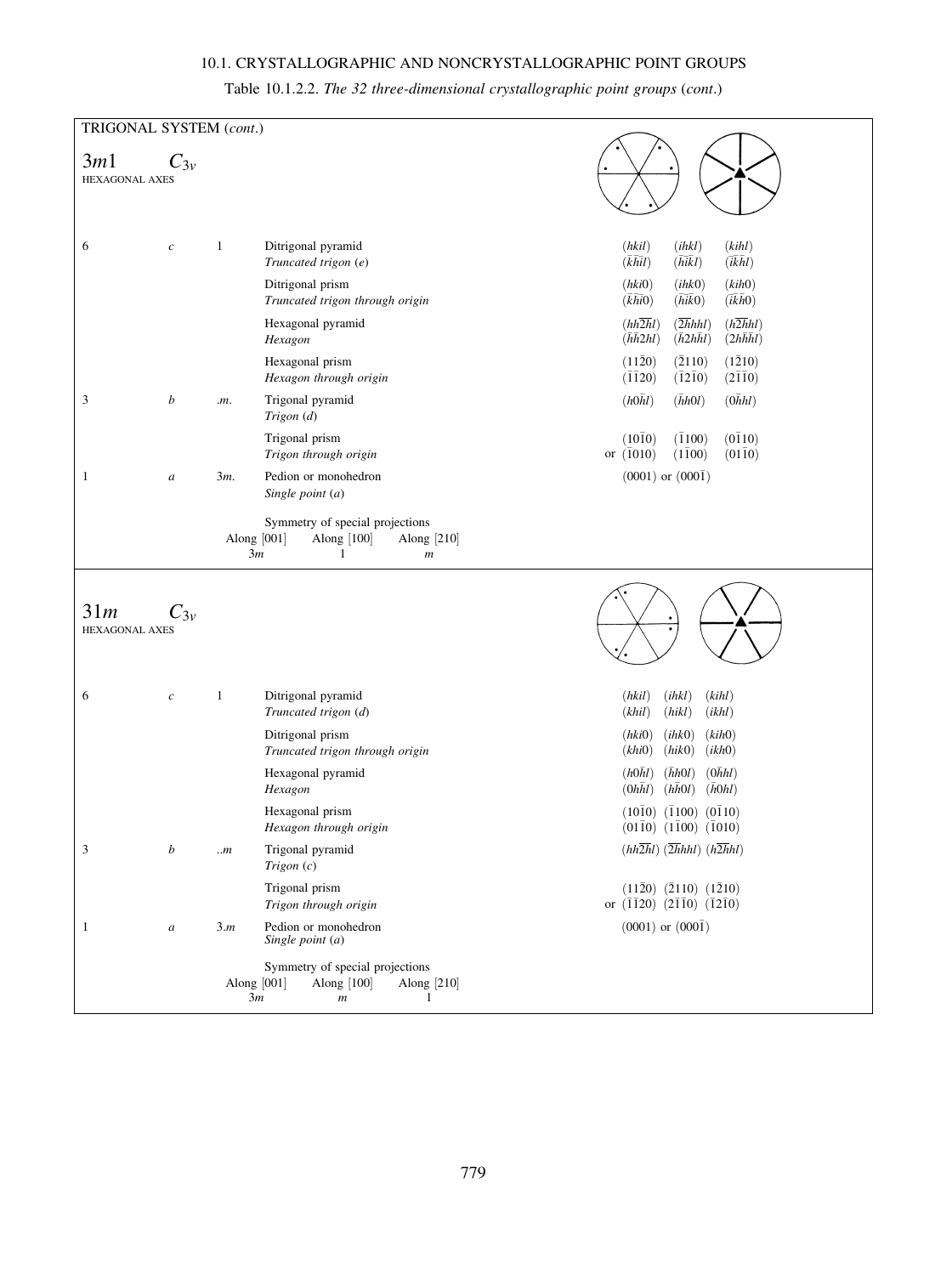Table 10.1.2.2. *The 32 three-dimensional crystallographic point groups* (*cont.*)

TRIGONAL SYSTEM (*cont.*)

## $3m1$ $\quad C_{3v}$

HEXAGONAL AXES

| Multiplicity | Wyckoff letter | Site symmetry | Name of crystal form / *point form* | Miller indices |
|---|---|---|---|---|
| 6 | $c$ | $1$ | Ditrigonal pyramid<br>*Truncated trigon (e)* | $(hkil)$ $(ihkl)$ $(kihl)$<br>$(\bar{k}\bar{h}\bar{i}l)$ $(\bar{h}\bar{i}\bar{k}l)$ $(\bar{i}\bar{k}\bar{h}l)$ |
| | | | Ditrigonal prism<br>*Truncated trigon through origin* | $(hki0)$ $(ihk0)$ $(kih0)$<br>$(\bar{k}\bar{h}\bar{i}0)$ $(\bar{h}\bar{i}\bar{k}0)$ $(\bar{i}\bar{k}\bar{h}0)$ |
| | | | Hexagonal pyramid<br>*Hexagon* | $(hh\overline{2h}l)$ $(\overline{2h}hhl)$ $(h\overline{2h}hl)$<br>$(\bar{h}\bar{h}2hl)$ $(\bar{h}2h\bar{h}l)$ $(2h\bar{h}\bar{h}l)$ |
| | | | Hexagonal prism<br>*Hexagon through origin* | $(11\bar{2}0)$ $(\bar{2}110)$ $(1\bar{2}10)$<br>$(\bar{1}\bar{1}20)$ $(\bar{1}2\bar{1}0)$ $(2\bar{1}\bar{1}0)$ |
| 3 | $b$ | $.m.$ | Trigonal pyramid<br>*Trigon (d)* | $(h0\bar{h}l)$ $(\bar{h}h0l)$ $(0\bar{h}hl)$ |
| | | | Trigonal prism<br>*Trigon through origin* | $(10\bar{1}0)$ $(\bar{1}100)$ $(0\bar{1}10)$<br>or $(\bar{1}010)$ $(1\bar{1}00)$ $(01\bar{1}0)$ |
| 1 | $a$ | $3m.$ | Pedion or monohedron<br>*Single point (a)* | $(0001)$ or $(000\bar{1})$ |

Symmetry of special projections

| Along [001] | Along [100] | Along [210] |
|---|---|---|
| $3m$ | $1$ | $m$ |

## $31m$ $\quad C_{3v}$

HEXAGONAL AXES

| Multiplicity | Wyckoff letter | Site symmetry | Name of crystal form / *point form* | Miller indices |
|---|---|---|---|---|
| 6 | $c$ | $1$ | Ditrigonal pyramid<br>*Truncated trigon (d)* | $(hkil)$ $(ihkl)$ $(kihl)$<br>$(khil)$ $(hikl)$ $(ikhl)$ |
| | | | Ditrigonal prism<br>*Truncated trigon through origin* | $(hki0)$ $(ihk0)$ $(kih0)$<br>$(khi0)$ $(hik0)$ $(ikh0)$ |
| | | | Hexagonal pyramid<br>*Hexagon* | $(h0\bar{h}l)$ $(\bar{h}h0l)$ $(0\bar{h}hl)$<br>$(0h\bar{h}l)$ $(h\bar{h}0l)$ $(\bar{h}0hl)$ |
| | | | Hexagonal prism<br>*Hexagon through origin* | $(10\bar{1}0)$ $(\bar{1}100)$ $(0\bar{1}10)$<br>$(01\bar{1}0)$ $(1\bar{1}00)$ $(\bar{1}010)$ |
| 3 | $b$ | $..m$ | Trigonal pyramid<br>*Trigon (c)* | $(hh\overline{2h}l)$ $(\overline{2h}hhl)$ $(h\overline{2h}hl)$ |
| | | | Trigonal prism<br>*Trigon through origin* | $(11\bar{2}0)$ $(\bar{2}110)$ $(1\bar{2}10)$<br>or $(\bar{1}\bar{1}20)$ $(2\bar{1}\bar{1}0)$ $(\bar{1}2\bar{1}0)$ |
| 1 | $a$ | $3.m$ | Pedion or monohedron<br>*Single point (a)* | $(0001)$ or $(000\bar{1})$ |

Symmetry of special projections

| Along [001] | Along [100] | Along [210] |
|---|---|---|
| $3m$ | $m$ | $1$ |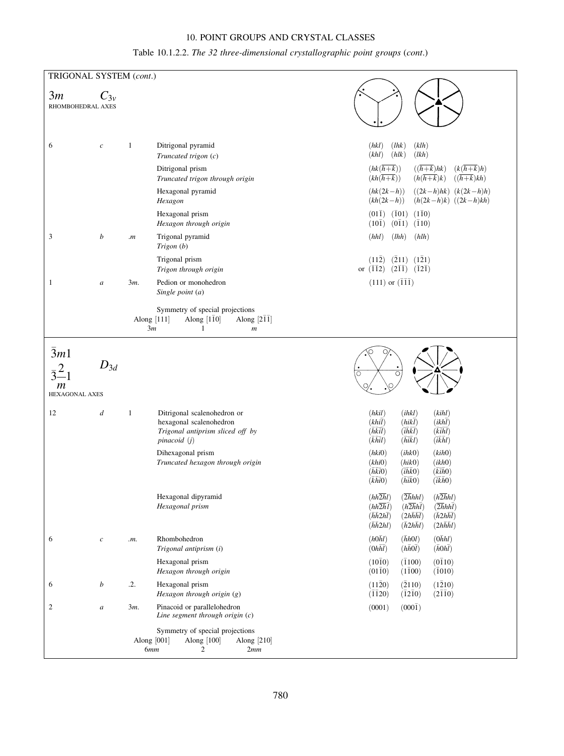Table 10.1.2.2. *The 32 three-dimensional crystallographic point groups* (*cont*.)

## TRIGONAL SYSTEM (*cont*.)

### $3m$ $C_{3v}$

RHOMBOHEDRAL AXES

| Multiplicity | Wyckoff letter | Site symmetry | Name of crystal form / *Name of point form* | Miller indices |
|---|---|---|---|---|
| 6 | *c* | 1 | Ditrigonal pyramid<br>*Truncated trigon (c)* | $(hkl)$ $(lhk)$ $(klh)$<br>$(khl)$ $(hlk)$ $(lkh)$ |
| | | | Ditrigonal prism<br>*Truncated trigon through origin* | $(hk(\overline{h+k}))$ $((\overline{h+k})hk)$ $(k(\overline{h+k})h)$<br>$(kh(\overline{h+k}))$ $(h(\overline{h+k})k)$ $((\overline{h+k})kh)$ |
| | | | Hexagonal pyramid<br>*Hexagon* | $(hk(2k-h))$ $((2k-h)hk)$ $(k(2k-h)h)$<br>$(kh(2k-h))$ $(h(2k-h)k)$ $((2k-h)kh)$ |
| | | | Hexagonal prism<br>*Hexagon through origin* | $(01\bar{1})$ $(\bar{1}01)$ $(1\bar{1}0)$<br>$(10\bar{1})$ $(0\bar{1}1)$ $(\bar{1}10)$ |
| 3 | *b* | $.m$ | Trigonal pyramid<br>*Trigon (b)* | $(hhl)$ $(lhh)$ $(hlh)$ |
| | | | Trigonal prism<br>*Trigon through origin* | $(11\bar{2})$ $(\bar{2}11)$ $(1\bar{2}1)$<br>or $(\bar{1}\bar{1}2)$ $(2\bar{1}\bar{1})$ $(\bar{1}2\bar{1})$ |
| 1 | *a* | $3m.$ | Pedion or monohedron<br>*Single point (a)* | $(111)$ or $(\bar{1}\bar{1}\bar{1})$ |

Symmetry of special projections

| Along [111] | Along $[1\bar{1}0]$ | Along $[2\bar{1}\bar{1}]$ |
|---|---|---|
| $3m$ | 1 | $m$ |

### $\bar{3}m1$ $\bar{3}\frac{2}{m}1$ $D_{3d}$

HEXAGONAL AXES

| Multiplicity | Wyckoff letter | Site symmetry | Name of crystal form / *Name of point form* | Miller indices |
|---|---|---|---|---|
| 12 | *d* | 1 | Ditrigonal scalenohedron or hexagonal scalenohedron<br>*Trigonal antiprism sliced off by pinacoid (j)* | $(hkil)$ $(ihkl)$ $(kihl)$<br>$(khi\bar{l})$ $(hik\bar{l})$ $(ikh\bar{l})$<br>$(\bar{h}\bar{k}\bar{i}\bar{l})$ $(\bar{i}\bar{h}\bar{k}\bar{l})$ $(\bar{k}\bar{i}\bar{h}\bar{l})$<br>$(\bar{k}\bar{h}\bar{i}l)$ $(\bar{h}\bar{i}\bar{k}l)$ $(\bar{i}\bar{k}\bar{h}l)$ |
| | | | Dihexagonal prism<br>*Truncated hexagon through origin* | $(hki0)$ $(ihk0)$ $(kih0)$<br>$(khi0)$ $(hik0)$ $(ikh0)$<br>$(\bar{h}\bar{k}\bar{i}0)$ $(\bar{i}\bar{h}\bar{k}0)$ $(\bar{k}\bar{i}\bar{h}0)$<br>$(\bar{k}\bar{h}\bar{i}0)$ $(\bar{h}\bar{i}\bar{k}0)$ $(\bar{i}\bar{k}\bar{h}0)$ |
| | | | Hexagonal dipyramid<br>*Hexagonal prism* | $(hh\overline{2h}l)$ $(\overline{2h}hhl)$ $(h\overline{2h}hl)$<br>$(hh\overline{2h}\bar{l})$ $(h\overline{2h}h\bar{l})$ $(\overline{2h}hh\bar{l})$<br>$(\bar{h}\bar{h}2h\bar{l})$ $(2h\bar{h}\bar{h}\bar{l})$ $(\bar{h}2h\bar{h}\bar{l})$<br>$(\bar{h}\bar{h}2hl)$ $(\bar{h}2h\bar{h}l)$ $(2h\bar{h}\bar{h}l)$ |
| 6 | *c* | $.m.$ | Rhombohedron<br>*Trigonal antiprism (i)* | $(h0\bar{h}l)$ $(\bar{h}h0l)$ $(0\bar{h}hl)$<br>$(0h\bar{h}\bar{l})$ $(h\bar{h}0\bar{l})$ $(\bar{h}0h\bar{l})$ |
| | | | Hexagonal prism<br>*Hexagon through origin* | $(10\bar{1}0)$ $(\bar{1}100)$ $(0\bar{1}10)$<br>$(01\bar{1}0)$ $(1\bar{1}00)$ $(\bar{1}010)$ |
| 6 | *b* | $.2.$ | Hexagonal prism<br>*Hexagon through origin (g)* | $(11\bar{2}0)$ $(\bar{2}110)$ $(1\bar{2}10)$<br>$(\bar{1}\bar{1}20)$ $(\bar{1}2\bar{1}0)$ $(2\bar{1}\bar{1}0)$ |
| 2 | *a* | $3m.$ | Pinacoid or parallelohedron<br>*Line segment through origin (c)* | $(0001)$ $(000\bar{1})$ |

Symmetry of special projections

| Along [001] | Along [100] | Along [210] |
|---|---|---|
| $6mm$ | 2 | $2mm$ |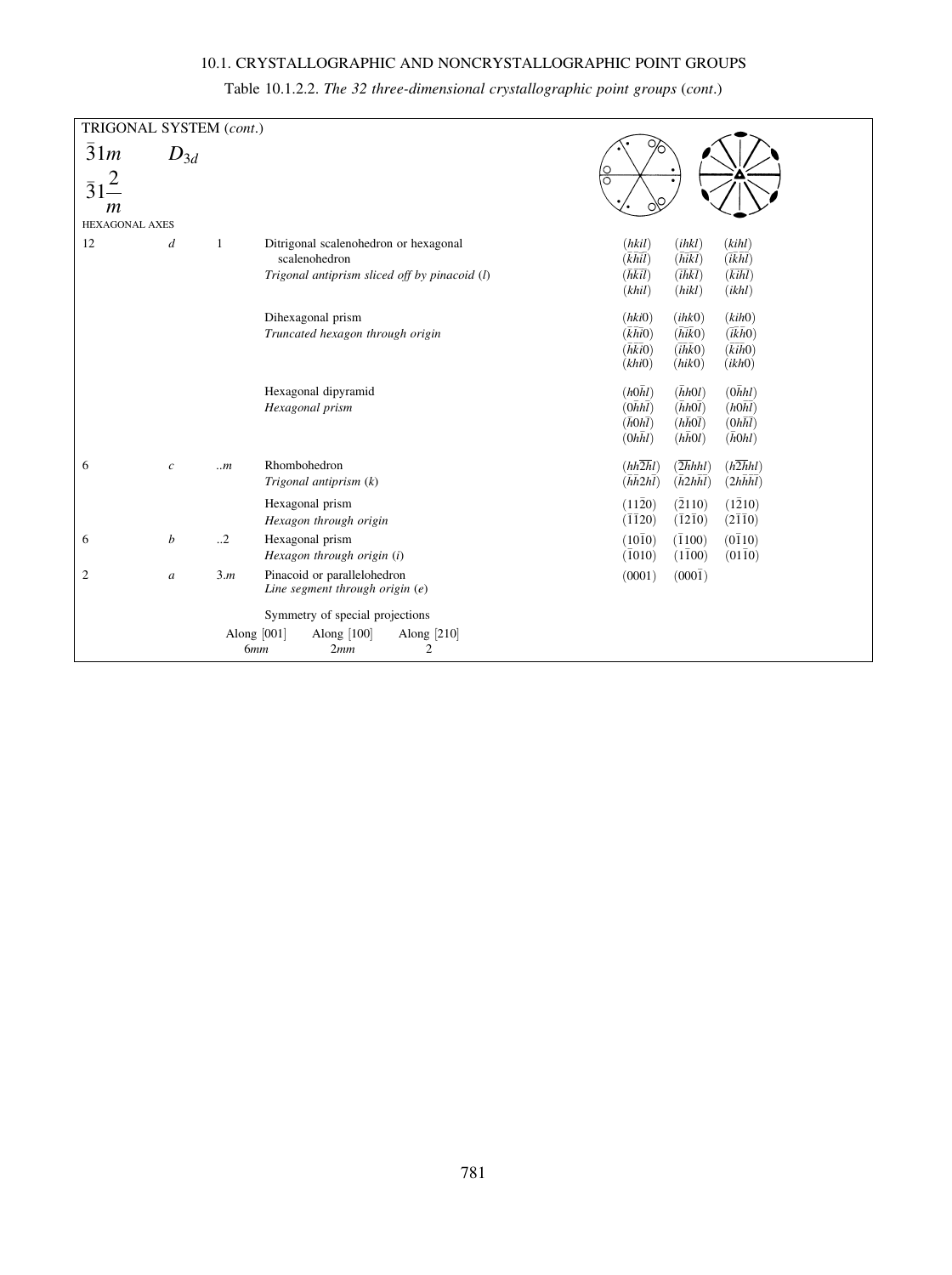Table 10.1.2.2. *The 32 three-dimensional crystallographic point groups* (*cont*.)

TRIGONAL SYSTEM (*cont*.)

$\bar{3}1m$ $\quad D_{3d}$

$\bar{3}1\frac{2}{m}$

HEXAGONAL AXES

| Multiplicity | Wyckoff letter | Site symmetry | Name of crystal form / *Name of point form* | Miller indices | | |
|---|---|---|---|---|---|---|
| 12 | *d* | 1 | Ditrigonal scalenohedron or hexagonal scalenohedron<br>*Trigonal antiprism sliced off by pinacoid (l)* | $(hkil)$<br>$(\bar{k}\bar{h}\bar{i}l)$<br>$(\bar{h}\bar{k}\bar{i}\bar{l})$<br>$(khi\bar{l})$ | $(ihkl)$<br>$(\bar{h}\bar{i}\bar{k}l)$<br>$(\bar{i}\bar{h}\bar{k}\bar{l})$<br>$(hik\bar{l})$ | $(kihl)$<br>$(\bar{i}\bar{k}\bar{h}l)$<br>$(\bar{k}\bar{i}\bar{h}\bar{l})$<br>$(ikh\bar{l})$ |
| | | | Dihexagonal prism<br>*Truncated hexagon through origin* | $(hki0)$<br>$(\bar{k}\bar{h}\bar{i}0)$<br>$(\bar{h}\bar{k}\bar{i}0)$<br>$(khi0)$ | $(ihk0)$<br>$(\bar{h}\bar{i}\bar{k}0)$<br>$(\bar{i}\bar{h}\bar{k}0)$<br>$(hik0)$ | $(kih0)$<br>$(\bar{i}\bar{k}\bar{h}0)$<br>$(\bar{k}\bar{i}\bar{h}0)$<br>$(ikh0)$ |
| | | | Hexagonal dipyramid<br>*Hexagonal prism* | $(h0\bar{h}l)$<br>$(0\bar{h}hl)$<br>$(\bar{h}0h\bar{l})$<br>$(0h\bar{h}\bar{l})$ | $(\bar{h}h0l)$<br>$(\bar{h}h0\bar{l})$<br>$(h\bar{h}0\bar{l})$<br>$(h\bar{h}0l)$ | $(0\bar{h}hl)$<br>$(h0\bar{h}l)$<br>$(0h\bar{h}\bar{l})$<br>$(\bar{h}0hl)$ |
| 6 | *c* | ..*m* | Rhombohedron<br>*Trigonal antiprism (k)* | $(hh\overline{2h}l)$<br>$(\bar{h}\bar{h}2h\bar{l})$ | $(\overline{2h}hhl)$<br>$(\bar{h}2h\bar{h}\bar{l})$ | $(h\overline{2h}hl)$<br>$(2h\bar{h}\bar{h}\bar{l})$ |
| | | | Hexagonal prism<br>*Hexagon through origin* | $(11\bar{2}0)$<br>$(\bar{1}\bar{1}20)$ | $(\bar{2}110)$<br>$(\bar{1}2\bar{1}0)$ | $(1\bar{2}10)$<br>$(2\bar{1}\bar{1}0)$ |
| 6 | *b* | ..2 | Hexagonal prism<br>*Hexagon through origin (i)* | $(10\bar{1}0)$<br>$(\bar{1}010)$ | $(\bar{1}100)$<br>$(1\bar{1}00)$ | $(0\bar{1}10)$<br>$(01\bar{1}0)$ |
| 2 | *a* | 3.*m* | Pinacoid or parallelohedron<br>*Line segment through origin (e)* | $(0001)$ | $(000\bar{1})$ | |

Symmetry of special projections

| Along [001] | Along [100] | Along [210] |
|---|---|---|
| 6*mm* | 2*mm* | 2 |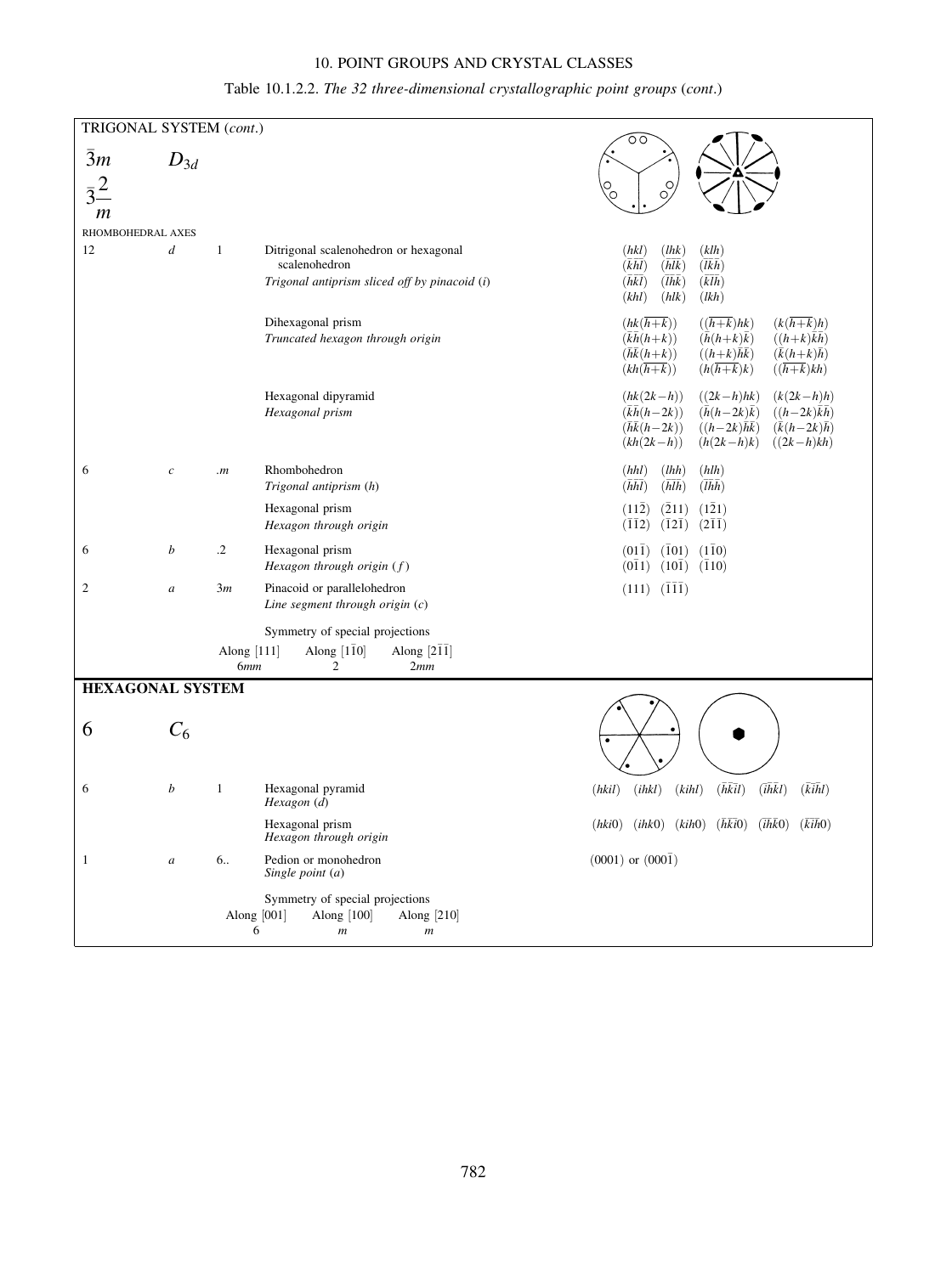Table 10.1.2.2. *The 32 three-dimensional crystallographic point groups* (*cont.*)

**TRIGONAL SYSTEM** (*cont.*)

$\bar{3}m$ $D_{3d}$

$\bar{3}\frac{2}{m}$

RHOMBOHEDRAL AXES

| Multiplicity | Wyckoff letter | Site symmetry | Form name / *Point form* | Miller indices |
|---|---|---|---|---|
| 12 | $d$ | 1 | Ditrigonal scalenohedron or hexagonal scalenohedron<br>*Trigonal antiprism sliced off by pinacoid* (*i*) | $(hkl)$ $(lhk)$ $(klh)$<br>$(\bar{k}\bar{h}\bar{l})$ $(\bar{h}\bar{l}\bar{k})$ $(\bar{l}\bar{k}\bar{h})$<br>$(\bar{h}\bar{k}\bar{l})$ $(\bar{l}\bar{h}\bar{k})$ $(\bar{k}\bar{l}\bar{h})$<br>$(khl)$ $(hlk)$ $(lkh)$ |
| | | | Dihexagonal prism<br>*Truncated hexagon through origin* | $(hk(\overline{h+k}))$ $((\overline{h+k})hk)$ $(k(\overline{h+k})h)$<br>$(\bar{k}\bar{h}(h+k))$ $(\bar{h}(h+k)\bar{k})$ $((h+k)\bar{k}\bar{h})$<br>$(\bar{h}\bar{k}(h+k))$ $((h+k)\bar{h}\bar{k})$ $(\bar{k}(h+k)\bar{h})$<br>$(kh(\overline{h+k}))$ $(h(\overline{h+k})k)$ $((\overline{h+k})kh)$ |
| | | | Hexagonal dipyramid<br>*Hexagonal prism* | $(hk(2k-h))$ $((2k-h)hk)$ $(k(2k-h)h)$<br>$(\bar{k}\bar{h}(h-2k))$ $(\bar{h}(h-2k)\bar{k})$ $((h-2k)\bar{k}\bar{h})$<br>$(\bar{h}\bar{k}(h-2k))$ $((h-2k)\bar{h}\bar{k})$ $(\bar{k}(h-2k)\bar{h})$<br>$(kh(2k-h))$ $(h(2k-h)k)$ $((2k-h)kh)$ |
| 6 | $c$ | $.m$ | Rhombohedron<br>*Trigonal antiprism* (*h*) | $(hhl)$ $(lhh)$ $(hlh)$<br>$(\bar{h}\bar{h}\bar{l})$ $(\bar{h}\bar{l}\bar{h})$ $(\bar{l}\bar{h}\bar{h})$ |
| | | | Hexagonal prism<br>*Hexagon through origin* | $(11\bar{2})$ $(\bar{2}11)$ $(1\bar{2}1)$<br>$(\bar{1}\bar{1}2)$ $(\bar{1}2\bar{1})$ $(2\bar{1}\bar{1})$ |
| 6 | $b$ | $.2$ | Hexagonal prism<br>*Hexagon through origin* (*f*) | $(01\bar{1})$ $(\bar{1}01)$ $(1\bar{1}0)$<br>$(0\bar{1}1)$ $(10\bar{1})$ $(\bar{1}10)$ |
| 2 | $a$ | $3m$ | Pinacoid or parallelohedron<br>*Line segment through origin* (*c*) | $(111)$ $(\bar{1}\bar{1}\bar{1})$ |

Symmetry of special projections

| Along [111] | Along $[1\bar{1}0]$ | Along $[2\bar{1}\bar{1}]$ |
|---|---|---|
| $6mm$ | 2 | $2mm$ |

**HEXAGONAL SYSTEM**

6 $C_6$

| Multiplicity | Wyckoff letter | Site symmetry | Form name / *Point form* | Miller indices |
|---|---|---|---|---|
| 6 | $b$ | 1 | Hexagonal pyramid<br>*Hexagon* (*d*) | $(hkil)$ $(ihkl)$ $(kihl)$ $(\bar{h}\bar{k}\bar{i}l)$ $(\bar{i}\bar{h}\bar{k}l)$ $(\bar{k}\bar{i}\bar{h}l)$ |
| | | | Hexagonal prism<br>*Hexagon through origin* | $(hki0)$ $(ihk0)$ $(kih0)$ $(\bar{h}\bar{k}\bar{i}0)$ $(\bar{i}\bar{h}\bar{k}0)$ $(\bar{k}\bar{i}\bar{h}0)$ |
| 1 | $a$ | $6..$ | Pedion or monohedron<br>*Single point* (*a*) | $(0001)$ or $(000\bar{1})$ |

Symmetry of special projections

| Along [001] | Along [100] | Along [210] |
|---|---|---|
| 6 | $m$ | $m$ |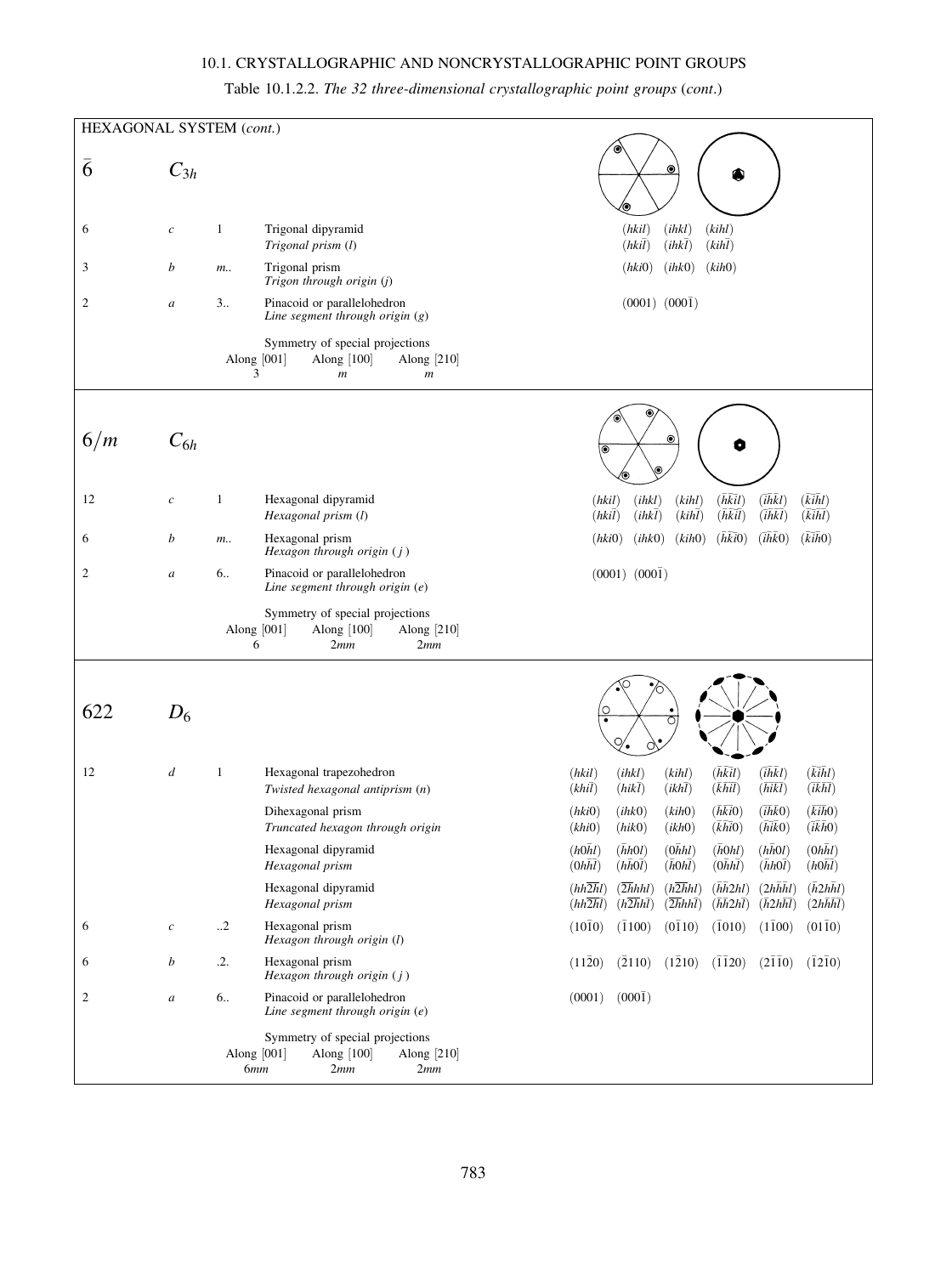Table 10.1.2.2. *The 32 three-dimensional crystallographic point groups* (*cont.*)

HEXAGONAL SYSTEM (*cont.*)

## $\bar{6}$ $C_{3h}$

| Multiplicity | Wyckoff letter | Site symmetry | Name of crystal form / *Name of point form* | Miller indices |
|---|---|---|---|---|
| 6 | *c* | 1 | Trigonal dipyramid<br>*Trigonal prism (l)* | $(hkil)$ $(ihkl)$ $(kihl)$<br>$(hki\bar{l})$ $(ihk\bar{l})$ $(kih\bar{l})$ |
| 3 | *b* | *m..* | Trigonal prism<br>*Trigon through origin (j)* | $(hki0)$ $(ihk0)$ $(kih0)$ |
| 2 | *a* | 3.. | Pinacoid or parallelohedron<br>*Line segment through origin (g)* | $(0001)$ $(000\bar{1})$ |

Symmetry of special projections

| Along [001] | Along [100] | Along [210] |
|---|---|---|
| 3 | *m* | *m* |

## $6/m$ $C_{6h}$

| Multiplicity | Wyckoff letter | Site symmetry | Name of crystal form / *Name of point form* | Miller indices |
|---|---|---|---|---|
| 12 | *c* | 1 | Hexagonal dipyramid<br>*Hexagonal prism (l)* | $(hkil)$ $(ihkl)$ $(kihl)$ $(\bar{h}\bar{k}\bar{i}l)$ $(\bar{i}\bar{h}\bar{k}l)$ $(\bar{k}\bar{i}\bar{h}l)$<br>$(hki\bar{l})$ $(ihk\bar{l})$ $(kih\bar{l})$ $(\bar{h}\bar{k}\bar{i}\bar{l})$ $(\bar{i}\bar{h}\bar{k}\bar{l})$ $(\bar{k}\bar{i}\bar{h}\bar{l})$ |
| 6 | *b* | *m..* | Hexagonal prism<br>*Hexagon through origin (j)* | $(hki0)$ $(ihk0)$ $(kih0)$ $(\bar{h}\bar{k}\bar{i}0)$ $(\bar{i}\bar{h}\bar{k}0)$ $(\bar{k}\bar{i}\bar{h}0)$ |
| 2 | *a* | 6.. | Pinacoid or parallelohedron<br>*Line segment through origin (e)* | $(0001)$ $(000\bar{1})$ |

Symmetry of special projections

| Along [001] | Along [100] | Along [210] |
|---|---|---|
| 6 | 2*mm* | 2*mm* |

## 622 $D_6$

| Multiplicity | Wyckoff letter | Site symmetry | Name of crystal form / *Name of point form* | Miller indices |
|---|---|---|---|---|
| 12 | *d* | 1 | Hexagonal trapezohedron<br>*Twisted hexagonal antiprism (n)* | $(hkil)$ $(ihkl)$ $(kihl)$ $(\bar{h}\bar{k}\bar{i}l)$ $(\bar{i}\bar{h}\bar{k}l)$ $(\bar{k}\bar{i}\bar{h}l)$<br>$(khi\bar{l})$ $(hik\bar{l})$ $(ikh\bar{l})$ $(\bar{k}\bar{h}\bar{i}\bar{l})$ $(\bar{h}\bar{i}\bar{k}\bar{l})$ $(\bar{i}\bar{k}\bar{h}\bar{l})$ |
| | | | Dihexagonal prism<br>*Truncated hexagon through origin* | $(hki0)$ $(ihk0)$ $(kih0)$ $(\bar{h}\bar{k}\bar{i}0)$ $(\bar{i}\bar{h}\bar{k}0)$ $(\bar{k}\bar{i}\bar{h}0)$<br>$(khi0)$ $(hik0)$ $(ikh0)$ $(\bar{k}\bar{h}\bar{i}0)$ $(\bar{h}\bar{i}\bar{k}0)$ $(\bar{i}\bar{k}\bar{h}0)$ |
| | | | Hexagonal dipyramid<br>*Hexagonal prism* | $(h0\bar{h}l)$ $(\bar{h}h0l)$ $(0\bar{h}hl)$ $(\bar{h}0hl)$ $(h\bar{h}0l)$ $(0h\bar{h}l)$<br>$(0h\bar{h}\bar{l})$ $(h\bar{h}0\bar{l})$ $(\bar{h}0h\bar{l})$ $(0\bar{h}h\bar{l})$ $(\bar{h}h0\bar{l})$ $(h0\bar{h}\bar{l})$ |
| | | | Hexagonal dipyramid<br>*Hexagonal prism* | $(hh\overline{2h}l)$ $(\overline{2h}hhl)$ $(h\overline{2h}hl)$ $(\bar{h}\bar{h}2hl)$ $(2h\bar{h}\bar{h}l)$ $(\bar{h}2h\bar{h}l)$<br>$(hh\overline{2h}\bar{l})$ $(h\overline{2h}h\bar{l})$ $(\overline{2h}hh\bar{l})$ $(\bar{h}\bar{h}2h\bar{l})$ $(\bar{h}2h\bar{h}\bar{l})$ $(2h\bar{h}\bar{h}\bar{l})$ |
| 6 | *c* | ..2 | Hexagonal prism<br>*Hexagon through origin (l)* | $(10\bar{1}0)$ $(\bar{1}100)$ $(0\bar{1}10)$ $(\bar{1}010)$ $(1\bar{1}00)$ $(01\bar{1}0)$ |
| 6 | *b* | .2. | Hexagonal prism<br>*Hexagon through origin (j)* | $(11\bar{2}0)$ $(\bar{2}110)$ $(1\bar{2}10)$ $(\bar{1}\bar{1}20)$ $(2\bar{1}\bar{1}0)$ $(\bar{1}2\bar{1}0)$ |
| 2 | *a* | 6.. | Pinacoid or parallelohedron<br>*Line segment through origin (e)* | $(0001)$ $(000\bar{1})$ |

Symmetry of special projections

| Along [001] | Along [100] | Along [210] |
|---|---|---|
| 6*mm* | 2*mm* | 2*mm* |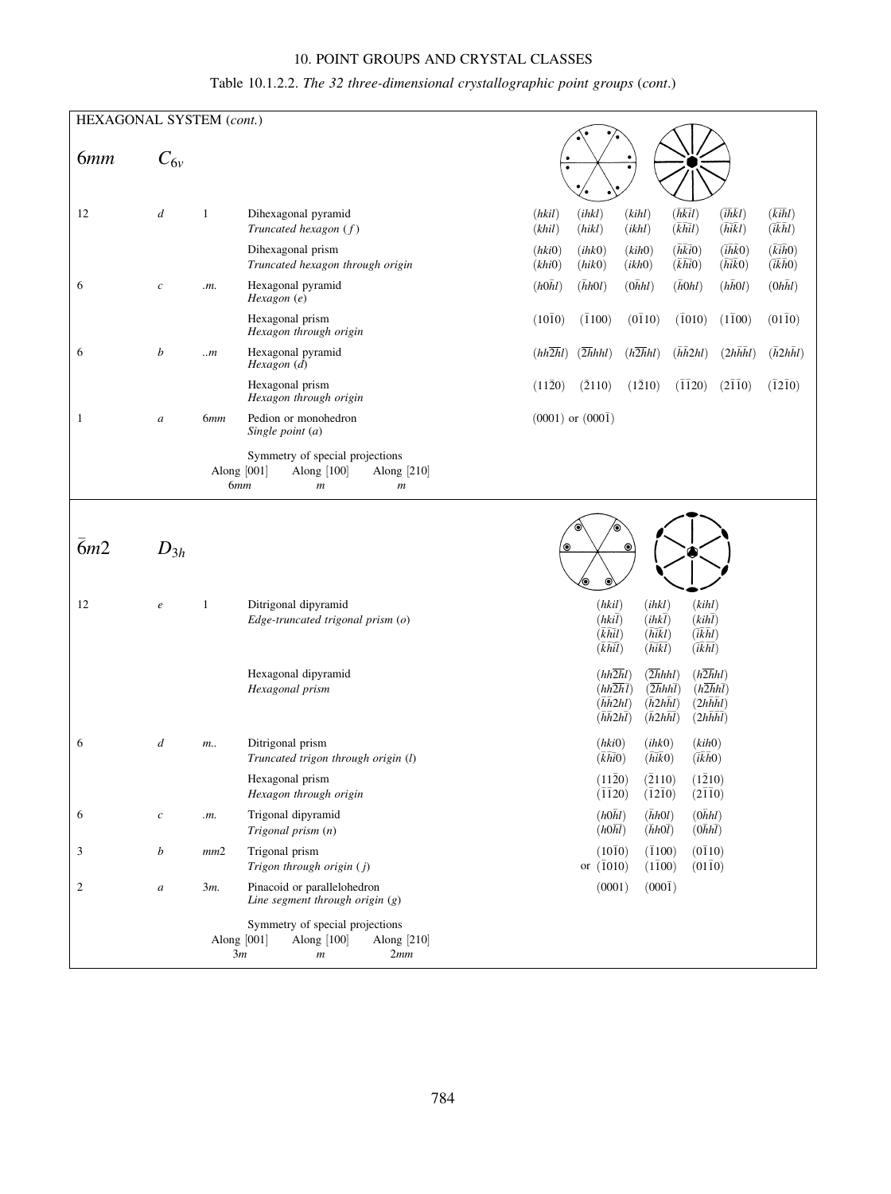Table 10.1.2.2. *The 32 three-dimensional crystallographic point groups* (*cont.*)

HEXAGONAL SYSTEM (*cont.*)

## 6*mm* $C_{6v}$

| Multiplicity | Wyckoff letter | Site symmetry | Name of crystal form / *Name of point form* | Miller indices |
|---|---|---|---|---|
| 12 | *d* | 1 | Dihexagonal pyramid<br>*Truncated hexagon* (*f*) | $(hkil)$ $(ihkl)$ $(kihl)$ $(\bar{h}\bar{k}\bar{i}l)$ $(\bar{i}\bar{h}\bar{k}l)$ $(\bar{k}\bar{i}\bar{h}l)$<br>$(khil)$ $(hikl)$ $(ikhl)$ $(\bar{k}\bar{h}\bar{i}l)$ $(\bar{h}\bar{i}\bar{k}l)$ $(\bar{i}\bar{k}\bar{h}l)$ |
| | | | Dihexagonal prism<br>*Truncated hexagon through origin* | $(hki0)$ $(ihk0)$ $(kih0)$ $(\bar{h}\bar{k}\bar{i}0)$ $(\bar{i}\bar{h}\bar{k}0)$ $(\bar{k}\bar{i}\bar{h}0)$<br>$(khi0)$ $(hik0)$ $(ikh0)$ $(\bar{k}\bar{h}\bar{i}0)$ $(\bar{h}\bar{i}\bar{k}0)$ $(\bar{i}\bar{k}\bar{h}0)$ |
| 6 | *c* | .*m*. | Hexagonal pyramid<br>*Hexagon* (*e*) | $(h0\bar{h}l)$ $(\bar{h}h0l)$ $(0\bar{h}hl)$ $(\bar{h}0hl)$ $(h\bar{h}0l)$ $(0h\bar{h}l)$ |
| | | | Hexagonal prism<br>*Hexagon through origin* | $(10\bar{1}0)$ $(\bar{1}100)$ $(0\bar{1}10)$ $(\bar{1}010)$ $(1\bar{1}00)$ $(01\bar{1}0)$ |
| 6 | *b* | ..*m* | Hexagonal pyramid<br>*Hexagon* (*d*) | $(hh\overline{2h}l)$ $(\overline{2h}hhl)$ $(h\overline{2h}hl)$ $(\bar{h}\bar{h}2hl)$ $(2h\bar{h}\bar{h}l)$ $(\bar{h}2h\bar{h}l)$ |
| | | | Hexagonal prism<br>*Hexagon through origin* | $(11\bar{2}0)$ $(\bar{2}110)$ $(1\bar{2}10)$ $(\bar{1}\bar{1}20)$ $(2\bar{1}\bar{1}0)$ $(\bar{1}2\bar{1}0)$ |
| 1 | *a* | 6*mm* | Pedion or monohedron<br>*Single point* (*a*) | $(0001)$ or $(000\bar{1})$ |

Symmetry of special projections

| Along [001] | Along [100] | Along [210] |
|---|---|---|
| 6*mm* | *m* | *m* |

## $\bar{6}m2$ $D_{3h}$

| Multiplicity | Wyckoff letter | Site symmetry | Name of crystal form / *Name of point form* | Miller indices |
|---|---|---|---|---|
| 12 | *e* | 1 | Ditrigonal dipyramid<br>*Edge-truncated trigonal prism* (*o*) | $(hkil)$ $(ihkl)$ $(kihl)$<br>$(hki\bar{l})$ $(ihk\bar{l})$ $(kih\bar{l})$<br>$(\bar{k}\bar{h}\bar{i}l)$ $(\bar{h}\bar{i}\bar{k}l)$ $(\bar{i}\bar{k}\bar{h}l)$<br>$(\bar{k}\bar{h}\bar{i}\bar{l})$ $(\bar{h}\bar{i}\bar{k}\bar{l})$ $(\bar{i}\bar{k}\bar{h}\bar{l})$ |
| | | | Hexagonal dipyramid<br>*Hexagonal prism* | $(hh\overline{2h}l)$ $(\overline{2h}hhl)$ $(h\overline{2h}hl)$<br>$(hh\overline{2h}\bar{l})$ $(\overline{2h}hh\bar{l})$ $(h\overline{2h}h\bar{l})$<br>$(\bar{h}\bar{h}2hl)$ $(\bar{h}2h\bar{h}l)$ $(2h\bar{h}\bar{h}l)$<br>$(\bar{h}\bar{h}2h\bar{l})$ $(\bar{h}2h\bar{h}\bar{l})$ $(2h\bar{h}\bar{h}\bar{l})$ |
| 6 | *d* | *m*.. | Ditrigonal prism<br>*Truncated trigon through origin* (*l*) | $(hki0)$ $(ihk0)$ $(kih0)$<br>$(\bar{k}\bar{h}\bar{i}0)$ $(\bar{h}\bar{i}\bar{k}0)$ $(\bar{i}\bar{k}\bar{h}0)$ |
| | | | Hexagonal prism<br>*Hexagon through origin* | $(11\bar{2}0)$ $(\bar{2}110)$ $(1\bar{2}10)$<br>$(\bar{1}\bar{1}20)$ $(\bar{1}2\bar{1}0)$ $(2\bar{1}\bar{1}0)$ |
| 6 | *c* | .*m*. | Trigonal dipyramid<br>*Trigonal prism* (*n*) | $(h0\bar{h}l)$ $(\bar{h}h0l)$ $(0\bar{h}hl)$<br>$(h0\bar{h}\bar{l})$ $(\bar{h}h0\bar{l})$ $(0\bar{h}h\bar{l})$ |
| 3 | *b* | *mm*2 | Trigonal prism<br>*Trigon through origin* (*j*) | $(10\bar{1}0)$ $(\bar{1}100)$ $(0\bar{1}10)$<br>or $(\bar{1}010)$ $(1\bar{1}00)$ $(01\bar{1}0)$ |
| 2 | *a* | 3*m*. | Pinacoid or parallelohedron<br>*Line segment through origin* (*g*) | $(0001)$ $(000\bar{1})$ |

Symmetry of special projections

| Along [001] | Along [100] | Along [210] |
|---|---|---|
| 3*m* | *m* | 2*mm* |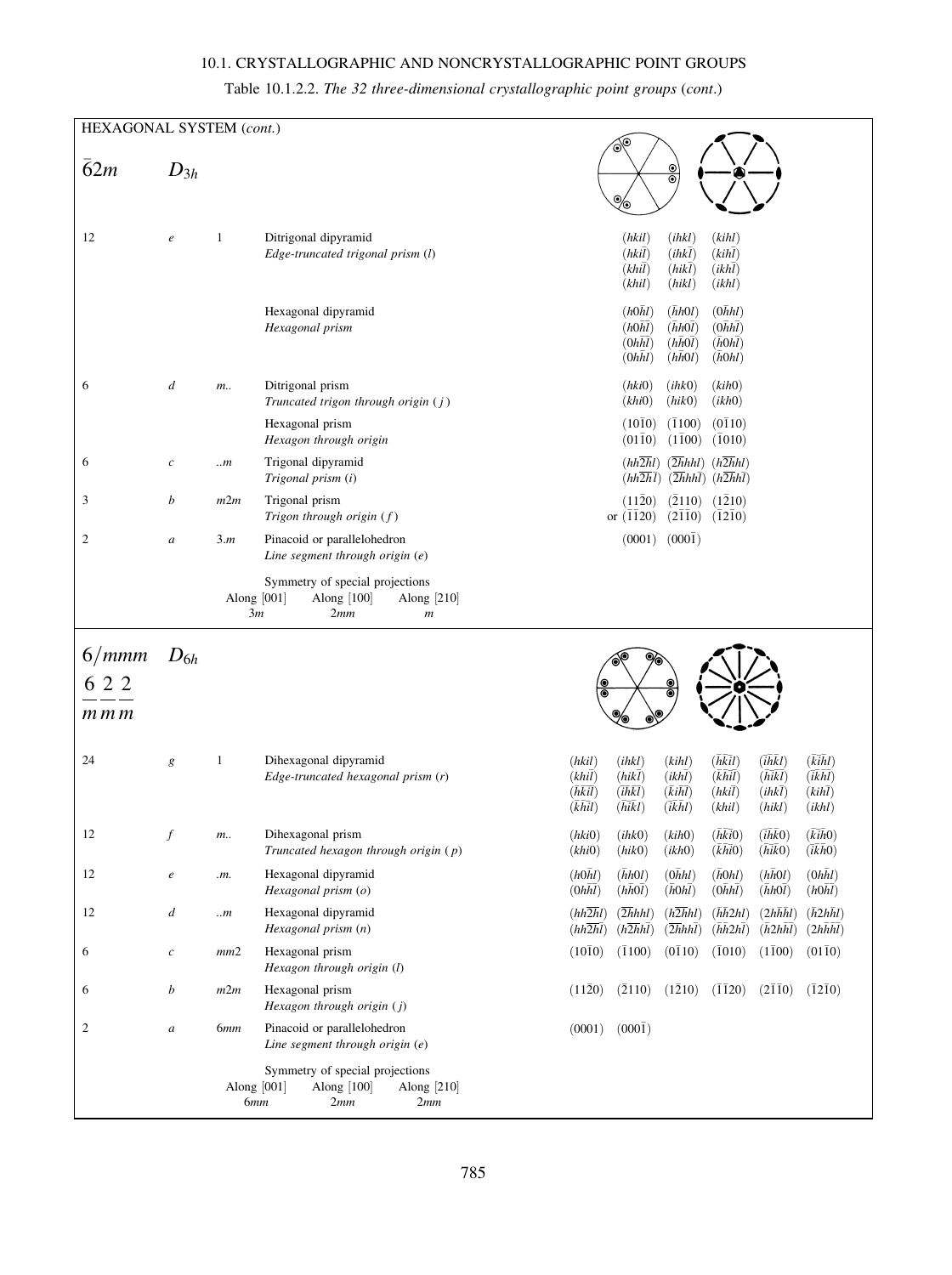Table 10.1.2.2. *The 32 three-dimensional crystallographic point groups* (*cont.*)

**HEXAGONAL SYSTEM (*cont.*)**

## $\bar{6}2m$ $D_{3h}$

| Multiplicity | Wyckoff letter | Site symmetry | Name of crystal form / *Name of point form* | Miller indices |
|---|---|---|---|---|
| 12 | *e* | 1 | Ditrigonal dipyramid<br>*Edge-truncated trigonal prism* (*l*) | $(hkil)$ $(ihkl)$ $(kihl)$<br>$(hki\bar{l})$ $(ihk\bar{l})$ $(kih\bar{l})$<br>$(khi\bar{l})$ $(hik\bar{l})$ $(ikh\bar{l})$<br>$(khil)$ $(hikl)$ $(ikhl)$ |
| | | | Hexagonal dipyramid<br>*Hexagonal prism* | $(h0\bar{h}l)$ $(\bar{h}h0l)$ $(0\bar{h}hl)$<br>$(h0\bar{h}\bar{l})$ $(\bar{h}h0\bar{l})$ $(0\bar{h}h\bar{l})$<br>$(0h\bar{h}\bar{l})$ $(h\bar{h}0\bar{l})$ $(\bar{h}0h\bar{l})$<br>$(0h\bar{h}l)$ $(h\bar{h}0l)$ $(\bar{h}0hl)$ |
| 6 | *d* | *m..* | Ditrigonal prism<br>*Truncated trigon through origin* (*j*) | $(hki0)$ $(ihk0)$ $(kih0)$<br>$(khi0)$ $(hik0)$ $(ikh0)$ |
| | | | Hexagonal prism<br>*Hexagon through origin* | $(10\bar{1}0)$ $(\bar{1}100)$ $(0\bar{1}10)$<br>$(01\bar{1}0)$ $(1\bar{1}00)$ $(\bar{1}010)$ |
| 6 | *c* | *..m* | Trigonal dipyramid<br>*Trigonal prism* (*i*) | $(hh\overline{2h}l)$ $(\overline{2h}hhl)$ $(h\overline{2h}hl)$<br>$(hh\overline{2h}\bar{l})$ $(\overline{2h}hh\bar{l})$ $(h\overline{2h}h\bar{l})$ |
| 3 | *b* | *m2m* | Trigonal prism<br>*Trigon through origin* (*f*) | $(11\bar{2}0)$ $(\bar{2}110)$ $(1\bar{2}10)$<br>or $(\bar{1}\bar{1}20)$ $(2\bar{1}\bar{1}0)$ $(\bar{1}2\bar{1}0)$ |
| 2 | *a* | *3.m* | Pinacoid or parallelohedron<br>*Line segment through origin* (*e*) | $(0001)$ $(000\bar{1})$ |

Symmetry of special projections

| Along [001] | Along [100] | Along [210] |
|---|---|---|
| *3m* | *2mm* | *m* |

## $6/mmm$ $D_{6h}$

$\dfrac{6}{m}\dfrac{2}{m}\dfrac{2}{m}$

| Multiplicity | Wyckoff letter | Site symmetry | Name of crystal form / *Name of point form* | Miller indices |
|---|---|---|---|---|
| 24 | *g* | 1 | Dihexagonal dipyramid<br>*Edge-truncated hexagonal prism* (*r*) | $(hkil)$ $(ihkl)$ $(kihl)$ $(\bar{h}\bar{k}\bar{i}l)$ $(\bar{i}\bar{h}\bar{k}l)$ $(\bar{k}\bar{i}\bar{h}l)$<br>$(khi\bar{l})$ $(hik\bar{l})$ $(ikh\bar{l})$ $(\bar{k}\bar{h}\bar{i}\bar{l})$ $(\bar{h}\bar{i}\bar{k}\bar{l})$ $(\bar{i}\bar{k}\bar{h}\bar{l})$<br>$(\bar{h}\bar{k}\bar{i}\bar{l})$ $(\bar{i}\bar{h}\bar{k}\bar{l})$ $(\bar{k}\bar{i}\bar{h}\bar{l})$ $(hki\bar{l})$ $(ihk\bar{l})$ $(kih\bar{l})$<br>$(\bar{k}\bar{h}\bar{i}l)$ $(\bar{h}\bar{i}\bar{k}l)$ $(\bar{i}\bar{k}\bar{h}l)$ $(khil)$ $(hikl)$ $(ikhl)$ |
| 12 | *f* | *m..* | Dihexagonal prism<br>*Truncated hexagon through origin* (*p*) | $(hki0)$ $(ihk0)$ $(kih0)$ $(\bar{h}\bar{k}\bar{i}0)$ $(\bar{i}\bar{h}\bar{k}0)$ $(\bar{k}\bar{i}\bar{h}0)$<br>$(khi0)$ $(hik0)$ $(ikh0)$ $(\bar{k}\bar{h}\bar{i}0)$ $(\bar{h}\bar{i}\bar{k}0)$ $(\bar{i}\bar{k}\bar{h}0)$ |
| 12 | *e* | *.m.* | Hexagonal dipyramid<br>*Hexagonal prism* (*o*) | $(h0\bar{h}l)$ $(\bar{h}h0l)$ $(0\bar{h}hl)$ $(\bar{h}0hl)$ $(h\bar{h}0l)$ $(0h\bar{h}l)$<br>$(0h\bar{h}\bar{l})$ $(h\bar{h}0\bar{l})$ $(\bar{h}0h\bar{l})$ $(0\bar{h}h\bar{l})$ $(\bar{h}h0\bar{l})$ $(h0\bar{h}\bar{l})$ |
| 12 | *d* | *..m* | Hexagonal dipyramid<br>*Hexagonal prism* (*n*) | $(hh\overline{2h}l)$ $(\overline{2h}hhl)$ $(h\overline{2h}hl)$ $(\bar{h}\bar{h}2hl)$ $(2h\bar{h}\bar{h}l)$ $(\bar{h}2h\bar{h}l)$<br>$(hh\overline{2h}\bar{l})$ $(h\overline{2h}h\bar{l})$ $(\overline{2h}hh\bar{l})$ $(\bar{h}\bar{h}2h\bar{l})$ $(\bar{h}2h\bar{h}\bar{l})$ $(2h\bar{h}\bar{h}\bar{l})$ |
| 6 | *c* | *mm*2 | Hexagonal prism<br>*Hexagon through origin* (*l*) | $(10\bar{1}0)$ $(\bar{1}100)$ $(0\bar{1}10)$ $(\bar{1}010)$ $(1\bar{1}00)$ $(01\bar{1}0)$ |
| 6 | *b* | *m2m* | Hexagonal prism<br>*Hexagon through origin* (*j*) | $(11\bar{2}0)$ $(\bar{2}110)$ $(1\bar{2}10)$ $(\bar{1}\bar{1}20)$ $(2\bar{1}\bar{1}0)$ $(\bar{1}2\bar{1}0)$ |
| 2 | *a* | *6mm* | Pinacoid or parallelohedron<br>*Line segment through origin* (*e*) | $(0001)$ $(000\bar{1})$ |

Symmetry of special projections

| Along [001] | Along [100] | Along [210] |
|---|---|---|
| *6mm* | *2mm* | *2mm* |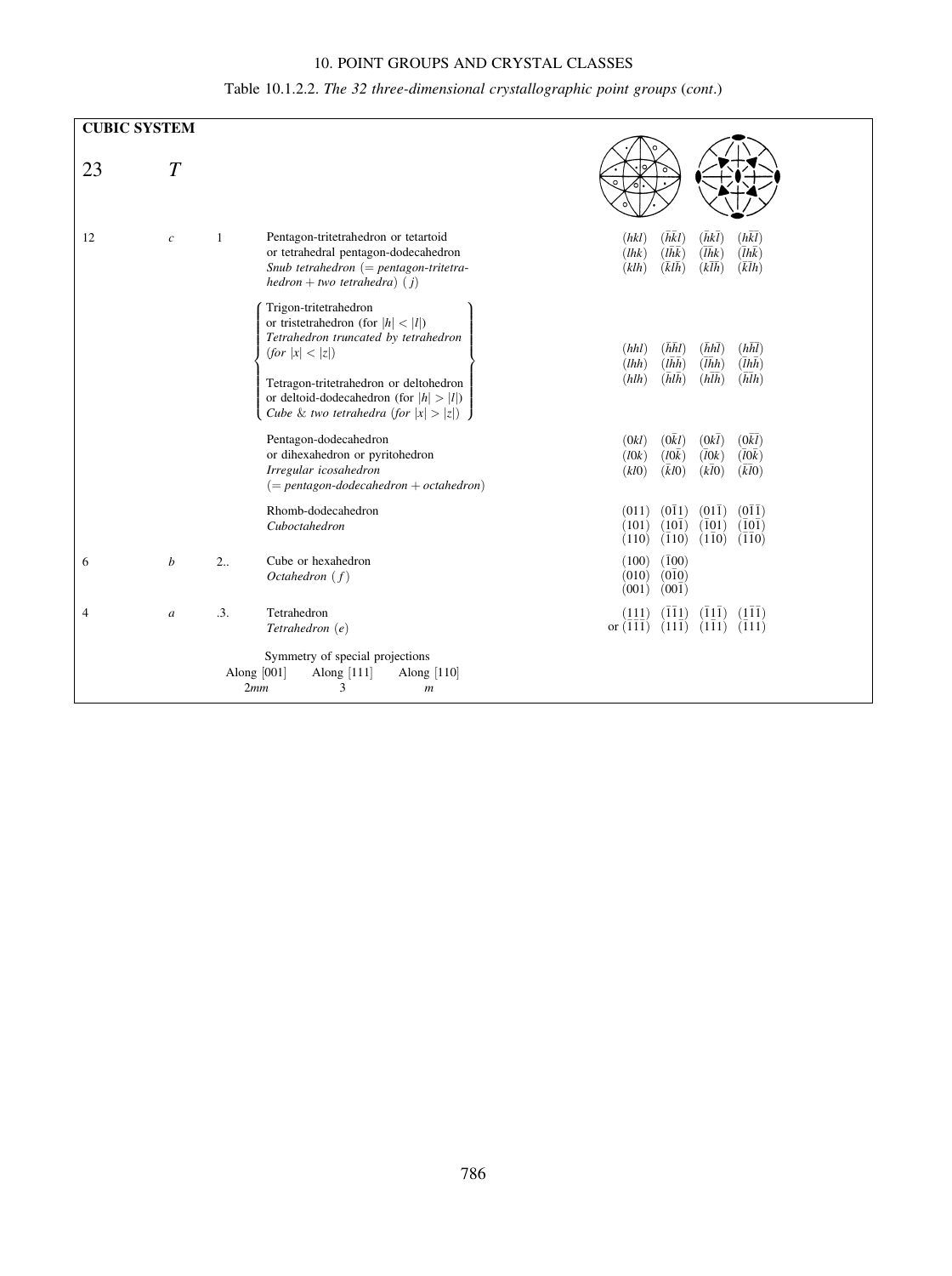Table 10.1.2.2. *The 32 three-dimensional crystallographic point groups* (*cont*.)

**CUBIC SYSTEM**

## 23 $T$

| Multiplicity | Wyckoff letter | Site symmetry | Face form / *Point form* | Miller indices |
|---|---|---|---|---|
| 12 | *c* | 1 | Pentagon-tritetrahedron or tetartoid or tetrahedral pentagon-dodecahedron<br>*Snub tetrahedron* (= *pentagon-tritetrahedron + two tetrahedra*) (*j*) | $(hkl)$ $(\bar{h}\bar{k}l)$ $(\bar{h}k\bar{l})$ $(h\bar{k}\bar{l})$<br>$(lhk)$ $(l\bar{h}\bar{k})$ $(\bar{l}h\bar{k})$ $(\bar{l}\bar{h}k)$<br>$(klh)$ $(\bar{k}l\bar{h})$ $(k\bar{l}\bar{h})$ $(\bar{k}\bar{l}h)$ |
| | | | Trigon-tritetrahedron or tristetrahedron (for $\lvert h\rvert < \lvert l\rvert$)<br>*Tetrahedron truncated by tetrahedron* (*for* $\lvert x\rvert < \lvert z\rvert$)<br><br>Tetragon-tritetrahedron or deltohedron or deltoid-dodecahedron (for $\lvert h\rvert > \lvert l\rvert$)<br>*Cube & two tetrahedra* (*for* $\lvert x\rvert > \lvert z\rvert$) | $(hhl)$ $(\bar{h}\bar{h}l)$ $(\bar{h}h\bar{l})$ $(h\bar{h}\bar{l})$<br>$(lhh)$ $(l\bar{h}\bar{h})$ $(\bar{l}h\bar{h})$ $(\bar{l}\bar{h}h)$<br>$(hlh)$ $(\bar{h}l\bar{h})$ $(h\bar{l}\bar{h})$ $(\bar{h}\bar{l}h)$ |
| | | | Pentagon-dodecahedron or dihexahedron or pyritohedron<br>*Irregular icosahedron*<br>(= *pentagon-dodecahedron + octahedron*) | $(0kl)$ $(0\bar{k}l)$ $(0k\bar{l})$ $(0\bar{k}\bar{l})$<br>$(l0k)$ $(l0\bar{k})$ $(\bar{l}0k)$ $(\bar{l}0\bar{k})$<br>$(kl0)$ $(\bar{k}l0)$ $(k\bar{l}0)$ $(\bar{k}\bar{l}0)$ |
| | | | Rhomb-dodecahedron<br>*Cuboctahedron* | $(011)$ $(0\bar{1}1)$ $(01\bar{1})$ $(0\bar{1}\bar{1})$<br>$(101)$ $(10\bar{1})$ $(\bar{1}01)$ $(\bar{1}0\bar{1})$<br>$(110)$ $(\bar{1}10)$ $(1\bar{1}0)$ $(\bar{1}\bar{1}0)$ |
| 6 | *b* | 2.. | Cube or hexahedron<br>*Octahedron* (*f*) | $(100)$ $(\bar{1}00)$<br>$(010)$ $(0\bar{1}0)$<br>$(001)$ $(00\bar{1})$ |
| 4 | *a* | .3. | Tetrahedron<br>*Tetrahedron* (*e*) | $(111)$ $(\bar{1}\bar{1}1)$ $(\bar{1}1\bar{1})$ $(1\bar{1}\bar{1})$<br>or $(\bar{1}\bar{1}\bar{1})$ $(11\bar{1})$ $(1\bar{1}1)$ $(\bar{1}11)$ |

Symmetry of special projections

| Along [001] | Along [111] | Along [110] |
|---|---|---|
| $2mm$ | $3$ | $m$ |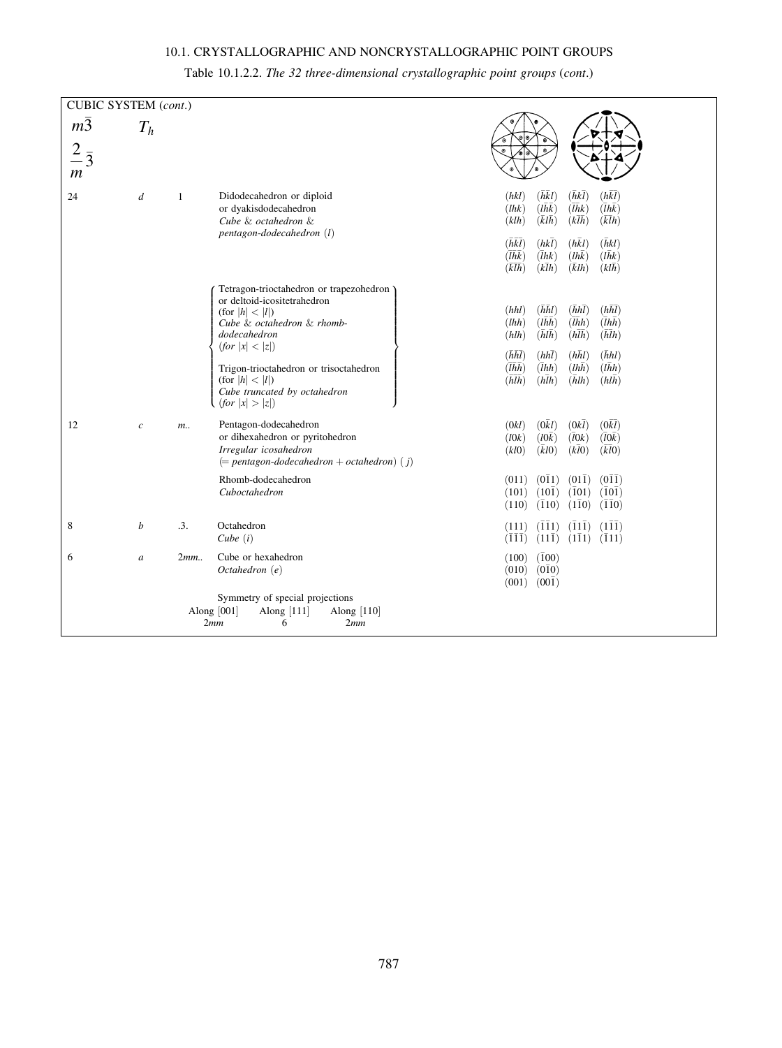Table 10.1.2.2. *The 32 three-dimensional crystallographic point groups* (*cont.*)

| CUBIC SYSTEM (*cont.*) | | | | |
|---|---|---|---|---|
| $m\bar{3}$ <br> $\frac{2}{m}\bar{3}$ | $T_h$ | | | |
| 24 | $d$ | 1 | Didodecahedron or diploid <br> or dyakisdodecahedron <br> *Cube & octahedron & pentagon-dodecahedron* ($l$) | $(hkl)$ $(\bar{h}\bar{k}l)$ $(\bar{h}k\bar{l})$ $(h\bar{k}\bar{l})$ <br> $(lhk)$ $(l\bar{h}\bar{k})$ $(\bar{l}\bar{h}k)$ $(\bar{l}h\bar{k})$ <br> $(klh)$ $(\bar{k}l\bar{h})$ $(k\bar{l}\bar{h})$ $(\bar{k}\bar{l}h)$ <br> $(\bar{h}\bar{k}\bar{l})$ $(hk\bar{l})$ $(h\bar{k}l)$ $(\bar{h}kl)$ <br> $(\bar{l}\bar{h}\bar{k})$ $(\bar{l}hk)$ $(lh\bar{k})$ $(l\bar{h}k)$ <br> $(\bar{k}\bar{l}\bar{h})$ $(k\bar{l}h)$ $(\bar{k}lh)$ $(kl\bar{h})$ |
| | | | Tetragon-trioctahedron or trapezohedron or deltoid-icositetrahedron (for $\|h\| < \|l\|$) <br> *Cube & octahedron & rhomb-dodecahedron* (*for* $\|x\| < \|z\|$) <br> Trigon-trioctahedron or trisoctahedron (for $\|h\| < \|l\|$) <br> *Cube truncated by octahedron* (*for* $\|x\| > \|z\|$) | $(hhl)$ $(\bar{h}\bar{h}l)$ $(\bar{h}h\bar{l})$ $(h\bar{h}\bar{l})$ <br> $(lhh)$ $(l\bar{h}\bar{h})$ $(\bar{l}\bar{h}h)$ $(\bar{l}h\bar{h})$ <br> $(hlh)$ $(\bar{h}l\bar{h})$ $(h\bar{l}\bar{h})$ $(\bar{h}\bar{l}h)$ <br> $(\bar{h}\bar{h}\bar{l})$ $(hh\bar{l})$ $(h\bar{h}l)$ $(\bar{h}hl)$ <br> $(\bar{l}\bar{h}\bar{h})$ $(\bar{l}hh)$ $(lh\bar{h})$ $(l\bar{h}h)$ <br> $(\bar{h}\bar{l}\bar{h})$ $(h\bar{l}h)$ $(\bar{h}lh)$ $(hl\bar{h})$ |
| 12 | $c$ | $m..$ | Pentagon-dodecahedron <br> or dihexahedron or pyritohedron <br> *Irregular icosahedron* <br> (= *pentagon-dodecahedron + octahedron*) ($j$) | $(0kl)$ $(0\bar{k}l)$ $(0k\bar{l})$ $(0\bar{k}\bar{l})$ <br> $(l0k)$ $(l0\bar{k})$ $(\bar{l}0k)$ $(\bar{l}0\bar{k})$ <br> $(kl0)$ $(\bar{k}l0)$ $(k\bar{l}0)$ $(\bar{k}\bar{l}0)$ |
| | | | Rhomb-dodecahedron <br> *Cuboctahedron* | $(011)$ $(0\bar{1}1)$ $(01\bar{1})$ $(0\bar{1}\bar{1})$ <br> $(101)$ $(10\bar{1})$ $(\bar{1}01)$ $(\bar{1}0\bar{1})$ <br> $(110)$ $(\bar{1}10)$ $(1\bar{1}0)$ $(\bar{1}\bar{1}0)$ |
| 8 | $b$ | $.3.$ | Octahedron <br> *Cube* ($i$) | $(111)$ $(\bar{1}\bar{1}1)$ $(\bar{1}1\bar{1})$ $(1\bar{1}\bar{1})$ <br> $(\bar{1}\bar{1}\bar{1})$ $(11\bar{1})$ $(1\bar{1}1)$ $(\bar{1}11)$ |
| 6 | $a$ | $2mm..$ | Cube or hexahedron <br> *Octahedron* ($e$) | $(100)$ $(\bar{1}00)$ <br> $(010)$ $(0\bar{1}0)$ <br> $(001)$ $(00\bar{1})$ |

Symmetry of special projections

| Along [001] | Along [111] | Along [110] |
|---|---|---|
| $2mm$ | $6$ | $2mm$ |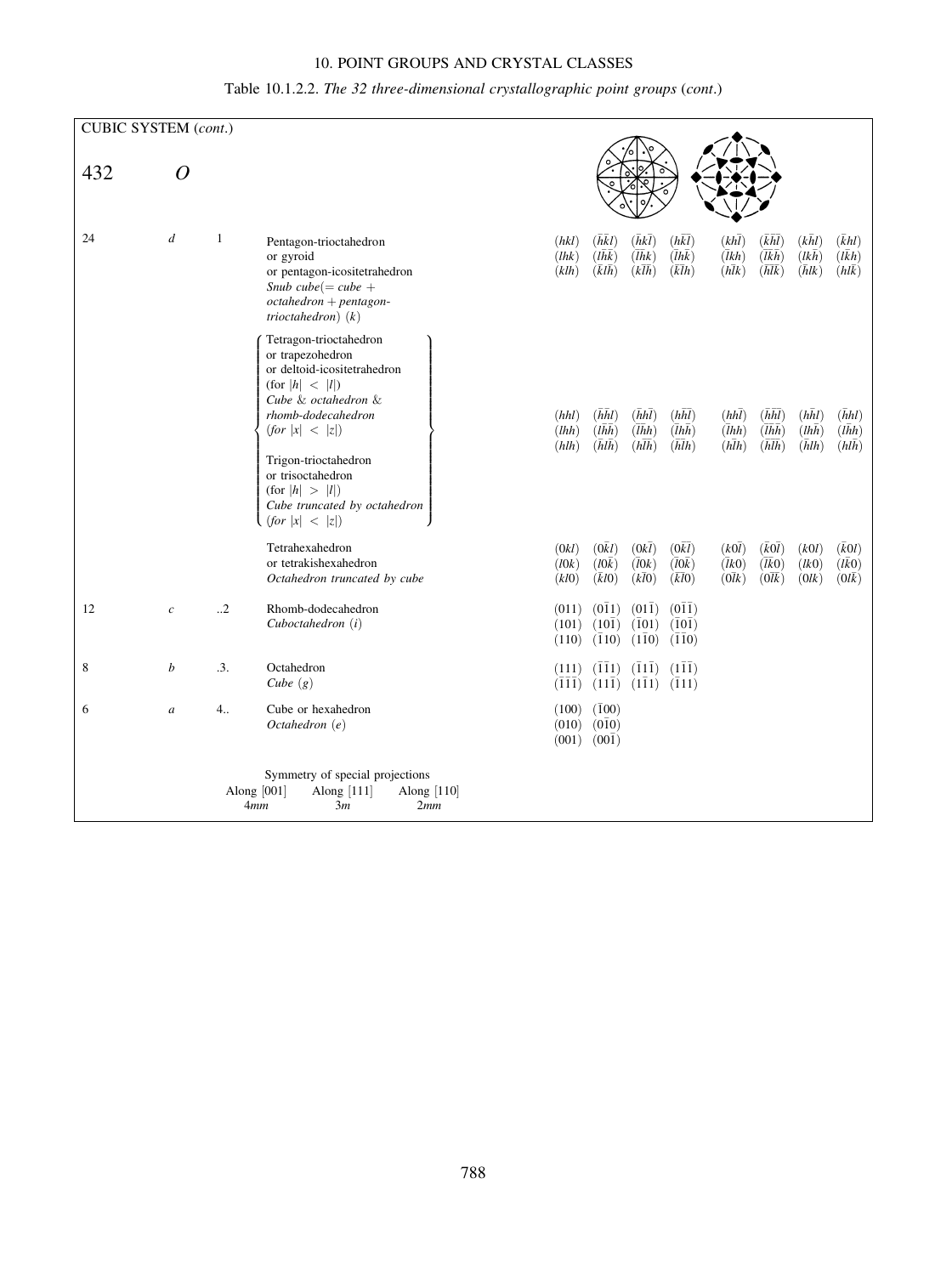Table 10.1.2.2. *The 32 three-dimensional crystallographic point groups* (*cont*.)

**CUBIC SYSTEM** (*cont*.)

## 432 *O*

| Multiplicity | Wyckoff letter | Site symmetry | Name of crystal form / *Name of point form* | Miller indices |
|---|---|---|---|---|
| 24 | *d* | 1 | Pentagon-trioctahedron or gyroid or pentagon-icositetrahedron *Snub cube(= cube + octahedron + pentagon-trioctahedron) (k)* | $(hkl)$ $(\bar{h}\bar{k}l)$ $(\bar{h}k\bar{l})$ $(h\bar{k}\bar{l})$ $(kh\bar{l})$ $(\bar{k}\bar{h}\bar{l})$ $(k\bar{h}l)$ $(\bar{k}hl)$ <br> $(lhk)$ $(l\bar{h}\bar{k})$ $(\bar{l}\bar{h}k)$ $(\bar{l}h\bar{k})$ $(\bar{l}kh)$ $(\bar{l}\bar{k}\bar{h})$ $(lk\bar{h})$ $(l\bar{k}h)$ <br> $(klh)$ $(\bar{k}l\bar{h})$ $(k\bar{l}\bar{h})$ $(\bar{k}\bar{l}h)$ $(h\bar{l}k)$ $(\bar{h}\bar{l}\bar{k})$ $(\bar{h}lk)$ $(hl\bar{k})$ |
| | | | Tetragon-trioctahedron or trapezohedron or deltoid-icositetrahedron (for $\lvert h\rvert < \lvert l\rvert$) *Cube & octahedron & rhomb-dodecahedron (for $\lvert x\rvert < \lvert z\rvert$)* <br> Trigon-trioctahedron or trisoctahedron (for $\lvert h\rvert > \lvert l\rvert$) *Cube truncated by octahedron (for $\lvert x\rvert < \lvert z\rvert$)* | $(hhl)$ $(\bar{h}\bar{h}l)$ $(\bar{h}h\bar{l})$ $(h\bar{h}\bar{l})$ $(hh\bar{l})$ $(\bar{h}\bar{h}\bar{l})$ $(h\bar{h}l)$ $(\bar{h}hl)$ <br> $(lhh)$ $(l\bar{h}\bar{h})$ $(\bar{l}\bar{h}h)$ $(\bar{l}h\bar{h})$ $(\bar{l}hh)$ $(\bar{l}\bar{h}\bar{h})$ $(lh\bar{h})$ $(l\bar{h}h)$ <br> $(hlh)$ $(\bar{h}l\bar{h})$ $(h\bar{l}\bar{h})$ $(\bar{h}\bar{l}h)$ $(h\bar{l}h)$ $(\bar{h}\bar{l}\bar{h})$ $(\bar{h}lh)$ $(hl\bar{h})$ |
| | | | Tetrahexahedron or tetrakishexahedron *Octahedron truncated by cube* | $(0kl)$ $(0\bar{k}l)$ $(0k\bar{l})$ $(0\bar{k}\bar{l})$ $(k0\bar{l})$ $(\bar{k}0\bar{l})$ $(k0l)$ $(\bar{k}0l)$ <br> $(l0k)$ $(l0\bar{k})$ $(\bar{l}0k)$ $(\bar{l}0\bar{k})$ $(\bar{l}k0)$ $(\bar{l}\bar{k}0)$ $(lk0)$ $(l\bar{k}0)$ <br> $(kl0)$ $(\bar{k}l0)$ $(k\bar{l}0)$ $(\bar{k}\bar{l}0)$ $(0\bar{l}k)$ $(0\bar{l}\bar{k})$ $(0lk)$ $(0l\bar{k})$ |
| 12 | *c* | ..2 | Rhomb-dodecahedron *Cuboctahedron (i)* | $(011)$ $(0\bar{1}1)$ $(01\bar{1})$ $(0\bar{1}\bar{1})$ <br> $(101)$ $(10\bar{1})$ $(\bar{1}01)$ $(\bar{1}0\bar{1})$ <br> $(110)$ $(\bar{1}10)$ $(1\bar{1}0)$ $(\bar{1}\bar{1}0)$ |
| 8 | *b* | .3. | Octahedron *Cube (g)* | $(111)$ $(\bar{1}\bar{1}1)$ $(\bar{1}1\bar{1})$ $(1\bar{1}\bar{1})$ <br> $(\bar{1}\bar{1}\bar{1})$ $(11\bar{1})$ $(1\bar{1}1)$ $(\bar{1}11)$ |
| 6 | *a* | 4.. | Cube or hexahedron *Octahedron (e)* | $(100)$ $(\bar{1}00)$ <br> $(010)$ $(0\bar{1}0)$ <br> $(001)$ $(00\bar{1})$ |

Symmetry of special projections

| Along [001] | Along [111] | Along [110] |
|---|---|---|
| *4mm* | *3m* | *2mm* |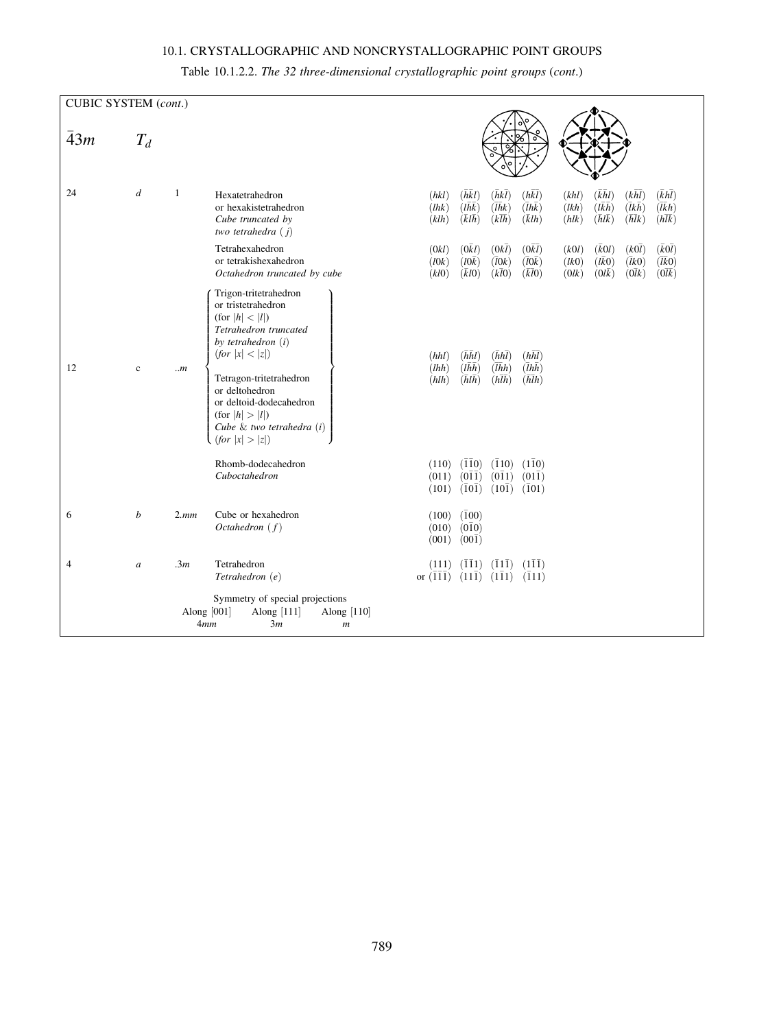Table 10.1.2.2. *The 32 three-dimensional crystallographic point groups* (*cont.*)

CUBIC SYSTEM (*cont.*)

$\bar{4}3m$ $\quad T_d$

| | | | | |
|---|---|---|---|---|
| 24 | *d* | 1 | Hexatetrahedron or hexakistetrahedron *Cube truncated by two tetrahedra (j)* | $(hkl)$ $(\bar{h}\bar{k}l)$ $(\bar{h}k\bar{l})$ $(h\bar{k}\bar{l})$ $(khl)$ $(\bar{k}\bar{h}l)$ $(k\bar{h}\bar{l})$ $(\bar{k}h\bar{l})$ <br> $(lhk)$ $(l\bar{h}\bar{k})$ $(\bar{l}\bar{h}k)$ $(\bar{l}h\bar{k})$ $(lkh)$ $(l\bar{k}\bar{h})$ $(\bar{l}k\bar{h})$ $(\bar{l}\bar{k}h)$ <br> $(klh)$ $(\bar{k}l\bar{h})$ $(k\bar{l}\bar{h})$ $(\bar{k}\bar{l}h)$ $(hlk)$ $(\bar{h}l\bar{k})$ $(\bar{h}\bar{l}k)$ $(h\bar{l}\bar{k})$ |
| | | | Tetrahexahedron or tetrakishexahedron *Octahedron truncated by cube* | $(0kl)$ $(0\bar{k}l)$ $(0k\bar{l})$ $(0\bar{k}\bar{l})$ $(k0l)$ $(\bar{k}0l)$ $(k0\bar{l})$ $(\bar{k}0\bar{l})$ <br> $(l0k)$ $(l0\bar{k})$ $(\bar{l}0k)$ $(\bar{l}0\bar{k})$ $(lk0)$ $(l\bar{k}0)$ $(\bar{l}k0)$ $(\bar{l}\bar{k}0)$ <br> $(kl0)$ $(\bar{k}l0)$ $(k\bar{l}0)$ $(\bar{k}\bar{l}0)$ $(0lk)$ $(0l\bar{k})$ $(0\bar{l}k)$ $(0\bar{l}\bar{k})$ |
| 12 | c | ..*m* | Trigon-tritetrahedron or tristetrahedron (for $\|h\| < \|l\|$) *Tetrahedron truncated by tetrahedron (i)* (*for* $\|x\| < \|z\|$) <br><br> Tetragon-tritetrahedron or deltohedron or deltoid-dodecahedron (for $\|h\| > \|l\|$) *Cube & two tetrahedra (i)* (*for* $\|x\| > \|z\|$) | $(hhl)$ $(\bar{h}\bar{h}l)$ $(\bar{h}h\bar{l})$ $(h\bar{h}\bar{l})$ <br> $(lhh)$ $(l\bar{h}\bar{h})$ $(\bar{l}\bar{h}h)$ $(\bar{l}h\bar{h})$ <br> $(hlh)$ $(\bar{h}l\bar{h})$ $(h\bar{l}\bar{h})$ $(\bar{h}\bar{l}h)$ |
| | | | Rhomb-dodecahedron *Cuboctahedron* | $(110)$ $(\bar{1}\bar{1}0)$ $(\bar{1}10)$ $(1\bar{1}0)$ <br> $(011)$ $(0\bar{1}\bar{1})$ $(0\bar{1}1)$ $(01\bar{1})$ <br> $(101)$ $(\bar{1}0\bar{1})$ $(10\bar{1})$ $(\bar{1}01)$ |
| 6 | *b* | 2.*mm* | Cube or hexahedron *Octahedron (f)* | $(100)$ $(\bar{1}00)$ <br> $(010)$ $(0\bar{1}0)$ <br> $(001)$ $(00\bar{1})$ |
| 4 | *a* | .3*m* | Tetrahedron *Tetrahedron (e)* | $(111)$ $(\bar{1}\bar{1}1)$ $(\bar{1}1\bar{1})$ $(1\bar{1}\bar{1})$ <br> or $(\bar{1}\bar{1}\bar{1})$ $(11\bar{1})$ $(1\bar{1}1)$ $(\bar{1}11)$ |

Symmetry of special projections

| Along [001] | Along [111] | Along [110] |
|---|---|---|
| 4*mm* | 3*m* | *m* |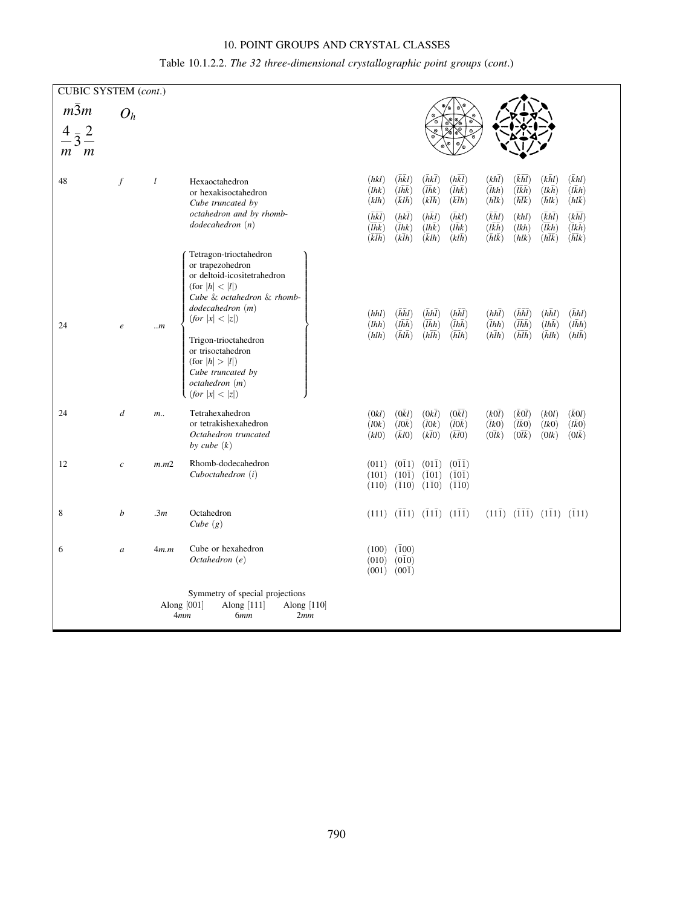Table 10.1.2.2. *The 32 three-dimensional crystallographic point groups* (*cont*.)

| CUBIC SYSTEM (*cont*.) | | | | |
|---|---|---|---|---|
| $m\bar{3}m$ $\frac{4}{m}\bar{3}\frac{2}{m}$ | $O_h$ | | | |
| 48 | *f* | *1* | Hexaoctahedron or hexakisoctahedron *Cube truncated by octahedron and by rhomb-dodecahedron (n)* | $(hkl)$ $(\bar{h}\bar{k}l)$ $(\bar{h}k\bar{l})$ $(h\bar{k}\bar{l})$ $(kh\bar{l})$ $(\bar{k}\bar{h}\bar{l})$ $(k\bar{h}l)$ $(\bar{k}hl)$ <br> $(lhk)$ $(l\bar{h}\bar{k})$ $(\bar{l}\bar{h}k)$ $(\bar{l}h\bar{k})$ $(\bar{l}kh)$ $(\bar{l}\bar{k}\bar{h})$ $(lk\bar{h})$ $(l\bar{k}h)$ <br> $(klh)$ $(\bar{k}l\bar{h})$ $(k\bar{l}\bar{h})$ $(\bar{k}\bar{l}h)$ $(h\bar{l}k)$ $(\bar{h}l\bar{k})$ $(\bar{h}lk)$ $(hl\bar{k})$ <br> $(\bar{h}\bar{k}\bar{l})$ $(hk\bar{l})$ $(h\bar{k}l)$ $(\bar{h}kl)$ $(\bar{k}\bar{h}l)$ $(khl)$ $(\bar{k}h\bar{l})$ $(k\bar{h}\bar{l})$ <br> $(\bar{l}\bar{h}\bar{k})$ $(\bar{l}hk)$ $(lh\bar{k})$ $(l\bar{h}k)$ $(l\bar{k}\bar{h})$ $(lkh)$ $(\bar{l}\bar{k}h)$ $(\bar{l}k\bar{h})$ <br> $(\bar{k}\bar{l}\bar{h})$ $(k\bar{l}h)$ $(\bar{k}lh)$ $(kl\bar{h})$ $(\bar{h}l\bar{k})$ $(hl\bar{k})$ $(h\bar{l}\bar{k})$ $(\bar{h}\bar{l}k)$ |
| 24 | *e* | *..m* | Tetragon-trioctahedron or trapezohedron or deltoid-icositetrahedron (for $\|h\| < \|l\|$) *Cube & octahedron & rhomb-dodecahedron (m) (for $\|x\| < \|z\|$)* <br> Trigon-trioctahedron or trisoctahedron (for $\|h\| > \|l\|$) *Cube truncated by octahedron (m) (for $\|x\| < \|z\|$)* | $(hhl)$ $(\bar{h}\bar{h}l)$ $(\bar{h}h\bar{l})$ $(h\bar{h}\bar{l})$ $(hh\bar{l})$ $(\bar{h}\bar{h}\bar{l})$ $(h\bar{h}l)$ $(\bar{h}hl)$ <br> $(lhh)$ $(l\bar{h}\bar{h})$ $(\bar{l}\bar{h}h)$ $(\bar{l}h\bar{h})$ $(\bar{l}hh)$ $(\bar{l}\bar{h}\bar{h})$ $(lh\bar{h})$ $(l\bar{h}h)$ <br> $(hlh)$ $(\bar{h}l\bar{h})$ $(h\bar{l}\bar{h})$ $(\bar{h}\bar{l}h)$ $(h\bar{l}h)$ $(\bar{h}\bar{l}\bar{h})$ $(\bar{h}lh)$ $(hl\bar{h})$ |
| 24 | *d* | *m..* | Tetrahexahedron or tetrakishexahedron *Octahedron truncated by cube (k)* | $(0kl)$ $(0\bar{k}l)$ $(0k\bar{l})$ $(0\bar{k}\bar{l})$ $(k0\bar{l})$ $(\bar{k}0\bar{l})$ $(k0l)$ $(\bar{k}0l)$ <br> $(l0k)$ $(l0\bar{k})$ $(\bar{l}0k)$ $(\bar{l}0\bar{k})$ $(\bar{l}k0)$ $(\bar{l}\bar{k}0)$ $(lk0)$ $(l\bar{k}0)$ <br> $(kl0)$ $(\bar{k}l0)$ $(k\bar{l}0)$ $(\bar{k}\bar{l}0)$ $(0\bar{l}k)$ $(0\bar{l}\bar{k})$ $(0lk)$ $(0l\bar{k})$ |
| 12 | *c* | *m.m2* | Rhomb-dodecahedron *Cuboctahedron (i)* | $(011)$ $(0\bar{1}1)$ $(01\bar{1})$ $(0\bar{1}\bar{1})$ <br> $(101)$ $(10\bar{1})$ $(\bar{1}01)$ $(\bar{1}0\bar{1})$ <br> $(110)$ $(\bar{1}10)$ $(1\bar{1}0)$ $(\bar{1}\bar{1}0)$ |
| 8 | *b* | *.3m* | Octahedron *Cube (g)* | $(111)$ $(\bar{1}\bar{1}1)$ $(\bar{1}1\bar{1})$ $(1\bar{1}\bar{1})$ $(11\bar{1})$ $(\bar{1}\bar{1}\bar{1})$ $(1\bar{1}1)$ $(\bar{1}11)$ |
| 6 | *a* | *4m.m* | Cube or hexahedron *Octahedron (e)* | $(100)$ $(\bar{1}00)$ <br> $(010)$ $(0\bar{1}0)$ <br> $(001)$ $(00\bar{1})$ |

Symmetry of special projections

| Along [001] | Along [111] | Along [110] |
|---|---|---|
| *4mm* | *6mm* | *2mm* |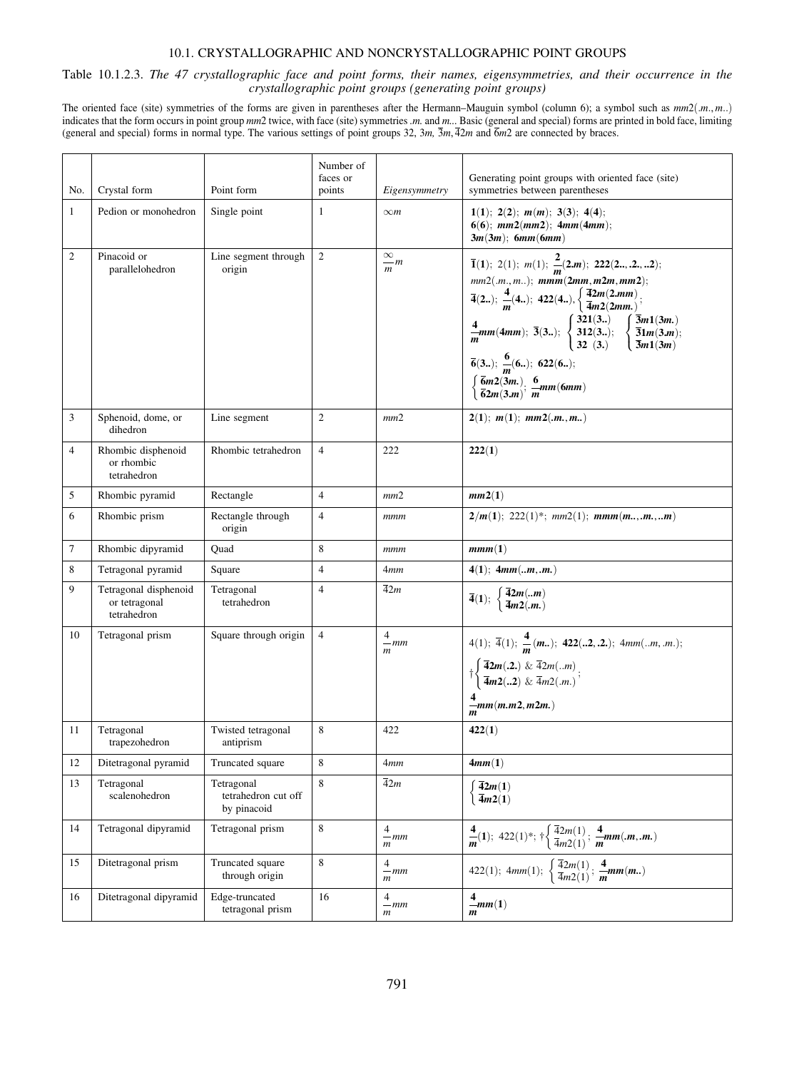Table 10.1.2.3. *The 47 crystallographic face and point forms, their names, eigensymmetries, and their occurrence in the crystallographic point groups (generating point groups)*

The oriented face (site) symmetries of the forms are given in parentheses after the Hermann–Mauguin symbol (column 6); a symbol such as *mm*2(.*m*.,*m*..) indicates that the form occurs in point group *mm*2 twice, with face (site) symmetries .*m*. and *m*... Basic (general and special) forms are printed in bold face, limiting (general and special) forms in normal type. The various settings of point groups 32, 3*m*, $\bar{3}m$, $\bar{4}2m$ and $\bar{6}m2$ are connected by braces.

| No. | Crystal form | Point form | Number of faces or points | *Eigensymmetry* | Generating point groups with oriented face (site) symmetries between parentheses |
|---|---|---|---|---|---|
| 1 | Pedion or monohedron | Single point | 1 | $\infty m$ | **1(1)**; **2(2)**; ***m*(*m*)**; **3(3)**; **4(4)**; **6(6)**; ***mm*2(*mm*2)**; **4*mm*(4*mm*)**; **3*m*(3*m*)**; **6*mm*(6*mm*)** |
| 2 | Pinacoid or parallelohedron | Line segment through origin | 2 | $\frac{\infty}{m}m$ | $\bar{\mathbf{1}}$**(1)**; 2(1); *m*(1); $\frac{\mathbf{2}}{\boldsymbol{m}}$**(2.*m*)**; **222(2..,.2.,..2)**; *mm*2(.*m*.,*m*..); ***mmm*(2*mm*,*m*2*m*,*mm*2)**; $\bar{\mathbf{4}}$**(2..)**; $\frac{\mathbf{4}}{\boldsymbol{m}}$**(4..)**; **422(4..)**, $\left\{\begin{array}{l}\bar{\mathbf{4}}\mathbf{2}\boldsymbol{m}(\mathbf{2}.\boldsymbol{mm})\\ \bar{\mathbf{4}}\boldsymbol{m}\mathbf{2}(\mathbf{2}\boldsymbol{mm}.)\end{array}\right.$; $\frac{\mathbf{4}}{\boldsymbol{m}}$***mm*(4*mm*)**; $\bar{\mathbf{3}}$**(3..)**; $\left\{\begin{array}{l}\mathbf{321(3..)}\\ \mathbf{312(3..)}\\ \mathbf{32\ \ (3.)}\end{array}\right.$; $\left\{\begin{array}{l}\bar{\mathbf{3}}\boldsymbol{m}\mathbf{1}(\mathbf{3}\boldsymbol{m}.)\\ \bar{\mathbf{3}}\mathbf{1}\boldsymbol{m}(\mathbf{3}.\boldsymbol{m})\\ \bar{\mathbf{3}}\boldsymbol{m}\mathbf{1}(\mathbf{3}\boldsymbol{m})\end{array}\right.$; $\bar{\mathbf{6}}$**(3..)**; $\frac{\mathbf{6}}{\boldsymbol{m}}$**(6..)**; **622(6..)**; $\left\{\begin{array}{l}\bar{\mathbf{6}}\boldsymbol{m}\mathbf{2}(\mathbf{3}\boldsymbol{m}.)\\ \bar{\mathbf{6}}\mathbf{2}\boldsymbol{m}(\mathbf{3}.\boldsymbol{m})\end{array}\right.$; $\frac{\mathbf{6}}{\boldsymbol{m}}$***mm*(6*mm*)** |
| 3 | Sphenoid, dome, or dihedron | Line segment | 2 | *mm*2 | **2(1)**; ***m*(1)**; ***mm*2(.*m*.,*m*..)** |
| 4 | Rhombic disphenoid or rhombic tetrahedron | Rhombic tetrahedron | 4 | 222 | **222(1)** |
| 5 | Rhombic pyramid | Rectangle | 4 | *mm*2 | ***mm*2(1)** |
| 6 | Rhombic prism | Rectangle through origin | 4 | *mmm* | **2/*m*(1)**; 222(1)*; *mm*2(1); ***mmm*(*m*..,.*m*.,..*m*)** |
| 7 | Rhombic dipyramid | Quad | 8 | *mmm* | ***mmm*(1)** |
| 8 | Tetragonal pyramid | Square | 4 | 4*mm* | **4(1)**; **4*mm*(..*m*,.*m*.)** |
| 9 | Tetragonal disphenoid or tetragonal tetrahedron | Tetragonal tetrahedron | 4 | $\bar{4}2m$ | $\bar{\mathbf{4}}$**(1)**; $\left\{\begin{array}{l}\bar{\mathbf{4}}\mathbf{2}\boldsymbol{m}(..\boldsymbol{m})\\ \bar{\mathbf{4}}\boldsymbol{m}\mathbf{2}(.\boldsymbol{m}.)\end{array}\right.$ |
| 10 | Tetragonal prism | Square through origin | 4 | $\frac{4}{m}mm$ | 4(1); $\bar{4}$(1); $\frac{\mathbf{4}}{\boldsymbol{m}}$**(*m*..)**; **422(..2,.2.)**; 4*mm*(..*m*,.*m*.); †$\left\{\begin{array}{l}\bar{\mathbf{4}}\mathbf{2}\boldsymbol{m}(.\mathbf{2}.)\ \&\ \bar{4}2m(..m)\\ \bar{\mathbf{4}}\boldsymbol{m}\mathbf{2}(..\mathbf{2})\ \&\ \bar{4}m2(.m.)\end{array}\right.$; $\frac{\mathbf{4}}{\boldsymbol{m}}$***mm*(*m*.*m*2,*m*2*m*.)** |
| 11 | Tetragonal trapezohedron | Twisted tetragonal antiprism | 8 | 422 | **422(1)** |
| 12 | Ditetragonal pyramid | Truncated square | 8 | 4*mm* | **4*mm*(1)** |
| 13 | Tetragonal scalenohedron | Tetragonal tetrahedron cut off by pinacoid | 8 | $\bar{4}2m$ | $\left\{\begin{array}{l}\bar{\mathbf{4}}\mathbf{2}\boldsymbol{m}(\mathbf{1})\\ \bar{\mathbf{4}}\boldsymbol{m}\mathbf{2}(\mathbf{1})\end{array}\right.$ |
| 14 | Tetragonal dipyramid | Tetragonal prism | 8 | $\frac{4}{m}mm$ | $\frac{\mathbf{4}}{\boldsymbol{m}}$**(1)**; 422(1)*; †$\left\{\begin{array}{l}\bar{4}2m(1)\\ \bar{4}m2(1)\end{array}\right.$; $\frac{\mathbf{4}}{\boldsymbol{m}}$***mm*(.*m*,.*m*.)** |
| 15 | Ditetragonal prism | Truncated square through origin | 8 | $\frac{4}{m}mm$ | 422(1); 4*mm*(1); $\left\{\begin{array}{l}\bar{4}2m(1)\\ \bar{4}m2(1)\end{array}\right.$; $\frac{\mathbf{4}}{\boldsymbol{m}}$***mm*(*m*..)** |
| 16 | Ditetragonal dipyramid | Edge-truncated tetragonal prism | 16 | $\frac{4}{m}mm$ | $\frac{\mathbf{4}}{\boldsymbol{m}}$***mm*(1)** |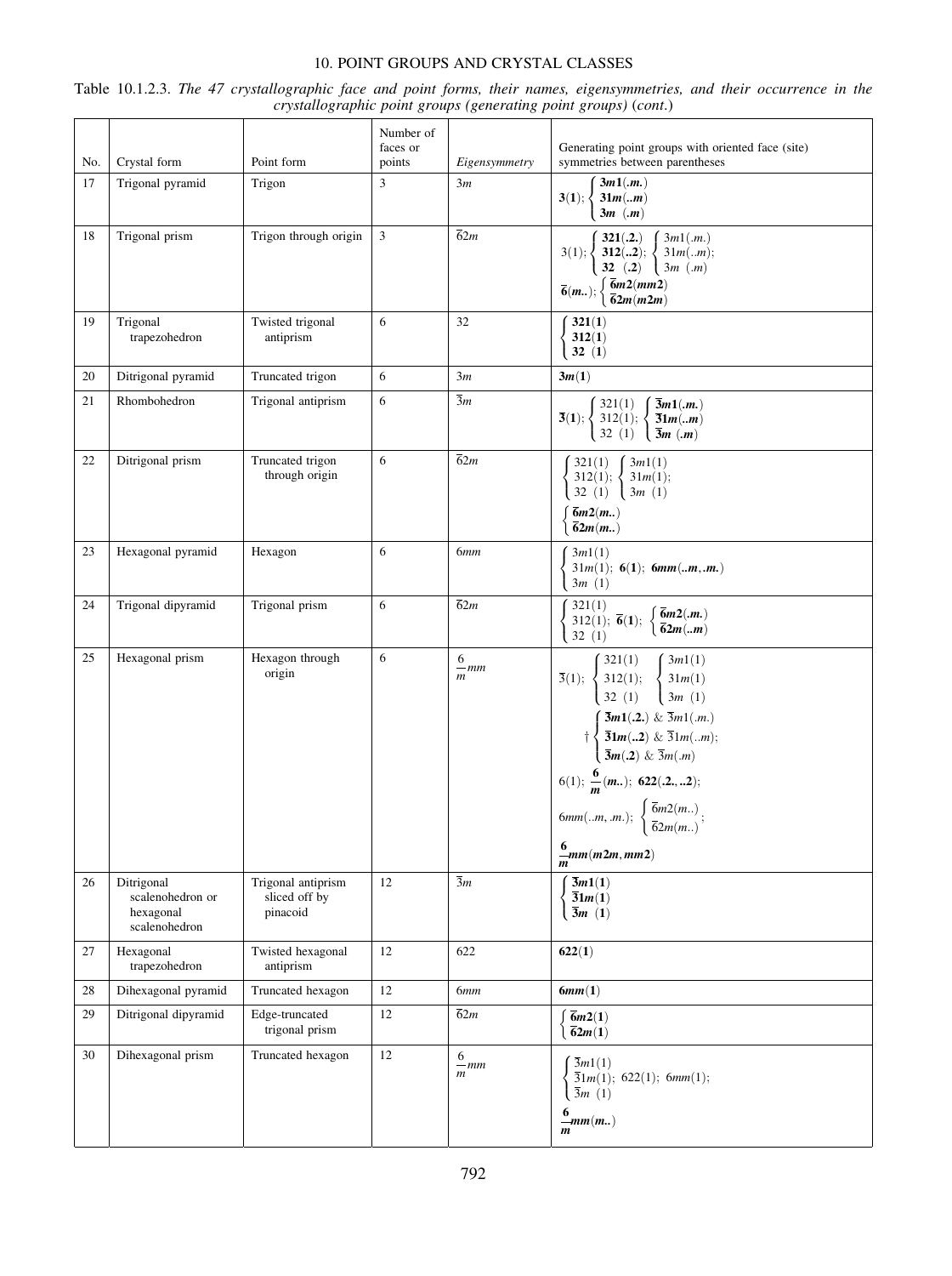Table 10.1.2.3. *The 47 crystallographic face and point forms, their names, eigensymmetries, and their occurrence in the crystallographic point groups (generating point groups)* (*cont.*)

| No. | Crystal form | Point form | Number of faces or points | *Eigensymmetry* | Generating point groups with oriented face (site) symmetries between parentheses |
|---|---|---|---|---|---|
| 17 | Trigonal pyramid | Trigon | 3 | $3m$ | $\mathbf{3(1)}$; { $\mathbf{3m1(.m.)}$ / $\mathbf{31m(..m)}$ / $\mathbf{3m\ (.m)}$ } |
| 18 | Trigonal prism | Trigon through origin | 3 | $\bar{6}2m$ | $3(1)$; { $\mathbf{321(.2.)}$ / $\mathbf{312(..2)}$ / $\mathbf{32\ (.2)}$ }; { $3m1(.m.)$ / $31m(..m)$ / $3m\ (.m)$ }; $\mathbf{\bar{6}(m..)}$; { $\mathbf{\bar{6}m2(mm2)}$ / $\mathbf{\bar{6}2m(m2m)}$ } |
| 19 | Trigonal trapezohedron | Twisted trigonal antiprism | 6 | $32$ | { $\mathbf{321(1)}$ / $\mathbf{312(1)}$ / $\mathbf{32\ (1)}$ } |
| 20 | Ditrigonal pyramid | Truncated trigon | 6 | $3m$ | $\mathbf{3m(1)}$ |
| 21 | Rhombohedron | Trigonal antiprism | 6 | $\bar{3}m$ | $\mathbf{\bar{3}(1)}$; { $321(1)$ / $312(1)$ / $32\ (1)$ }; { $\mathbf{\bar{3}m1(.m.)}$ / $\mathbf{\bar{3}1m(..m)}$ / $\mathbf{\bar{3}m\ (.m)}$ } |
| 22 | Ditrigonal prism | Truncated trigon through origin | 6 | $\bar{6}2m$ | { $321(1)$ / $312(1)$ / $32\ (1)$ }; { $3m1(1)$ / $31m(1)$ / $3m\ (1)$ }; { $\mathbf{\bar{6}m2(m..)}$ / $\mathbf{\bar{6}2m(m..)}$ } |
| 23 | Hexagonal pyramid | Hexagon | 6 | $6mm$ | { $3m1(1)$ / $31m(1)$ / $3m\ (1)$ }; $\mathbf{6(1)}$; $\mathbf{6mm(..m,.m.)}$ |
| 24 | Trigonal dipyramid | Trigonal prism | 6 | $\bar{6}2m$ | { $321(1)$ / $312(1)$ / $32\ (1)$ }; $\mathbf{\bar{6}(1)}$; { $\mathbf{\bar{6}m2(.m.)}$ / $\mathbf{\bar{6}2m(..m)}$ } |
| 25 | Hexagonal prism | Hexagon through origin | 6 | $\frac{6}{m}mm$ | $\bar{3}(1)$; { $321(1)$ / $312(1)$ / $32\ (1)$ }; { $3m1(1)$ / $31m(1)$ / $3m\ (1)$ }; † { $\mathbf{\bar{3}m1(.2.)}$ & $\bar{3}m1(.m.)$ / $\mathbf{\bar{3}1m(..2)}$ & $\bar{3}1m(..m)$ / $\mathbf{\bar{3}m(.2)}$ & $\bar{3}m(.m)$ }; $6(1)$; $\mathbf{\frac{6}{m}(m..)}$; $\mathbf{622(.2.,..2)}$; $6mm(..m,.m.)$; { $\bar{6}m2(m..)$ / $\bar{6}2m(m..)$ }; $\mathbf{\frac{6}{m}mm(m2m,mm2)}$ |
| 26 | Ditrigonal scalenohedron or hexagonal scalenohedron | Trigonal antiprism sliced off by pinacoid | 12 | $\bar{3}m$ | { $\mathbf{\bar{3}m1(1)}$ / $\mathbf{\bar{3}1m(1)}$ / $\mathbf{\bar{3}m\ (1)}$ } |
| 27 | Hexagonal trapezohedron | Twisted hexagonal antiprism | 12 | $622$ | $\mathbf{622(1)}$ |
| 28 | Dihexagonal pyramid | Truncated hexagon | 12 | $6mm$ | $\mathbf{6mm(1)}$ |
| 29 | Ditrigonal dipyramid | Edge-truncated trigonal prism | 12 | $\bar{6}2m$ | { $\mathbf{\bar{6}m2(1)}$ / $\mathbf{\bar{6}2m(1)}$ } |
| 30 | Dihexagonal prism | Truncated hexagon | 12 | $\frac{6}{m}mm$ | { $\bar{3}m1(1)$ / $\bar{3}1m(1)$ / $\bar{3}m\ (1)$ }; $622(1)$; $6mm(1)$; $\mathbf{\frac{6}{m}mm(m..)}$ |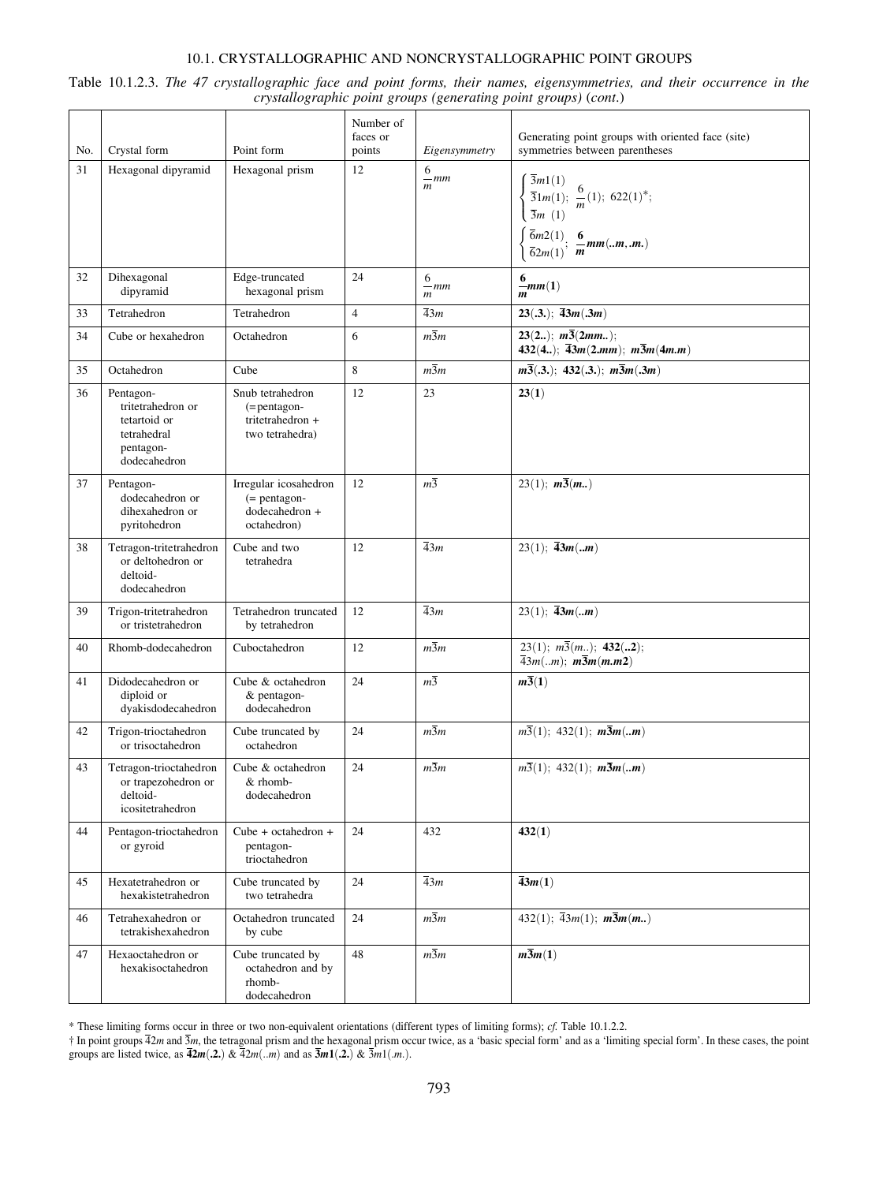Table 10.1.2.3. *The 47 crystallographic face and point forms, their names, eigensymmetries, and their occurrence in the crystallographic point groups (generating point groups)* (*cont.*)

| No. | Crystal form | Point form | Number of faces or points | *Eigensymmetry* | Generating point groups with oriented face (site) symmetries between parentheses |
|---|---|---|---|---|---|
| 31 | Hexagonal dipyramid | Hexagonal prism | 12 | $\frac{6}{m}mm$ | $\left\{\begin{array}{l}\bar{3}m1(1)\\ \bar{3}1m(1)\\ \bar{3}m\ (1)\end{array}\right.$; $\frac{6}{m}(1)$; $622(1)^*$; $\left\{\begin{array}{l}\bar{6}m2(1)\\ \bar{6}2m(1)\end{array}\right.$; $\boldsymbol{\frac{6}{m}mm(..m,.m.)}$ |
| 32 | Dihexagonal dipyramid | Edge-truncated hexagonal prism | 24 | $\frac{6}{m}mm$ | $\boldsymbol{\frac{6}{m}mm(1)}$ |
| 33 | Tetrahedron | Tetrahedron | 4 | $\bar{4}3m$ | **23(.3.)**; $\boldsymbol{\bar{4}3m(.3m)}$ |
| 34 | Cube or hexahedron | Octahedron | 6 | $m\bar{3}m$ | **23(2..)**; $\boldsymbol{m\bar{3}(2mm..)}$; **432(4..)**; $\boldsymbol{\bar{4}3m(2.mm)}$; $\boldsymbol{m\bar{3}m(4m.m)}$ |
| 35 | Octahedron | Cube | 8 | $m\bar{3}m$ | $\boldsymbol{m\bar{3}(.3.)}$; **432(.3.)**; $\boldsymbol{m\bar{3}m(.3m)}$ |
| 36 | Pentagon-tritetrahedron or tetartoid or tetrahedral pentagon-dodecahedron | Snub tetrahedron (=pentagon-tritetrahedron + two tetrahedra) | 12 | 23 | **23(1)** |
| 37 | Pentagon-dodecahedron or dihexahedron or pyritohedron | Irregular icosahedron (= pentagon-dodecahedron + octahedron) | 12 | $m\bar{3}$ | 23(1); $\boldsymbol{m\bar{3}(m..)}$ |
| 38 | Tetragon-tritetrahedron or deltohedron or deltoid-dodecahedron | Cube and two tetrahedra | 12 | $\bar{4}3m$ | 23(1); $\boldsymbol{\bar{4}3m(..m)}$ |
| 39 | Trigon-tritetrahedron or tristetrahedron | Tetrahedron truncated by tetrahedron | 12 | $\bar{4}3m$ | 23(1); $\boldsymbol{\bar{4}3m(..m)}$ |
| 40 | Rhomb-dodecahedron | Cuboctahedron | 12 | $m\bar{3}m$ | 23(1); $m\bar{3}(m..)$; **432(..2)**; $\bar{4}3m(..m)$; $\boldsymbol{m\bar{3}m(m.m2)}$ |
| 41 | Didodecahedron or diploid or dyakisdodecahedron | Cube & octahedron & pentagon-dodecahedron | 24 | $m\bar{3}$ | $\boldsymbol{m\bar{3}(1)}$ |
| 42 | Trigon-trioctahedron or trisoctahedron | Cube truncated by octahedron | 24 | $m\bar{3}m$ | $m\bar{3}(1)$; 432(1); $\boldsymbol{m\bar{3}m(..m)}$ |
| 43 | Tetragon-trioctahedron or trapezohedron or deltoid-icositetrahedron | Cube & octahedron & rhomb-dodecahedron | 24 | $m\bar{3}m$ | $m\bar{3}(1)$; 432(1); $\boldsymbol{m\bar{3}m(..m)}$ |
| 44 | Pentagon-trioctahedron or gyroid | Cube + octahedron + pentagon-trioctahedron | 24 | 432 | **432(1)** |
| 45 | Hexatetrahedron or hexakistetrahedron | Cube truncated by two tetrahedra | 24 | $\bar{4}3m$ | $\boldsymbol{\bar{4}3m(1)}$ |
| 46 | Tetrahexahedron or tetrakishexahedron | Octahedron truncated by cube | 24 | $m\bar{3}m$ | 432(1); $\bar{4}3m(1)$; $\boldsymbol{m\bar{3}m(m..)}$ |
| 47 | Hexaoctahedron or hexakisoctahedron | Cube truncated by octahedron and by rhomb-dodecahedron | 48 | $m\bar{3}m$ | $\boldsymbol{m\bar{3}m(1)}$ |

\* These limiting forms occur in three or two non-equivalent orientations (different types of limiting forms); *cf.* Table 10.1.2.2.

† In point groups $\bar{4}2m$ and $\bar{3}m$, the tetragonal prism and the hexagonal prism occur twice, as a 'basic special form' and as a 'limiting special form'. In these cases, the point groups are listed twice, as $\boldsymbol{\bar{4}2m(.2.)}$ & $\bar{4}2m(..m)$ and as $\boldsymbol{\bar{3}m1(.2.)}$ & $\bar{3}m1(.m.)$.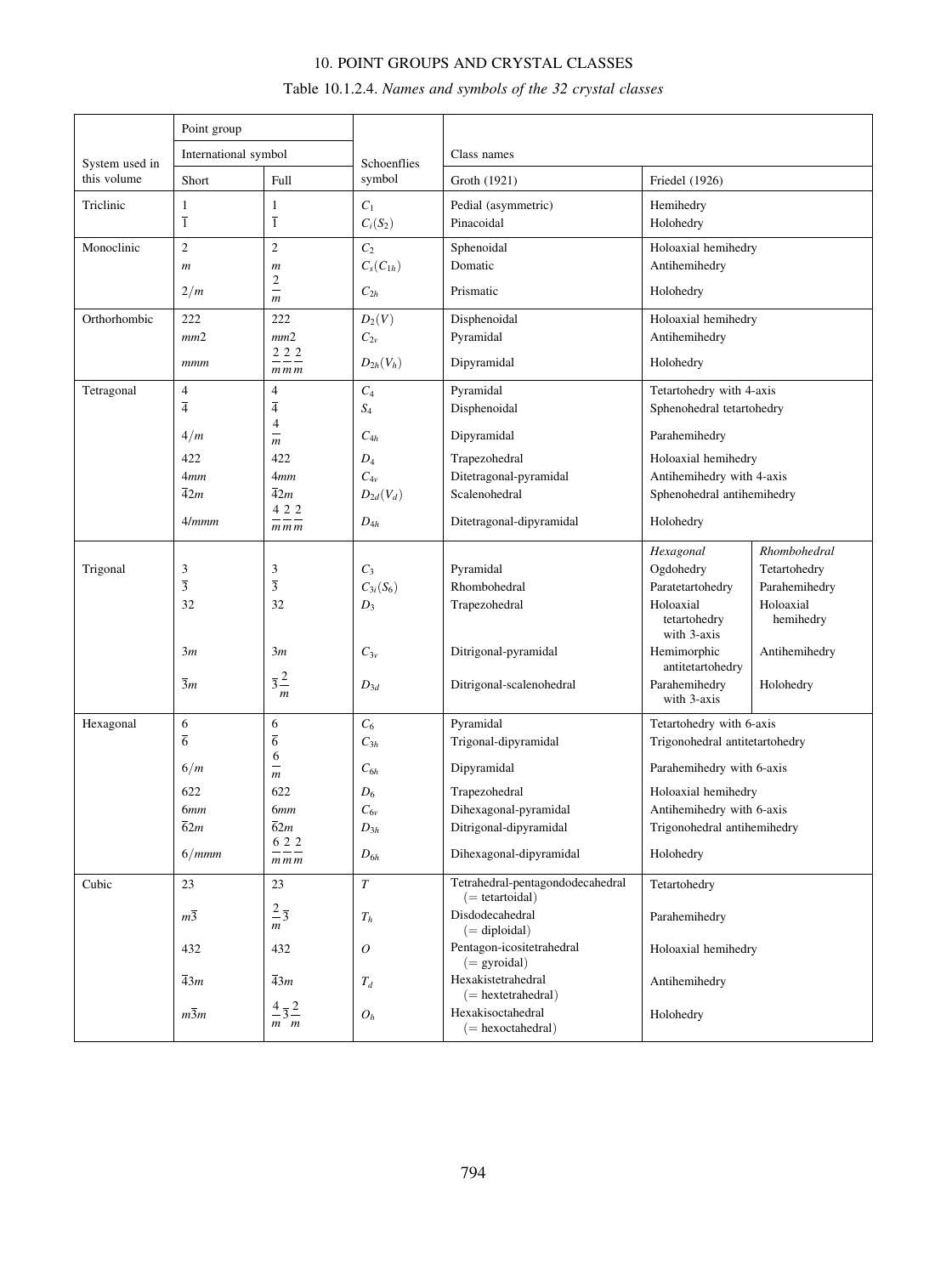Table 10.1.2.4. *Names and symbols of the 32 crystal classes*

| System used in this volume | Point group: International symbol, Short | Point group: International symbol, Full | Schoenflies symbol | Class names: Groth (1921) | Class names: Friedel (1926) | |
|---|---|---|---|---|---|---|
| Triclinic | $1$ | $1$ | $C_1$ | Pedial (asymmetric) | Hemihedry | |
| | $\overline{1}$ | $\overline{1}$ | $C_i(S_2)$ | Pinacoidal | Holohedry | |
| Monoclinic | $2$ | $2$ | $C_2$ | Sphenoidal | Holoaxial hemihedry | |
| | $m$ | $m$ | $C_s(C_{1h})$ | Domatic | Antihemihedry | |
| | $2/m$ | $\dfrac{2}{m}$ | $C_{2h}$ | Prismatic | Holohedry | |
| Orthorhombic | $222$ | $222$ | $D_2(V)$ | Disphenoidal | Holoaxial hemihedry | |
| | $mm2$ | $mm2$ | $C_{2v}$ | Pyramidal | Antihemihedry | |
| | $mmm$ | $\dfrac{2}{m}\dfrac{2}{m}\dfrac{2}{m}$ | $D_{2h}(V_h)$ | Dipyramidal | Holohedry | |
| Tetragonal | $4$ | $4$ | $C_4$ | Pyramidal | Tetartohedry with 4-axis | |
| | $\overline{4}$ | $\overline{4}$ | $S_4$ | Disphenoidal | Sphenohedral tetartohedry | |
| | $4/m$ | $\dfrac{4}{m}$ | $C_{4h}$ | Dipyramidal | Parahemihedry | |
| | $422$ | $422$ | $D_4$ | Trapezohedral | Holoaxial hemihedry | |
| | $4mm$ | $4mm$ | $C_{4v}$ | Ditetragonal-pyramidal | Antihemihedry with 4-axis | |
| | $\overline{4}2m$ | $\overline{4}2m$ | $D_{2d}(V_d)$ | Scalenohedral | Sphenohedral antihemihedry | |
| | $4/mmm$ | $\dfrac{4}{m}\dfrac{2}{m}\dfrac{2}{m}$ | $D_{4h}$ | Ditetragonal-dipyramidal | Holohedry | |
| | | | | | *Hexagonal* | *Rhombohedral* |
| Trigonal | $3$ | $3$ | $C_3$ | Pyramidal | Ogdohedry | Tetartohedry |
| | $\overline{3}$ | $\overline{3}$ | $C_{3i}(S_6)$ | Rhombohedral | Paratetartohedry | Parahemihedry |
| | $32$ | $32$ | $D_3$ | Trapezohedral | Holoaxial tetartohedry with 3-axis | Holoaxial hemihedry |
| | $3m$ | $3m$ | $C_{3v}$ | Ditrigonal-pyramidal | Hemimorphic antitetartohedry | Antihemihedry |
| | $\overline{3}m$ | $\overline{3}\dfrac{2}{m}$ | $D_{3d}$ | Ditrigonal-scalenohedral | Parahemihedry with 3-axis | Holohedry |
| Hexagonal | $6$ | $6$ | $C_6$ | Pyramidal | Tetartohedry with 6-axis | |
| | $\overline{6}$ | $\overline{6}$ | $C_{3h}$ | Trigonal-dipyramidal | Trigonohedral antitetartohedry | |
| | $6/m$ | $\dfrac{6}{m}$ | $C_{6h}$ | Dipyramidal | Parahemihedry with 6-axis | |
| | $622$ | $622$ | $D_6$ | Trapezohedral | Holoaxial hemihedry | |
| | $6mm$ | $6mm$ | $C_{6v}$ | Dihexagonal-pyramidal | Antihemihedry with 6-axis | |
| | $\overline{6}2m$ | $\overline{6}2m$ | $D_{3h}$ | Ditrigonal-dipyramidal | Trigonohedral antihemihedry | |
| | $6/mmm$ | $\dfrac{6}{m}\dfrac{2}{m}\dfrac{2}{m}$ | $D_{6h}$ | Dihexagonal-dipyramidal | Holohedry | |
| Cubic | $23$ | $23$ | $T$ | Tetrahedral-pentagondodecahedral (= tetartoidal) | Tetartohedry | |
| | $m\overline{3}$ | $\dfrac{2}{m}\overline{3}$ | $T_h$ | Disdodecahedral (= diploidal) | Parahemihedry | |
| | $432$ | $432$ | $O$ | Pentagon-icositetrahedral (= gyroidal) | Holoaxial hemihedry | |
| | $\overline{4}3m$ | $\overline{4}3m$ | $T_d$ | Hexakistetrahedral (= hextetrahedral) | Antihemihedry | |
| | $m\overline{3}m$ | $\dfrac{4}{m}\overline{3}\dfrac{2}{m}$ | $O_h$ | Hexakisoctahedral (= hexoctahedral) | Holohedry | |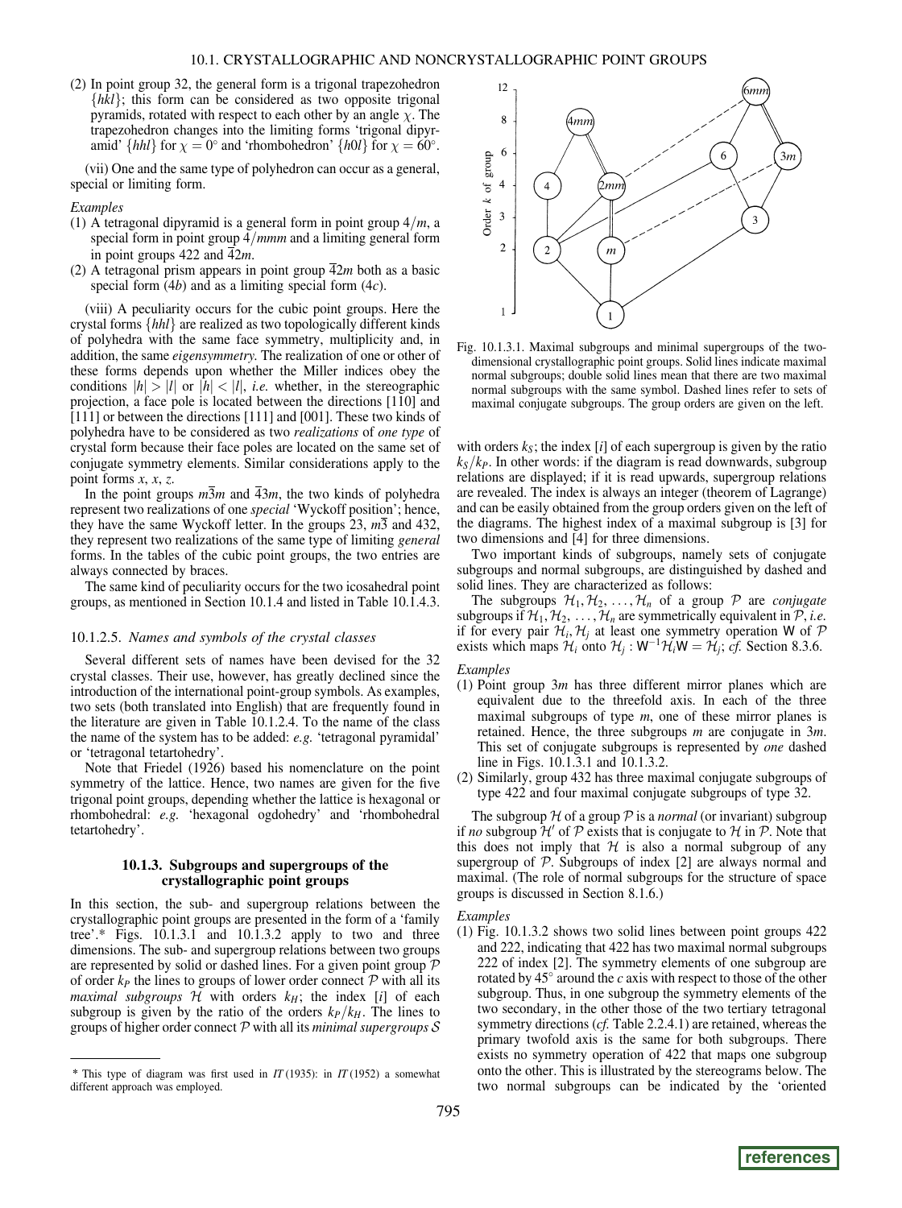(2) In point group 32, the general form is a trigonal trapezohedron $\{hkl\}$; this form can be considered as two opposite trigonal pyramids, rotated with respect to each other by an angle $\chi$. The trapezohedron changes into the limiting forms 'trigonal dipyramid' $\{hhl\}$ for $\chi = 0°$ and 'rhombohedron' $\{h0l\}$ for $\chi = 60°$.

(vii) One and the same type of polyhedron can occur as a general, special or limiting form.

*Examples*

(1) A tetragonal dipyramid is a general form in point group $4/m$, a special form in point group $4/mmm$ and a limiting general form in point groups 422 and $\overline{4}2m$.
(2) A tetragonal prism appears in point group $\overline{4}2m$ both as a basic special form (4*b*) and as a limiting special form (4*c*).

(viii) A peculiarity occurs for the cubic point groups. Here the crystal forms $\{hhl\}$ are realized as two topologically different kinds of polyhedra with the same face symmetry, multiplicity and, in addition, the same *eigensymmetry*. The realization of one or other of these forms depends upon whether the Miller indices obey the conditions $|h| > |l|$ or $|h| < |l|$, *i.e.* whether, in the stereographic projection, a face pole is located between the directions [110] and [111] or between the directions [111] and [001]. These two kinds of polyhedra have to be considered as two *realizations* of *one type* of crystal form because their face poles are located on the same set of conjugate symmetry elements. Similar considerations apply to the point forms *x*, *x*, *z*.

In the point groups $m\overline{3}m$ and $\overline{4}3m$, the two kinds of polyhedra represent two realizations of one *special* 'Wyckoff position'; hence, they have the same Wyckoff letter. In the groups 23, $m\overline{3}$ and 432, they represent two realizations of the same type of limiting *general* forms. In the tables of the cubic point groups, the two entries are always connected by braces.

The same kind of peculiarity occurs for the two icosahedral point groups, as mentioned in Section 10.1.4 and listed in Table 10.1.4.3.

### 10.1.2.5. *Names and symbols of the crystal classes*

Several different sets of names have been devised for the 32 crystal classes. Their use, however, has greatly declined since the introduction of the international point-group symbols. As examples, two sets (both translated into English) that are frequently found in the literature are given in Table 10.1.2.4. To the name of the class the name of the system has to be added: *e.g.* 'tetragonal pyramidal' or 'tetragonal tetartohedry'.

Note that Friedel (1926) based his nomenclature on the point symmetry of the lattice. Hence, two names are given for the five trigonal point groups, depending whether the lattice is hexagonal or rhombohedral: *e.g.* 'hexagonal ogdohedry' and 'rhombohedral tetartohedry'.

## 10.1.3. Subgroups and supergroups of the crystallographic point groups

In this section, the sub- and supergroup relations between the crystallographic point groups are presented in the form of a 'family tree'.* Figs. 10.1.3.1 and 10.1.3.2 apply to two and three dimensions. The sub- and supergroup relations between two groups are represented by solid or dashed lines. For a given point group $\mathcal{P}$ of order $k_P$ the lines to groups of lower order connect $\mathcal{P}$ with all its *maximal subgroups* $\mathcal{H}$ with orders $k_H$; the index [*i*] of each subgroup is given by the ratio of the orders $k_P/k_H$. The lines to groups of higher order connect $\mathcal{P}$ with all its *minimal supergroups* $\mathcal{S}$ with orders $k_S$; the index [*i*] of each supergroup is given by the ratio $k_S/k_P$. In other words: if the diagram is read downwards, subgroup relations are displayed; if it is read upwards, supergroup relations are revealed. The index is always an integer (theorem of Lagrange) and can be easily obtained from the group orders given on the left of the diagrams. The highest index of a maximal subgroup is [3] for two dimensions and [4] for three dimensions.

Order *k* of group
12
8
6
4
3
2
1
6*mm*
4*mm*
6
3*m*
4
2*mm*
3
2
*m*
1

Fig. 10.1.3.1. Maximal subgroups and minimal supergroups of the two-dimensional crystallographic point groups. Solid lines indicate maximal normal subgroups; double solid lines mean that there are two maximal normal subgroups with the same symbol. Dashed lines refer to sets of maximal conjugate subgroups. The group orders are given on the left.

Two important kinds of subgroups, namely sets of conjugate subgroups and normal subgroups, are distinguished by dashed and solid lines. They are characterized as follows:

The subgroups $\mathcal{H}_1, \mathcal{H}_2, \ldots, \mathcal{H}_n$ of a group $\mathcal{P}$ are *conjugate* subgroups if $\mathcal{H}_1, \mathcal{H}_2, \ldots, \mathcal{H}_n$ are symmetrically equivalent in $\mathcal{P}$, *i.e.* if for every pair $\mathcal{H}_i, \mathcal{H}_j$ at least one symmetry operation $\mathsf{W}$ of $\mathcal{P}$ exists which maps $\mathcal{H}_i$ onto $\mathcal{H}_j : \mathsf{W}^{-1}\mathcal{H}_i\mathsf{W} = \mathcal{H}_j$; *cf.* Section 8.3.6.

*Examples*

(1) Point group 3*m* has three different mirror planes which are equivalent due to the threefold axis. In each of the three maximal subgroups of type *m*, one of these mirror planes is retained. Hence, the three subgroups *m* are conjugate in 3*m*. This set of conjugate subgroups is represented by *one* dashed line in Figs. 10.1.3.1 and 10.1.3.2.
(2) Similarly, group 432 has three maximal conjugate subgroups of type 422 and four maximal conjugate subgroups of type 32.

The subgroup $\mathcal{H}$ of a group $\mathcal{P}$ is a *normal* (or invariant) subgroup if *no* subgroup $\mathcal{H}'$ of $\mathcal{P}$ exists that is conjugate to $\mathcal{H}$ in $\mathcal{P}$. Note that this does not imply that $\mathcal{H}$ is also a normal subgroup of any supergroup of $\mathcal{P}$. Subgroups of index [2] are always normal and maximal. (The role of normal subgroups for the structure of space groups is discussed in Section 8.1.6.)

*Examples*

(1) Fig. 10.1.3.2 shows two solid lines between point groups 422 and 222, indicating that 422 has two maximal normal subgroups 222 of index [2]. The symmetry elements of one subgroup are rotated by 45° around the *c* axis with respect to those of the other subgroup. Thus, in one subgroup the symmetry elements of the two secondary, in the other those of the two tertiary tetragonal symmetry directions (*cf.* Table 2.2.4.1) are retained, whereas the primary twofold axis is the same for both subgroups. There exists no symmetry operation of 422 that maps one subgroup onto the other. This is illustrated by the stereograms below. The two normal subgroups can be indicated by the 'oriented

\* This type of diagram was first used in *IT* (1935): in *IT* (1952) a somewhat different approach was employed.